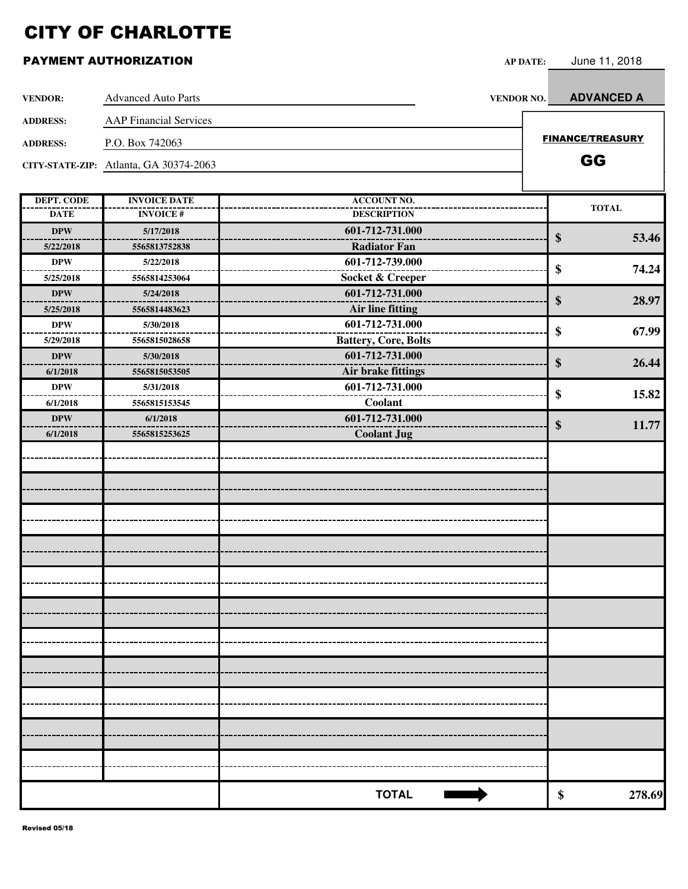# CITY OF CHARLOTTE

## PAYMENT AUTHORIZATION

**AP DATE:** June 11, 2018

**VENDOR:** Advanced Auto Parts

**VENDOR NO.** ADVANCED A

**ADDRESS:** AAP Financial Services

**ADDRESS:** P.O. Box 742063

**CITY-STATE-ZIP:** Atlanta, GA 30374-2063

**FINANCE/TREASURY**

**GG**

| DEPT. CODE / DATE | INVOICE DATE / INVOICE # | ACCOUNT NO. / DESCRIPTION | TOTAL |
|---|---|---|---|
| DPW / 5/22/2018 | 5/17/2018 / 5565813752838 | 601-712-731.000 / Radiator Fan | $ 53.46 |
| DPW / 5/25/2018 | 5/22/2018 / 5565814253064 | 601-712-739.000 / Socket & Creeper | $ 74.24 |
| DPW / 5/25/2018 | 5/24/2018 / 5565814483623 | 601-712-731.000 / Air line fitting | $ 28.97 |
| DPW / 5/29/2018 | 5/30/2018 / 5565815028658 | 601-712-731.000 / Battery, Core, Bolts | $ 67.99 |
| DPW / 6/1/2018 | 5/30/2018 / 5565815053505 | 601-712-731.000 / Air brake fittings | $ 26.44 |
| DPW / 6/1/2018 | 5/31/2018 / 5565815153545 | 601-712-731.000 / Coolant | $ 15.82 |
| DPW / 6/1/2018 | 6/1/2018 / 5565815253625 | 601-712-731.000 / Coolant Jug | $ 11.77 |
| | | | |
| | | | |
| | | | |
| | | | |
| | | | |
| | | | |
| | | | |
| | | | |
| | | | |
| | | | |
| | | | |
| | | **TOTAL** | **$ 278.69** |

Revised 05/18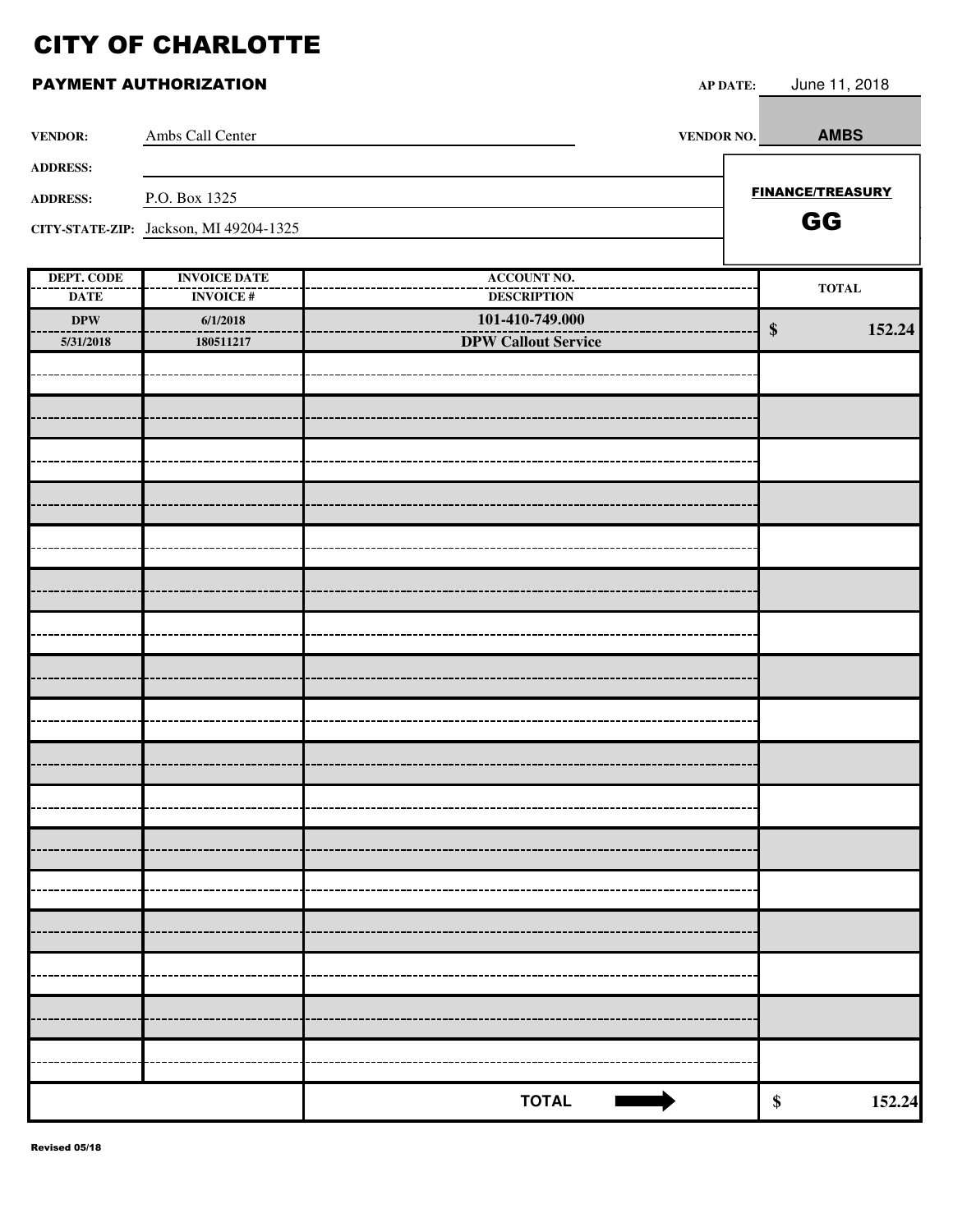# CITY OF CHARLOTTE

## PAYMENT AUTHORIZATION

**AP DATE:** June 11, 2018

**VENDOR:** Ambs Call Center

**VENDOR NO.** AMBS

**ADDRESS:**

**ADDRESS:** P.O. Box 1325

**CITY-STATE-ZIP:** Jackson, MI 49204-1325

**FINANCE/TREASURY**

**GG**

| DEPT. CODE / DATE | INVOICE DATE / INVOICE # | ACCOUNT NO. / DESCRIPTION | TOTAL |
|---|---|---|---|
| DPW / 5/31/2018 | 6/1/2018 / 180511217 | 101-410-749.000 / DPW Callout Service | $ 152.24 |
| | | | |
| | | | |
| | | | |
| | | | |
| | | | |
| | | | |
| | | | |
| | | | |
| | | | |
| | | | |
| | | | |
| | | | |
| | | | |
| | | | |
| | | | |
| | | | |
| | | | |
| | | **TOTAL** ➡ | $ 152.24 |

Revised 05/18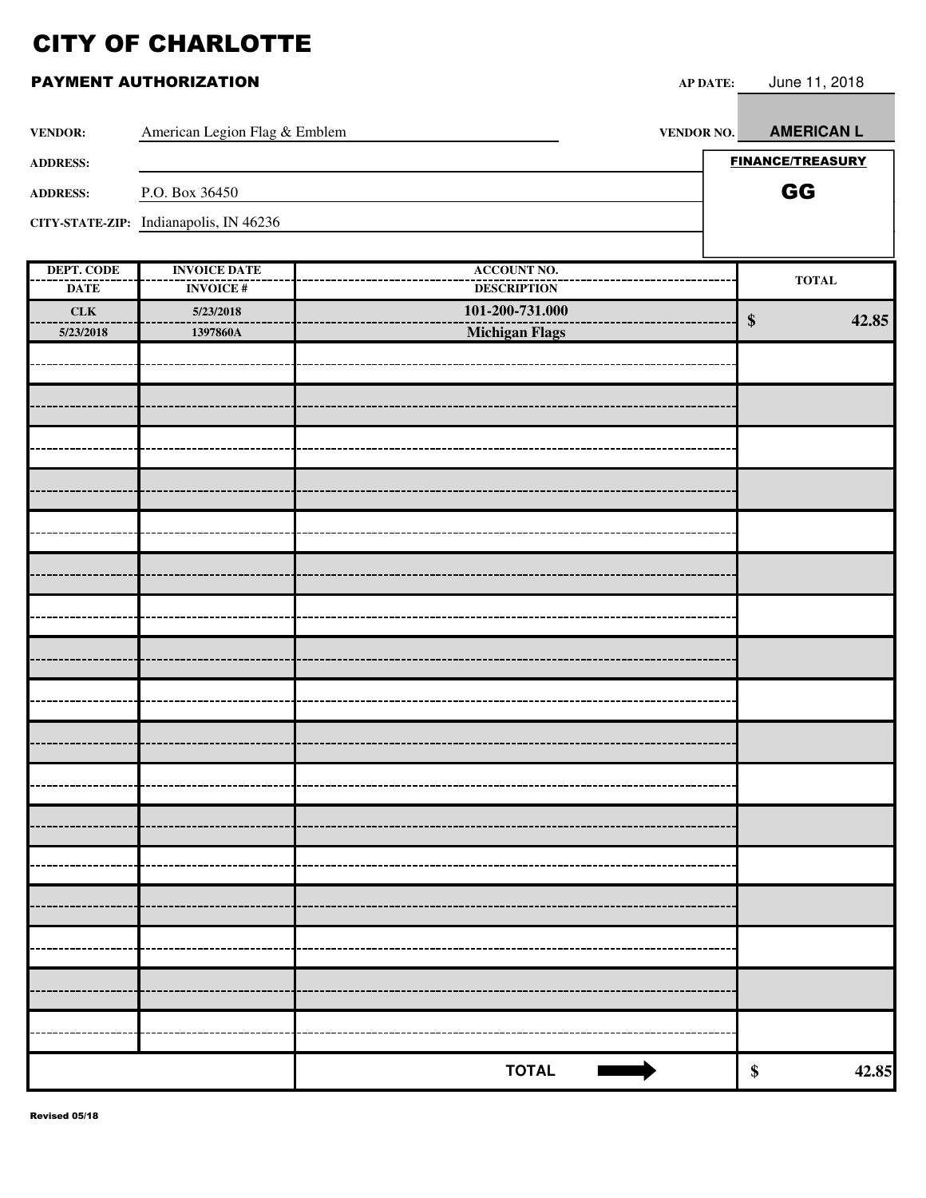# CITY OF CHARLOTTE

## PAYMENT AUTHORIZATION

**AP DATE:** June 11, 2018

**VENDOR:** American Legion Flag & Emblem

**VENDOR NO.** AMERICAN L

**ADDRESS:**

**ADDRESS:** P.O. Box 36450

**CITY-STATE-ZIP:** Indianapolis, IN 46236

**FINANCE/TREASURY**

**GG**

| DEPT. CODE / DATE | INVOICE DATE / INVOICE # | ACCOUNT NO. / DESCRIPTION | TOTAL |
|---|---|---|---|
| CLK / 5/23/2018 | 5/23/2018 / 1397860A | 101-200-731.000 / Michigan Flags | $ 42.85 |
| | | | |
| | | | |
| | | | |
| | | | |
| | | | |
| | | | |
| | | | |
| | | | |
| | | | |
| | | | |
| | | | |
| | | | |
| | | | |
| | | | |
| | | | |
| | | | |
| | | | |
| | | **TOTAL** ➡ | $ 42.85 |

Revised 05/18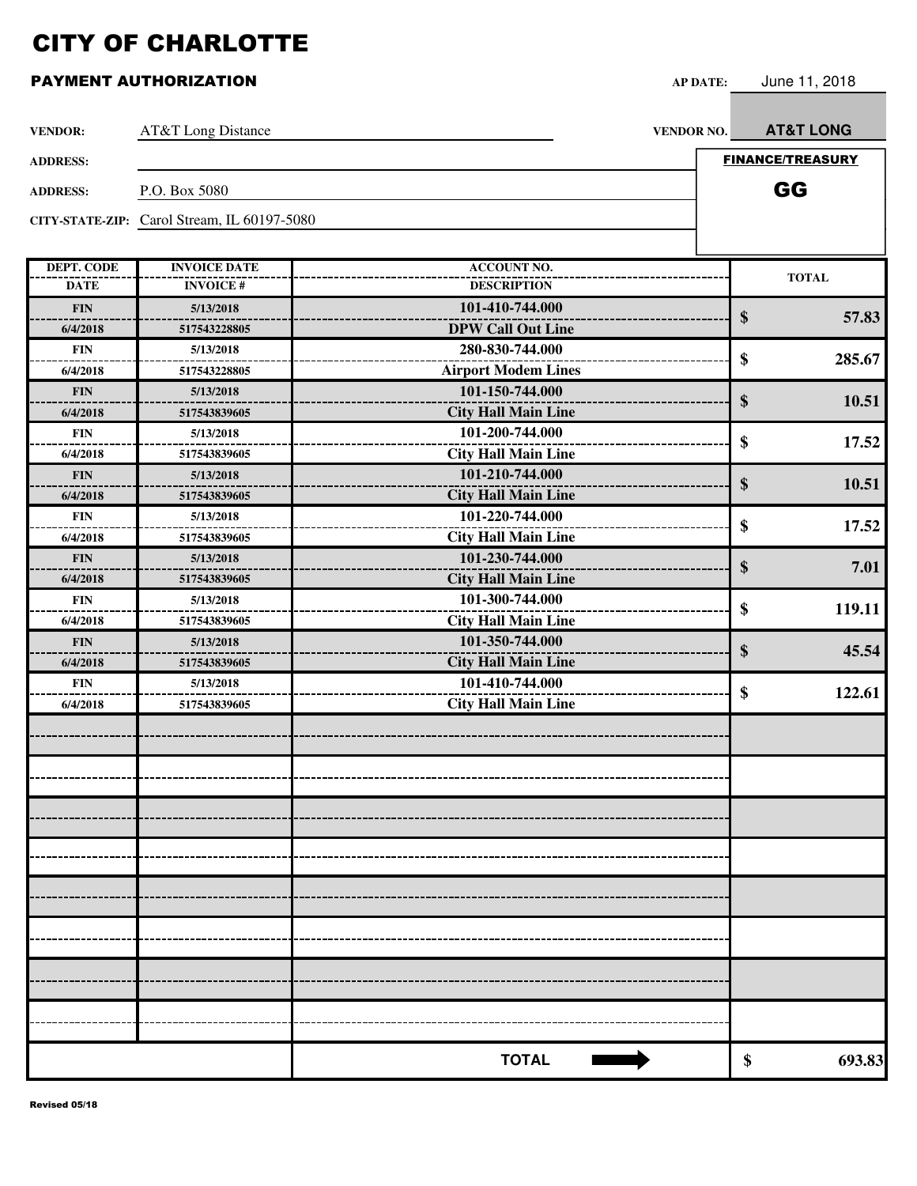# CITY OF CHARLOTTE

## PAYMENT AUTHORIZATION

**AP DATE:** June 11, 2018

**VENDOR:** AT&T Long Distance

**VENDOR NO.** AT&T LONG

**ADDRESS:**

**ADDRESS:** P.O. Box 5080

**CITY-STATE-ZIP:** Carol Stream, IL 60197-5080

**FINANCE/TREASURY**

**GG**

| DEPT. CODE / DATE | INVOICE DATE / INVOICE # | ACCOUNT NO. / DESCRIPTION | TOTAL |
|---|---|---|---|
| FIN / 6/4/2018 | 5/13/2018 / 517543228805 | 101-410-744.000 / DPW Call Out Line | $ 57.83 |
| FIN / 6/4/2018 | 5/13/2018 / 517543228805 | 280-830-744.000 / Airport Modem Lines | $ 285.67 |
| FIN / 6/4/2018 | 5/13/2018 / 517543839605 | 101-150-744.000 / City Hall Main Line | $ 10.51 |
| FIN / 6/4/2018 | 5/13/2018 / 517543839605 | 101-200-744.000 / City Hall Main Line | $ 17.52 |
| FIN / 6/4/2018 | 5/13/2018 / 517543839605 | 101-210-744.000 / City Hall Main Line | $ 10.51 |
| FIN / 6/4/2018 | 5/13/2018 / 517543839605 | 101-220-744.000 / City Hall Main Line | $ 17.52 |
| FIN / 6/4/2018 | 5/13/2018 / 517543839605 | 101-230-744.000 / City Hall Main Line | $ 7.01 |
| FIN / 6/4/2018 | 5/13/2018 / 517543839605 | 101-300-744.000 / City Hall Main Line | $ 119.11 |
| FIN / 6/4/2018 | 5/13/2018 / 517543839605 | 101-350-744.000 / City Hall Main Line | $ 45.54 |
| FIN / 6/4/2018 | 5/13/2018 / 517543839605 | 101-410-744.000 / City Hall Main Line | $ 122.61 |
| | | | |
| | | | |
| | | | |
| | | | |
| | | | |
| | | | |
| | | | |
| | | | |
| | | **TOTAL** ➡ | $ 693.83 |

Revised 05/18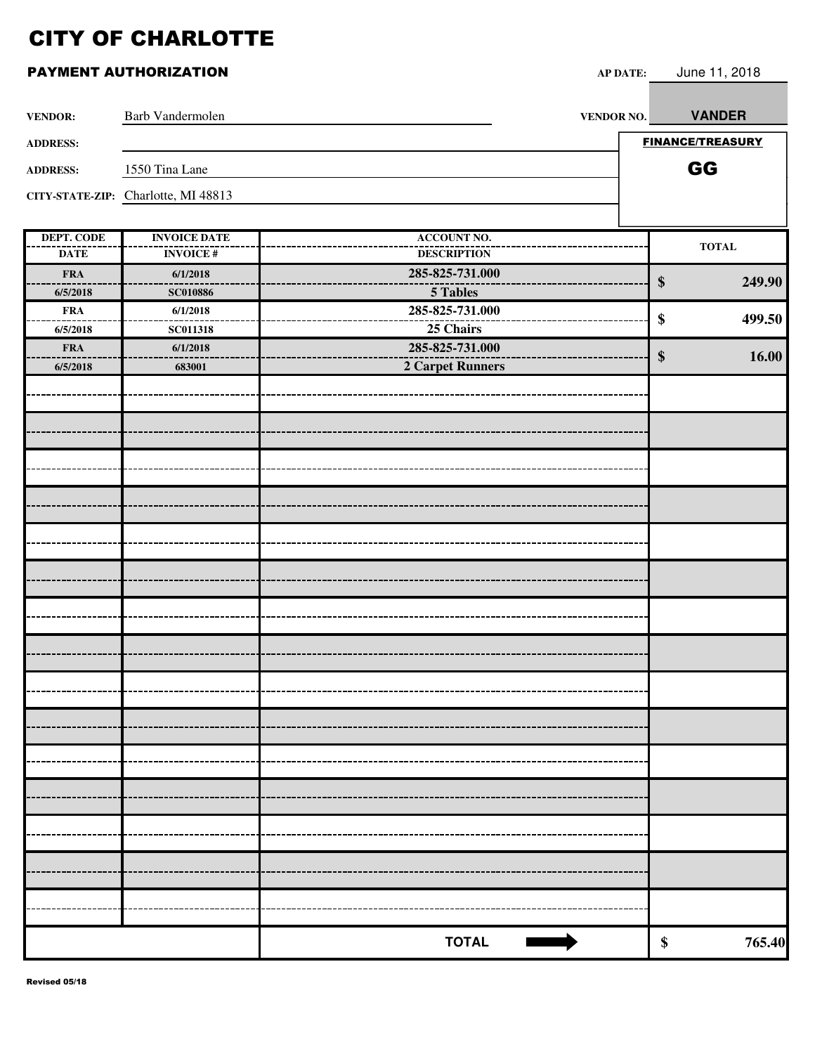# CITY OF CHARLOTTE

## PAYMENT AUTHORIZATION

**AP DATE:** June 11, 2018

**VENDOR:** Barb Vandermolen

**VENDOR NO.** **VANDER**

**ADDRESS:**

**ADDRESS:** 1550 Tina Lane

**CITY-STATE-ZIP:** Charlotte, MI 48813

**FINANCE/TREASURY**

**GG**

| DEPT. CODE / DATE | INVOICE DATE / INVOICE # | ACCOUNT NO. / DESCRIPTION | TOTAL |
|---|---|---|---|
| **FRA** / **6/5/2018** | **6/1/2018** / **SC010886** | **285-825-731.000** / **5 Tables** | **$ 249.90** |
| **FRA** / **6/5/2018** | **6/1/2018** / **SC011318** | **285-825-731.000** / **25 Chairs** | **$ 499.50** |
| **FRA** / **6/5/2018** | **6/1/2018** / **683001** | **285-825-731.000** / **2 Carpet Runners** | **$ 16.00** |
| | | **TOTAL** | **$ 765.40** |

Revised 05/18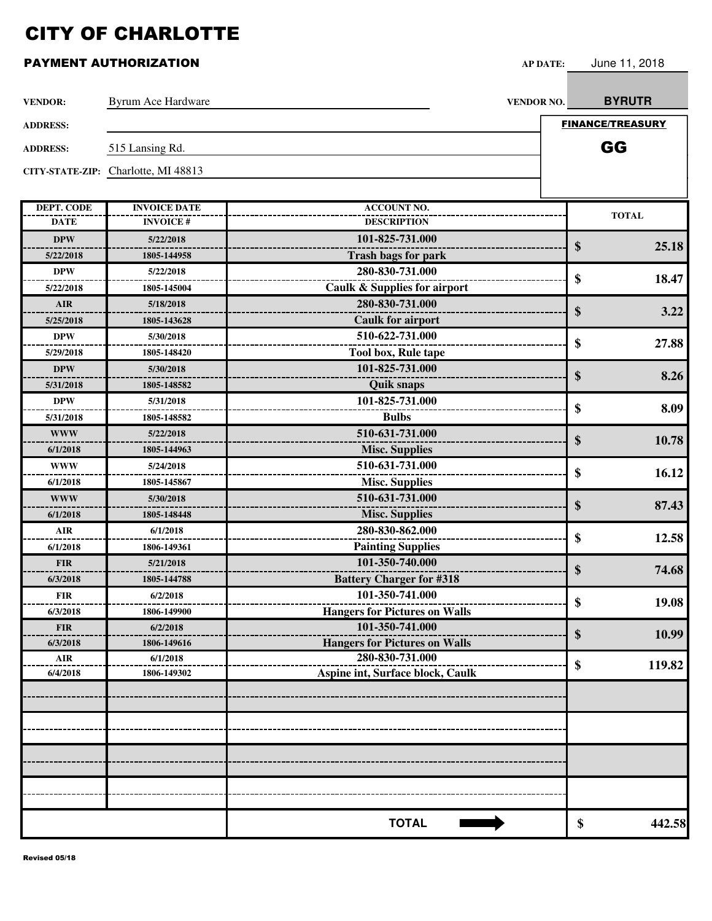# CITY OF CHARLOTTE

## PAYMENT AUTHORIZATION

**AP DATE:** June 11, 2018

**VENDOR:** Byrum Ace Hardware

**VENDOR NO.** BYRUTR

**ADDRESS:**

**ADDRESS:** 515 Lansing Rd.

**CITY-STATE-ZIP:** Charlotte, MI 48813

**FINANCE/TREASURY**

**GG**

| DEPT. CODE / DATE | INVOICE DATE / INVOICE # | ACCOUNT NO. / DESCRIPTION | TOTAL |
|---|---|---|---|
| DPW / 5/22/2018 | 5/22/2018 / 1805-144958 | 101-825-731.000 / Trash bags for park | $ 25.18 |
| DPW / 5/22/2018 | 5/22/2018 / 1805-145004 | 280-830-731.000 / Caulk & Supplies for airport | $ 18.47 |
| AIR / 5/25/2018 | 5/18/2018 / 1805-143628 | 280-830-731.000 / Caulk for airport | $ 3.22 |
| DPW / 5/29/2018 | 5/30/2018 / 1805-148420 | 510-622-731.000 / Tool box, Rule tape | $ 27.88 |
| DPW / 5/31/2018 | 5/30/2018 / 1805-148582 | 101-825-731.000 / Quik snaps | $ 8.26 |
| DPW / 5/31/2018 | 5/31/2018 / 1805-148582 | 101-825-731.000 / Bulbs | $ 8.09 |
| WWW / 6/1/2018 | 5/22/2018 / 1805-144963 | 510-631-731.000 / Misc. Supplies | $ 10.78 |
| WWW / 6/1/2018 | 5/24/2018 / 1805-145867 | 510-631-731.000 / Misc. Supplies | $ 16.12 |
| WWW / 6/1/2018 | 5/30/2018 / 1805-148448 | 510-631-731.000 / Misc. Supplies | $ 87.43 |
| AIR / 6/1/2018 | 6/1/2018 / 1806-149361 | 280-830-862.000 / Painting Supplies | $ 12.58 |
| FIR / 6/3/2018 | 5/21/2018 / 1805-144788 | 101-350-740.000 / Battery Charger for #318 | $ 74.68 |
| FIR / 6/3/2018 | 6/2/2018 / 1806-149900 | 101-350-741.000 / Hangers for Pictures on Walls | $ 19.08 |
| FIR / 6/3/2018 | 6/2/2018 / 1806-149616 | 101-350-741.000 / Hangers for Pictures on Walls | $ 10.99 |
| AIR / 6/4/2018 | 6/1/2018 / 1806-149302 | 280-830-731.000 / Aspine int, Surface block, Caulk | $ 119.82 |
| | | | |
| | | | |
| | | | |
| | | | |
| | | **TOTAL** | $ 442.58 |

Revised 05/18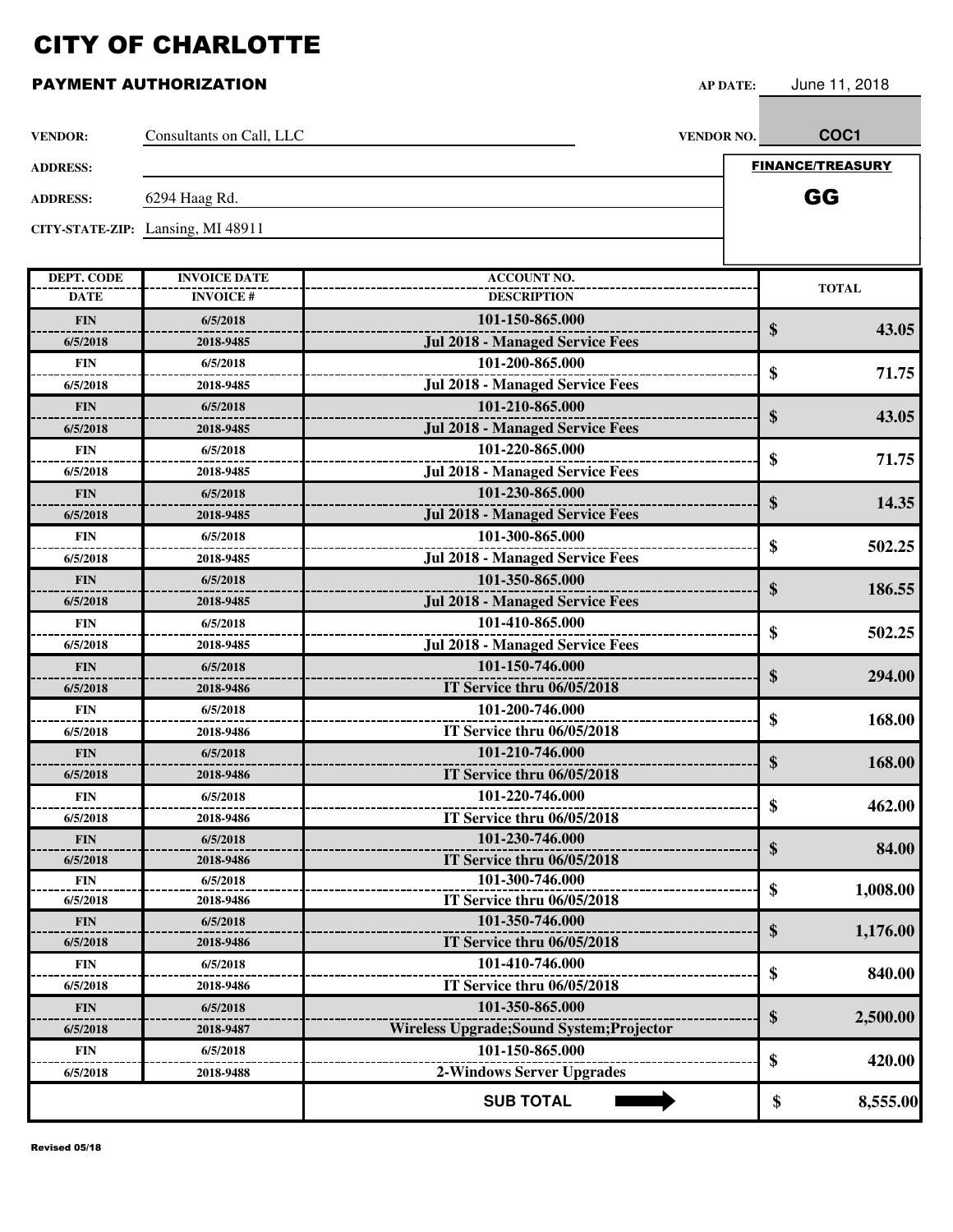# CITY OF CHARLOTTE

## PAYMENT AUTHORIZATION

**AP DATE:** June 11, 2018

**VENDOR:** Consultants on Call, LLC

**VENDOR NO.** COC1

**ADDRESS:**

**ADDRESS:** 6294 Haag Rd.

**CITY-STATE-ZIP:** Lansing, MI 48911

**FINANCE/TREASURY**

**GG**

| DEPT. CODE / DATE | INVOICE DATE / INVOICE # | ACCOUNT NO. / DESCRIPTION | TOTAL |
|---|---|---|---|
| FIN / 6/5/2018 | 6/5/2018 / 2018-9485 | 101-150-865.000 / Jul 2018 - Managed Service Fees | $ 43.05 |
| FIN / 6/5/2018 | 6/5/2018 / 2018-9485 | 101-200-865.000 / Jul 2018 - Managed Service Fees | $ 71.75 |
| FIN / 6/5/2018 | 6/5/2018 / 2018-9485 | 101-210-865.000 / Jul 2018 - Managed Service Fees | $ 43.05 |
| FIN / 6/5/2018 | 6/5/2018 / 2018-9485 | 101-220-865.000 / Jul 2018 - Managed Service Fees | $ 71.75 |
| FIN / 6/5/2018 | 6/5/2018 / 2018-9485 | 101-230-865.000 / Jul 2018 - Managed Service Fees | $ 14.35 |
| FIN / 6/5/2018 | 6/5/2018 / 2018-9485 | 101-300-865.000 / Jul 2018 - Managed Service Fees | $ 502.25 |
| FIN / 6/5/2018 | 6/5/2018 / 2018-9485 | 101-350-865.000 / Jul 2018 - Managed Service Fees | $ 186.55 |
| FIN / 6/5/2018 | 6/5/2018 / 2018-9485 | 101-410-865.000 / Jul 2018 - Managed Service Fees | $ 502.25 |
| FIN / 6/5/2018 | 6/5/2018 / 2018-9486 | 101-150-746.000 / IT Service thru 06/05/2018 | $ 294.00 |
| FIN / 6/5/2018 | 6/5/2018 / 2018-9486 | 101-200-746.000 / IT Service thru 06/05/2018 | $ 168.00 |
| FIN / 6/5/2018 | 6/5/2018 / 2018-9486 | 101-210-746.000 / IT Service thru 06/05/2018 | $ 168.00 |
| FIN / 6/5/2018 | 6/5/2018 / 2018-9486 | 101-220-746.000 / IT Service thru 06/05/2018 | $ 462.00 |
| FIN / 6/5/2018 | 6/5/2018 / 2018-9486 | 101-230-746.000 / IT Service thru 06/05/2018 | $ 84.00 |
| FIN / 6/5/2018 | 6/5/2018 / 2018-9486 | 101-300-746.000 / IT Service thru 06/05/2018 | $ 1,008.00 |
| FIN / 6/5/2018 | 6/5/2018 / 2018-9486 | 101-350-746.000 / IT Service thru 06/05/2018 | $ 1,176.00 |
| FIN / 6/5/2018 | 6/5/2018 / 2018-9486 | 101-410-746.000 / IT Service thru 06/05/2018 | $ 840.00 |
| FIN / 6/5/2018 | 6/5/2018 / 2018-9487 | 101-350-865.000 / Wireless Upgrade;Sound System;Projector | $ 2,500.00 |
| FIN / 6/5/2018 | 6/5/2018 / 2018-9488 | 101-150-865.000 / 2-Windows Server Upgrades | $ 420.00 |
| | | **SUB TOTAL** | **$ 8,555.00** |

Revised 05/18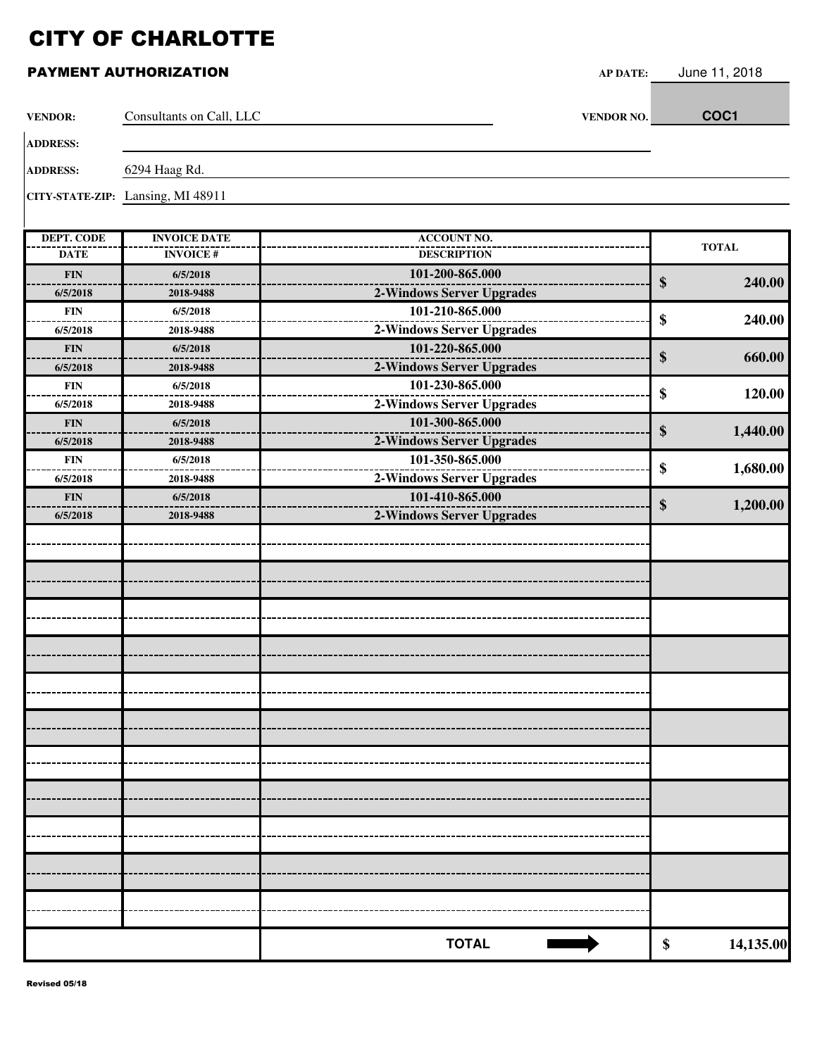# CITY OF CHARLOTTE

## PAYMENT AUTHORIZATION

**AP DATE:** June 11, 2018

**VENDOR:** Consultants on Call, LLC **VENDOR NO.** COC1

**ADDRESS:**

**ADDRESS:** 6294 Haag Rd.

**CITY-STATE-ZIP:** Lansing, MI 48911

| DEPT. CODE / DATE | INVOICE DATE / INVOICE # | ACCOUNT NO. / DESCRIPTION | TOTAL |
|---|---|---|---|
| FIN / 6/5/2018 | 6/5/2018 / 2018-9488 | 101-200-865.000 / 2-Windows Server Upgrades | $ 240.00 |
| FIN / 6/5/2018 | 6/5/2018 / 2018-9488 | 101-210-865.000 / 2-Windows Server Upgrades | $ 240.00 |
| FIN / 6/5/2018 | 6/5/2018 / 2018-9488 | 101-220-865.000 / 2-Windows Server Upgrades | $ 660.00 |
| FIN / 6/5/2018 | 6/5/2018 / 2018-9488 | 101-230-865.000 / 2-Windows Server Upgrades | $ 120.00 |
| FIN / 6/5/2018 | 6/5/2018 / 2018-9488 | 101-300-865.000 / 2-Windows Server Upgrades | $ 1,440.00 |
| FIN / 6/5/2018 | 6/5/2018 / 2018-9488 | 101-350-865.000 / 2-Windows Server Upgrades | $ 1,680.00 |
| FIN / 6/5/2018 | 6/5/2018 / 2018-9488 | 101-410-865.000 / 2-Windows Server Upgrades | $ 1,200.00 |
| | | | |
| | | | |
| | | | |
| | | | |
| | | | |
| | | | |
| | | | |
| | | | |
| | | | |
| | | | |
| | | | |
| | | **TOTAL** | $ 14,135.00 |

Revised 05/18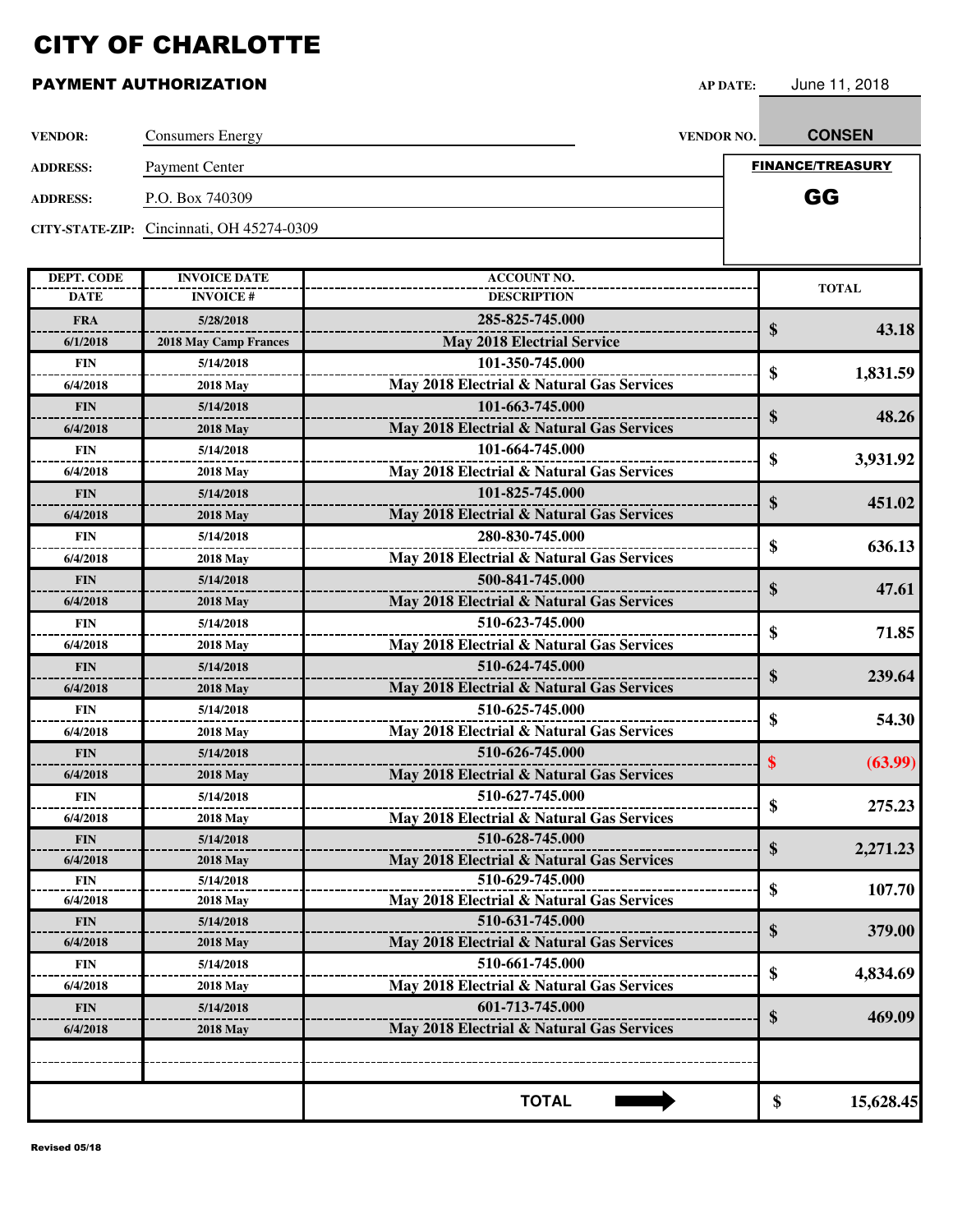# CITY OF CHARLOTTE

## PAYMENT AUTHORIZATION

**AP DATE:** June 11, 2018

**VENDOR:** Consumers Energy **VENDOR NO.** CONSEN

**ADDRESS:** Payment Center

**ADDRESS:** P.O. Box 740309

**CITY-STATE-ZIP:** Cincinnati, OH 45274-0309

**FINANCE/TREASURY**

**GG**

| DEPT. CODE / DATE | INVOICE DATE / INVOICE # | ACCOUNT NO. / DESCRIPTION | TOTAL |
|---|---|---|---|
| FRA / 6/1/2018 | 5/28/2018 / 2018 May Camp Frances | 285-825-745.000 / May 2018 Electrial Service | $ 43.18 |
| FIN / 6/4/2018 | 5/14/2018 / 2018 May | 101-350-745.000 / May 2018 Electrial & Natural Gas Services | $ 1,831.59 |
| FIN / 6/4/2018 | 5/14/2018 / 2018 May | 101-663-745.000 / May 2018 Electrial & Natural Gas Services | $ 48.26 |
| FIN / 6/4/2018 | 5/14/2018 / 2018 May | 101-664-745.000 / May 2018 Electrial & Natural Gas Services | $ 3,931.92 |
| FIN / 6/4/2018 | 5/14/2018 / 2018 May | 101-825-745.000 / May 2018 Electrial & Natural Gas Services | $ 451.02 |
| FIN / 6/4/2018 | 5/14/2018 / 2018 May | 280-830-745.000 / May 2018 Electrial & Natural Gas Services | $ 636.13 |
| FIN / 6/4/2018 | 5/14/2018 / 2018 May | 500-841-745.000 / May 2018 Electrial & Natural Gas Services | $ 47.61 |
| FIN / 6/4/2018 | 5/14/2018 / 2018 May | 510-623-745.000 / May 2018 Electrial & Natural Gas Services | $ 71.85 |
| FIN / 6/4/2018 | 5/14/2018 / 2018 May | 510-624-745.000 / May 2018 Electrial & Natural Gas Services | $ 239.64 |
| FIN / 6/4/2018 | 5/14/2018 / 2018 May | 510-625-745.000 / May 2018 Electrial & Natural Gas Services | $ 54.30 |
| FIN / 6/4/2018 | 5/14/2018 / 2018 May | 510-626-745.000 / May 2018 Electrial & Natural Gas Services | $ (63.99) |
| FIN / 6/4/2018 | 5/14/2018 / 2018 May | 510-627-745.000 / May 2018 Electrial & Natural Gas Services | $ 275.23 |
| FIN / 6/4/2018 | 5/14/2018 / 2018 May | 510-628-745.000 / May 2018 Electrial & Natural Gas Services | $ 2,271.23 |
| FIN / 6/4/2018 | 5/14/2018 / 2018 May | 510-629-745.000 / May 2018 Electrial & Natural Gas Services | $ 107.70 |
| FIN / 6/4/2018 | 5/14/2018 / 2018 May | 510-631-745.000 / May 2018 Electrial & Natural Gas Services | $ 379.00 |
| FIN / 6/4/2018 | 5/14/2018 / 2018 May | 510-661-745.000 / May 2018 Electrial & Natural Gas Services | $ 4,834.69 |
| FIN / 6/4/2018 | 5/14/2018 / 2018 May | 601-713-745.000 / May 2018 Electrial & Natural Gas Services | $ 469.09 |
| | | | |
| | | **TOTAL** | **$ 15,628.45** |

Revised 05/18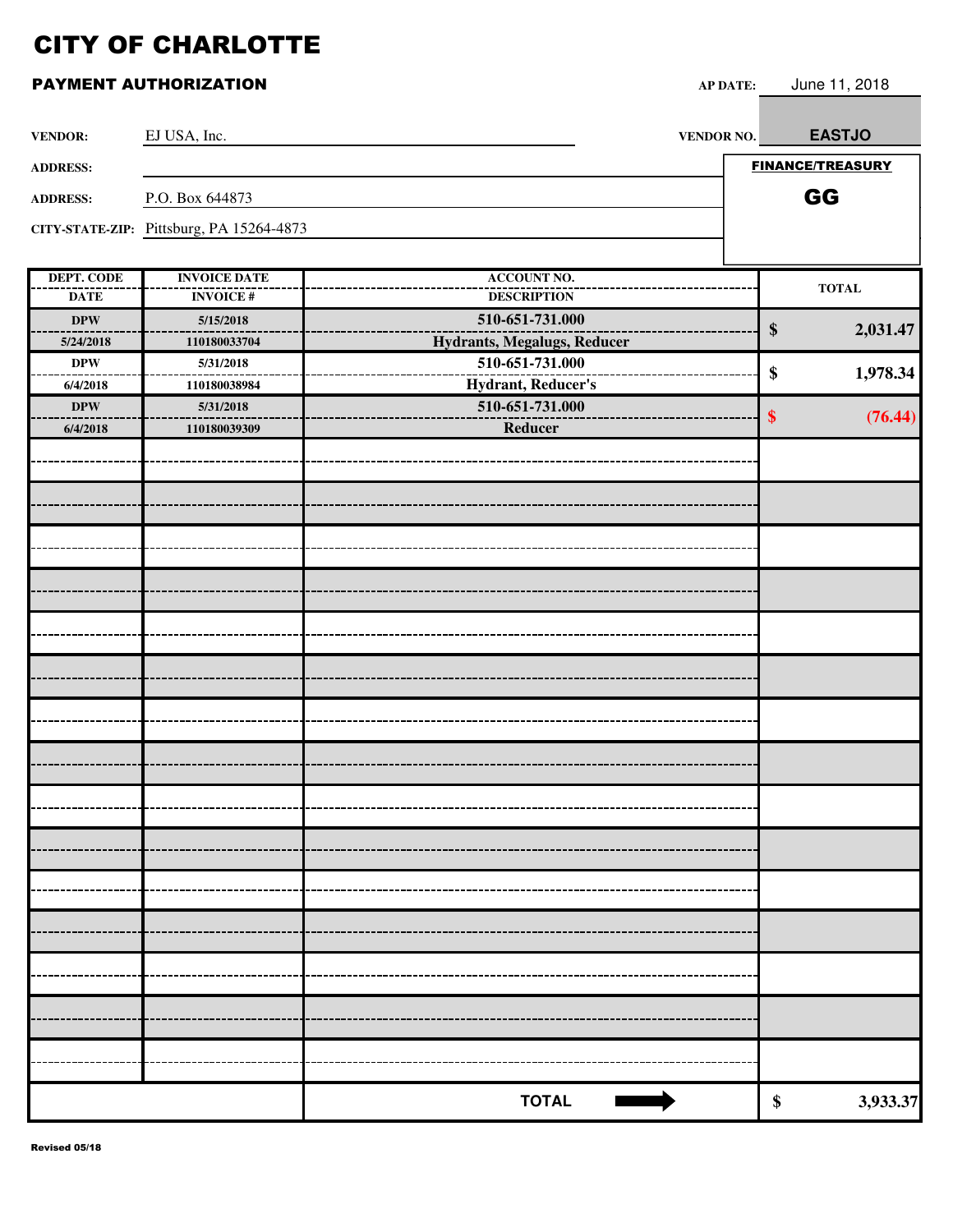# CITY OF CHARLOTTE

## PAYMENT AUTHORIZATION

**AP DATE:** June 11, 2018

**VENDOR:** EJ USA, Inc.

**VENDOR NO.** EASTJO

**ADDRESS:**

**ADDRESS:** P.O. Box 644873

**CITY-STATE-ZIP:** Pittsburg, PA 15264-4873

**FINANCE/TREASURY**

**GG**

| DEPT. CODE / DATE | INVOICE DATE / INVOICE # | ACCOUNT NO. / DESCRIPTION | TOTAL |
|---|---|---|---|
| DPW / 5/24/2018 | 5/15/2018 / 110180033704 | 510-651-731.000 / Hydrants, Megalugs, Reducer | $ 2,031.47 |
| DPW / 6/4/2018 | 5/31/2018 / 110180038984 | 510-651-731.000 / Hydrant, Reducer's | $ 1,978.34 |
| DPW / 6/4/2018 | 5/31/2018 / 110180039309 | 510-651-731.000 / Reducer | $ (76.44) |
| | | **TOTAL** | $ 3,933.37 |

Revised 05/18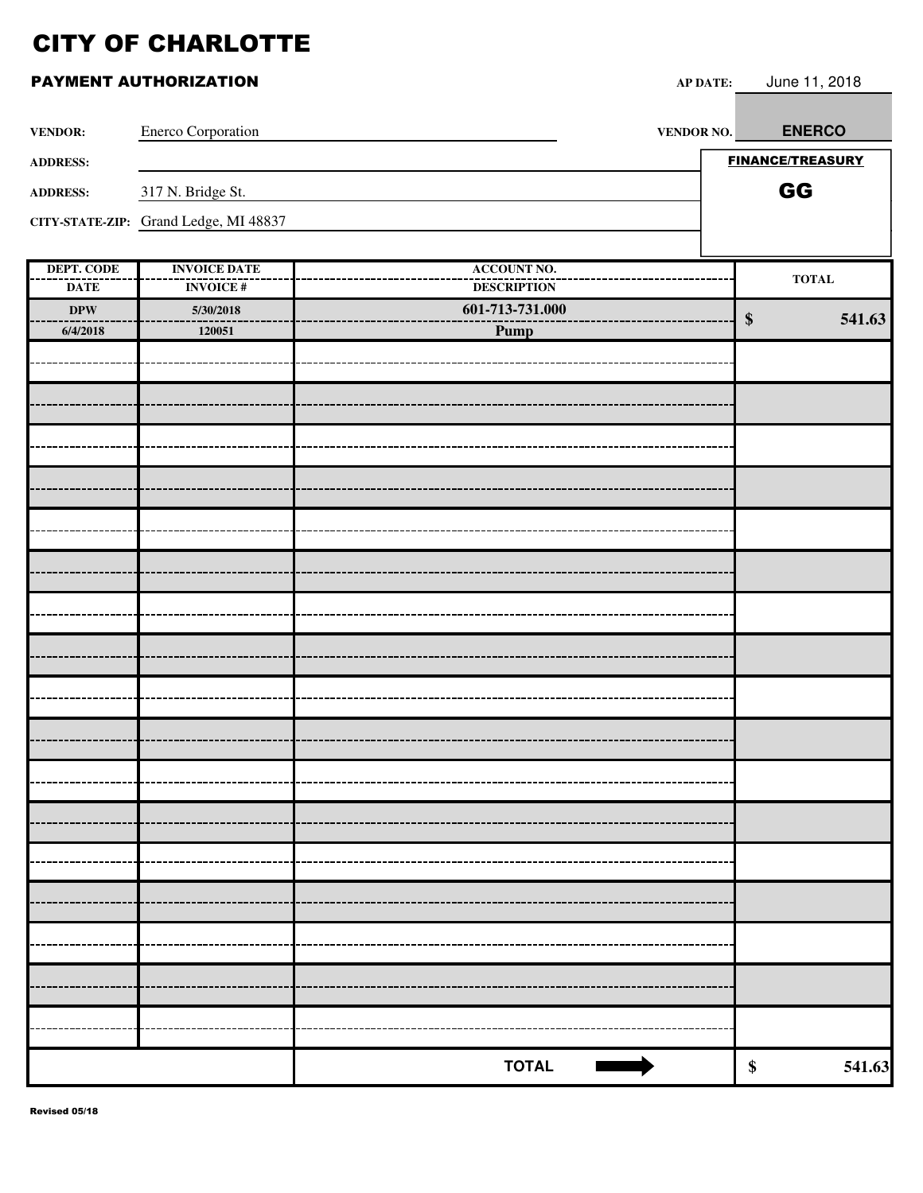# CITY OF CHARLOTTE

## PAYMENT AUTHORIZATION

**AP DATE:** June 11, 2018

**VENDOR:** Enerco Corporation

**VENDOR NO.** ENERCO

**ADDRESS:**

**ADDRESS:** 317 N. Bridge St.

**CITY-STATE-ZIP:** Grand Ledge, MI 48837

**FINANCE/TREASURY**

**GG**

| DEPT. CODE / DATE | INVOICE DATE / INVOICE # | ACCOUNT NO. / DESCRIPTION | TOTAL |
|---|---|---|---|
| DPW / 6/4/2018 | 5/30/2018 / 120051 | 601-713-731.000 / Pump | $ 541.63 |
| | | | |
| | | **TOTAL** | $ 541.63 |

Revised 05/18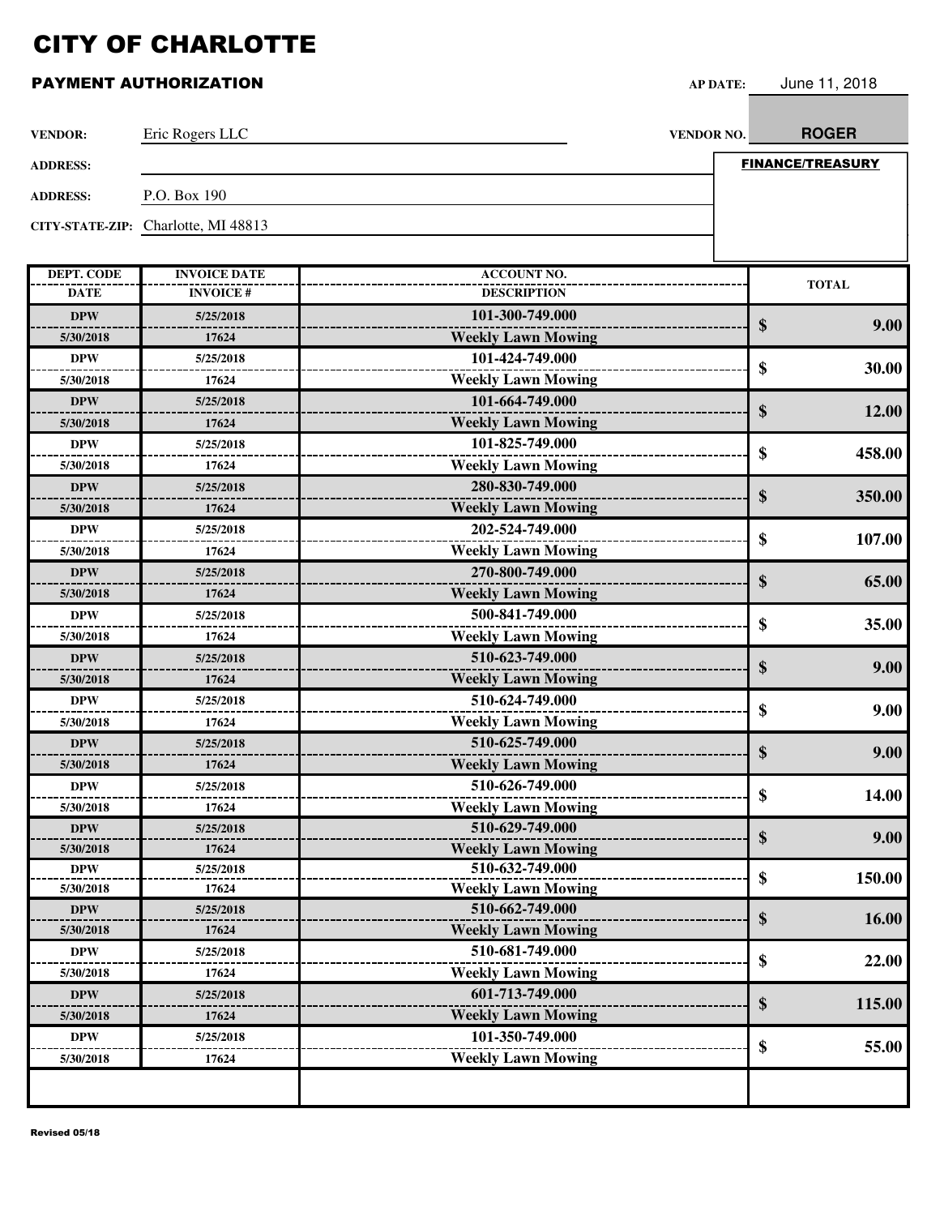# CITY OF CHARLOTTE

## PAYMENT AUTHORIZATION

**AP DATE:** June 11, 2018

**VENDOR:** Eric Rogers LLC

**VENDOR NO.** ROGER

**ADDRESS:**

**ADDRESS:** P.O. Box 190

**CITY-STATE-ZIP:** Charlotte, MI 48813

**FINANCE/TREASURY**

| DEPT. CODE / DATE | INVOICE DATE / INVOICE # | ACCOUNT NO. / DESCRIPTION | TOTAL |
|---|---|---|---|
| DPW / 5/30/2018 | 5/25/2018 / 17624 | 101-300-749.000 / Weekly Lawn Mowing | $ 9.00 |
| DPW / 5/30/2018 | 5/25/2018 / 17624 | 101-424-749.000 / Weekly Lawn Mowing | $ 30.00 |
| DPW / 5/30/2018 | 5/25/2018 / 17624 | 101-664-749.000 / Weekly Lawn Mowing | $ 12.00 |
| DPW / 5/30/2018 | 5/25/2018 / 17624 | 101-825-749.000 / Weekly Lawn Mowing | $ 458.00 |
| DPW / 5/30/2018 | 5/25/2018 / 17624 | 280-830-749.000 / Weekly Lawn Mowing | $ 350.00 |
| DPW / 5/30/2018 | 5/25/2018 / 17624 | 202-524-749.000 / Weekly Lawn Mowing | $ 107.00 |
| DPW / 5/30/2018 | 5/25/2018 / 17624 | 270-800-749.000 / Weekly Lawn Mowing | $ 65.00 |
| DPW / 5/30/2018 | 5/25/2018 / 17624 | 500-841-749.000 / Weekly Lawn Mowing | $ 35.00 |
| DPW / 5/30/2018 | 5/25/2018 / 17624 | 510-623-749.000 / Weekly Lawn Mowing | $ 9.00 |
| DPW / 5/30/2018 | 5/25/2018 / 17624 | 510-624-749.000 / Weekly Lawn Mowing | $ 9.00 |
| DPW / 5/30/2018 | 5/25/2018 / 17624 | 510-625-749.000 / Weekly Lawn Mowing | $ 9.00 |
| DPW / 5/30/2018 | 5/25/2018 / 17624 | 510-626-749.000 / Weekly Lawn Mowing | $ 14.00 |
| DPW / 5/30/2018 | 5/25/2018 / 17624 | 510-629-749.000 / Weekly Lawn Mowing | $ 9.00 |
| DPW / 5/30/2018 | 5/25/2018 / 17624 | 510-632-749.000 / Weekly Lawn Mowing | $ 150.00 |
| DPW / 5/30/2018 | 5/25/2018 / 17624 | 510-662-749.000 / Weekly Lawn Mowing | $ 16.00 |
| DPW / 5/30/2018 | 5/25/2018 / 17624 | 510-681-749.000 / Weekly Lawn Mowing | $ 22.00 |
| DPW / 5/30/2018 | 5/25/2018 / 17624 | 601-713-749.000 / Weekly Lawn Mowing | $ 115.00 |
| DPW / 5/30/2018 | 5/25/2018 / 17624 | 101-350-749.000 / Weekly Lawn Mowing | $ 55.00 |
| | | | |

Revised 05/18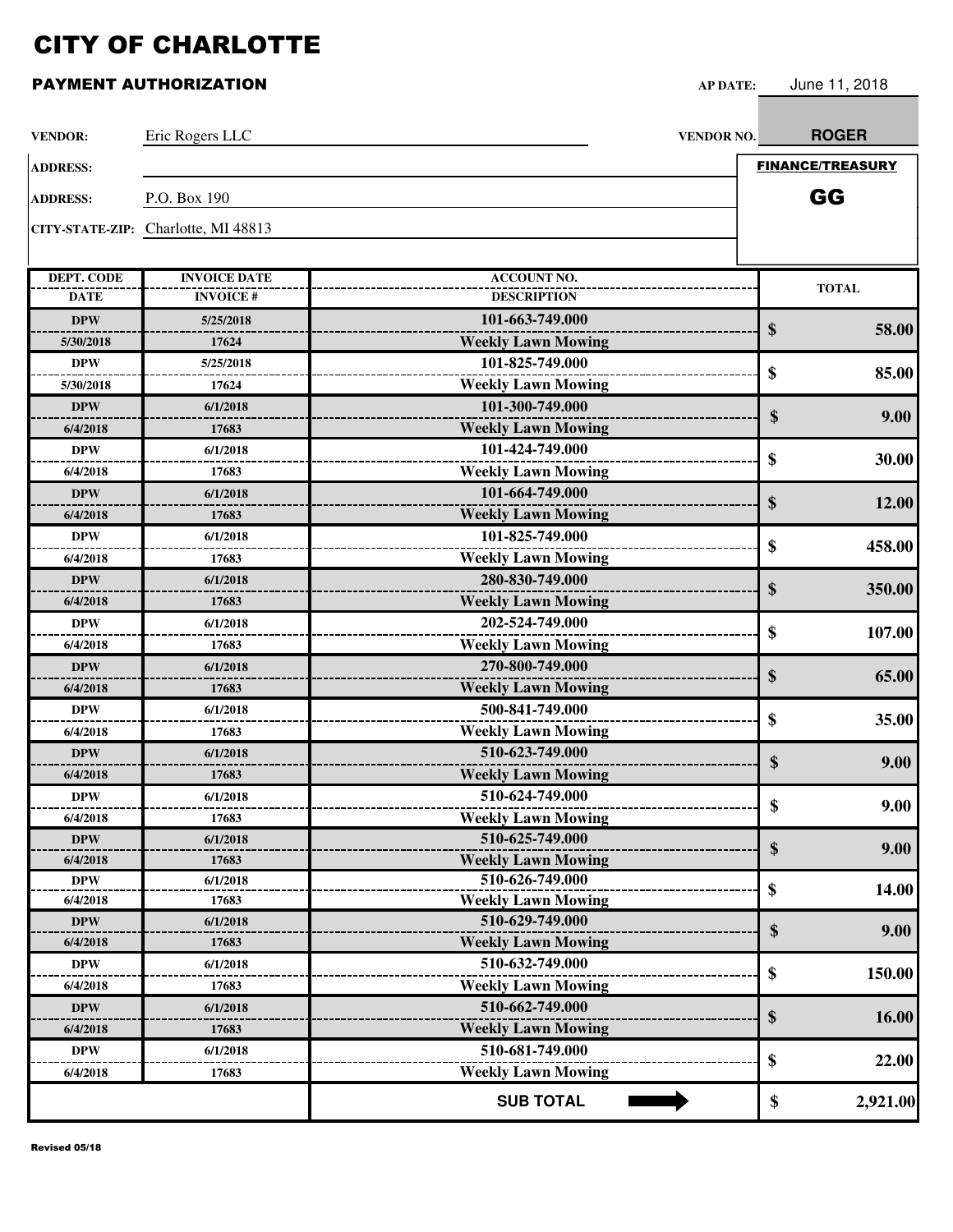# CITY OF CHARLOTTE

## PAYMENT AUTHORIZATION

**AP DATE:** June 11, 2018

**VENDOR:** Eric Rogers LLC

**VENDOR NO.** ROGER

**ADDRESS:**

**ADDRESS:** P.O. Box 190

**CITY-STATE-ZIP:** Charlotte, MI 48813

**FINANCE/TREASURY**

**GG**

| DEPT. CODE / DATE | INVOICE DATE / INVOICE # | ACCOUNT NO. / DESCRIPTION | TOTAL |
|---|---|---|---|
| DPW / 5/30/2018 | 5/25/2018 / 17624 | 101-663-749.000 / Weekly Lawn Mowing | $ 58.00 |
| DPW / 5/30/2018 | 5/25/2018 / 17624 | 101-825-749.000 / Weekly Lawn Mowing | $ 85.00 |
| DPW / 6/4/2018 | 6/1/2018 / 17683 | 101-300-749.000 / Weekly Lawn Mowing | $ 9.00 |
| DPW / 6/4/2018 | 6/1/2018 / 17683 | 101-424-749.000 / Weekly Lawn Mowing | $ 30.00 |
| DPW / 6/4/2018 | 6/1/2018 / 17683 | 101-664-749.000 / Weekly Lawn Mowing | $ 12.00 |
| DPW / 6/4/2018 | 6/1/2018 / 17683 | 101-825-749.000 / Weekly Lawn Mowing | $ 458.00 |
| DPW / 6/4/2018 | 6/1/2018 / 17683 | 280-830-749.000 / Weekly Lawn Mowing | $ 350.00 |
| DPW / 6/4/2018 | 6/1/2018 / 17683 | 202-524-749.000 / Weekly Lawn Mowing | $ 107.00 |
| DPW / 6/4/2018 | 6/1/2018 / 17683 | 270-800-749.000 / Weekly Lawn Mowing | $ 65.00 |
| DPW / 6/4/2018 | 6/1/2018 / 17683 | 500-841-749.000 / Weekly Lawn Mowing | $ 35.00 |
| DPW / 6/4/2018 | 6/1/2018 / 17683 | 510-623-749.000 / Weekly Lawn Mowing | $ 9.00 |
| DPW / 6/4/2018 | 6/1/2018 / 17683 | 510-624-749.000 / Weekly Lawn Mowing | $ 9.00 |
| DPW / 6/4/2018 | 6/1/2018 / 17683 | 510-625-749.000 / Weekly Lawn Mowing | $ 9.00 |
| DPW / 6/4/2018 | 6/1/2018 / 17683 | 510-626-749.000 / Weekly Lawn Mowing | $ 14.00 |
| DPW / 6/4/2018 | 6/1/2018 / 17683 | 510-629-749.000 / Weekly Lawn Mowing | $ 9.00 |
| DPW / 6/4/2018 | 6/1/2018 / 17683 | 510-632-749.000 / Weekly Lawn Mowing | $ 150.00 |
| DPW / 6/4/2018 | 6/1/2018 / 17683 | 510-662-749.000 / Weekly Lawn Mowing | $ 16.00 |
| DPW / 6/4/2018 | 6/1/2018 / 17683 | 510-681-749.000 / Weekly Lawn Mowing | $ 22.00 |
| | | **SUB TOTAL** | **$ 2,921.00** |

Revised 05/18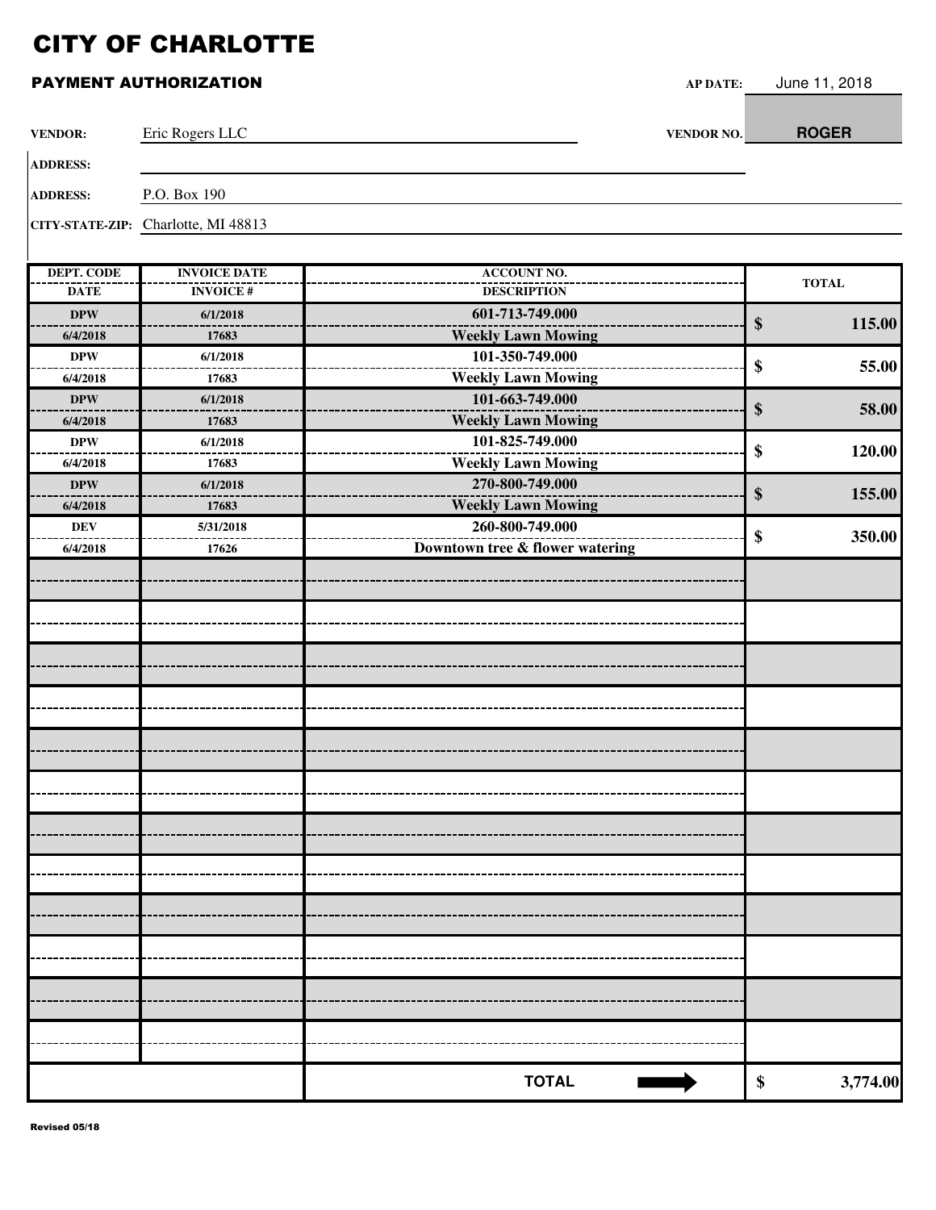# CITY OF CHARLOTTE

## PAYMENT AUTHORIZATION

**AP DATE:** June 11, 2018

**VENDOR:** Eric Rogers LLC **VENDOR NO.** ROGER

**ADDRESS:**

**ADDRESS:** P.O. Box 190

**CITY-STATE-ZIP:** Charlotte, MI 48813

| DEPT. CODE / DATE | INVOICE DATE / INVOICE # | ACCOUNT NO. / DESCRIPTION | TOTAL |
|---|---|---|---|
| DPW / 6/4/2018 | 6/1/2018 / 17683 | 601-713-749.000 / Weekly Lawn Mowing | $ 115.00 |
| DPW / 6/4/2018 | 6/1/2018 / 17683 | 101-350-749.000 / Weekly Lawn Mowing | $ 55.00 |
| DPW / 6/4/2018 | 6/1/2018 / 17683 | 101-663-749.000 / Weekly Lawn Mowing | $ 58.00 |
| DPW / 6/4/2018 | 6/1/2018 / 17683 | 101-825-749.000 / Weekly Lawn Mowing | $ 120.00 |
| DPW / 6/4/2018 | 6/1/2018 / 17683 | 270-800-749.000 / Weekly Lawn Mowing | $ 155.00 |
| DEV / 6/4/2018 | 5/31/2018 / 17626 | 260-800-749.000 / Downtown tree & flower watering | $ 350.00 |
| | | **TOTAL** | $ 3,774.00 |

Revised 05/18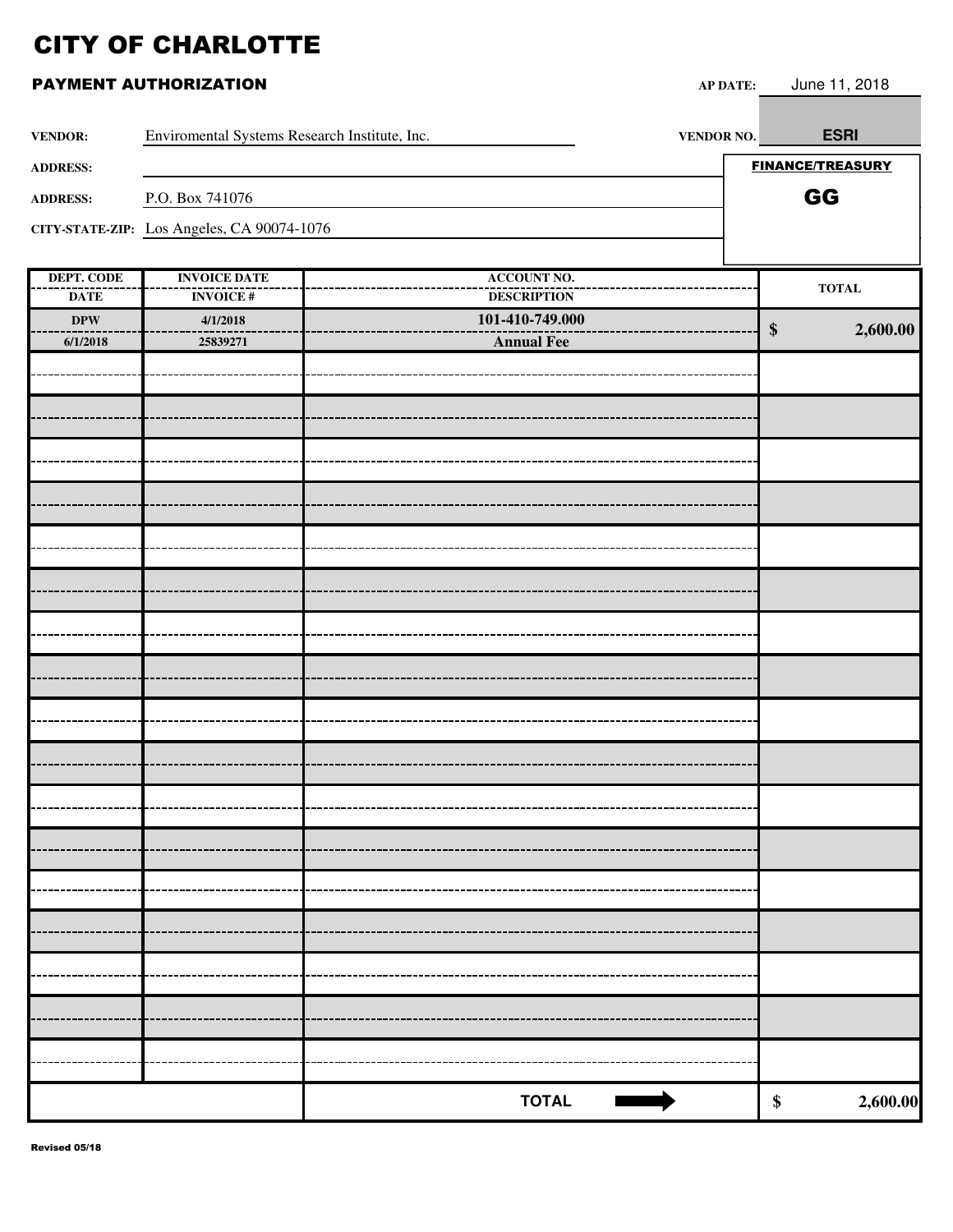# CITY OF CHARLOTTE

## PAYMENT AUTHORIZATION

**AP DATE:** June 11, 2018

**VENDOR:** Enviromental Systems Research Institute, Inc.

**VENDOR NO.** ESRI

**ADDRESS:**

**ADDRESS:** P.O. Box 741076

**CITY-STATE-ZIP:** Los Angeles, CA 90074-1076

**FINANCE/TREASURY**

**GG**

| DEPT. CODE / DATE | INVOICE DATE / INVOICE # | ACCOUNT NO. / DESCRIPTION | TOTAL |
|---|---|---|---|
| DPW / 6/1/2018 | 4/1/2018 / 25839271 | 101-410-749.000 / Annual Fee | $ 2,600.00 |
| | | | |
| | | | |
| | | | |
| | | | |
| | | | |
| | | | |
| | | | |
| | | | |
| | | | |
| | | | |
| | | | |
| | | | |
| | | | |
| | | | |
| | | | |
| | | | |
| | | **TOTAL** ➡ | $ 2,600.00 |

Revised 05/18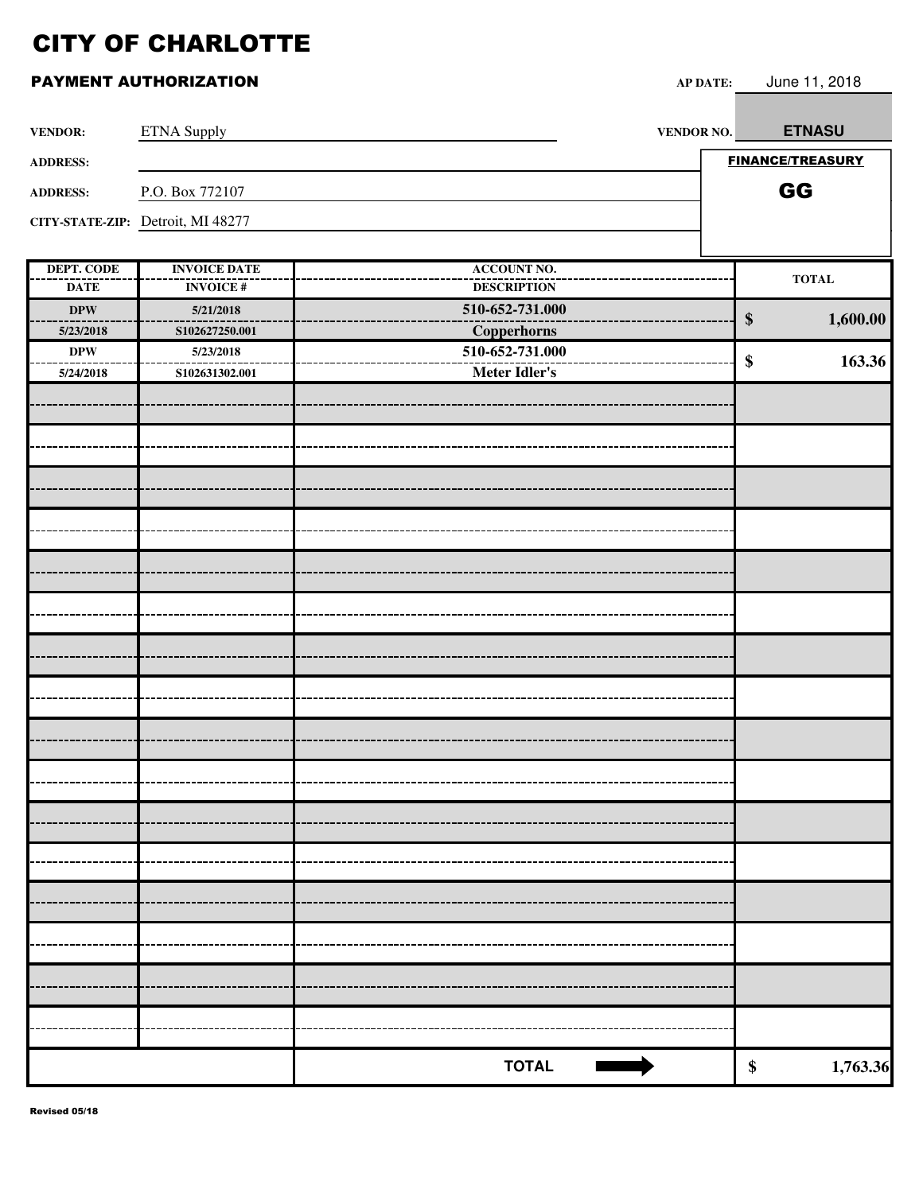# CITY OF CHARLOTTE

## PAYMENT AUTHORIZATION

**AP DATE:** June 11, 2018

**VENDOR:** ETNA Supply

**VENDOR NO.** **ETNASU**

**ADDRESS:**

**ADDRESS:** P.O. Box 772107

**CITY-STATE-ZIP:** Detroit, MI 48277

**FINANCE/TREASURY**

**GG**

| DEPT. CODE / DATE | INVOICE DATE / INVOICE # | ACCOUNT NO. / DESCRIPTION | TOTAL |
|---|---|---|---|
| **DPW** / **5/23/2018** | **5/21/2018** / **S102627250.001** | **510-652-731.000** / **Copperhorns** | **$ 1,600.00** |
| **DPW** / **5/24/2018** | **5/23/2018** / **S102631302.001** | **510-652-731.000** / **Meter Idler's** | **$ 163.36** |
| | | | |
| | | | |
| | | | |
| | | | |
| | | | |
| | | | |
| | | | |
| | | | |
| | | | |
| | | | |
| | | | |
| | | | |
| | | | |
| | | | |
| | | | |
| | | **TOTAL** ➡ | **$ 1,763.36** |

Revised 05/18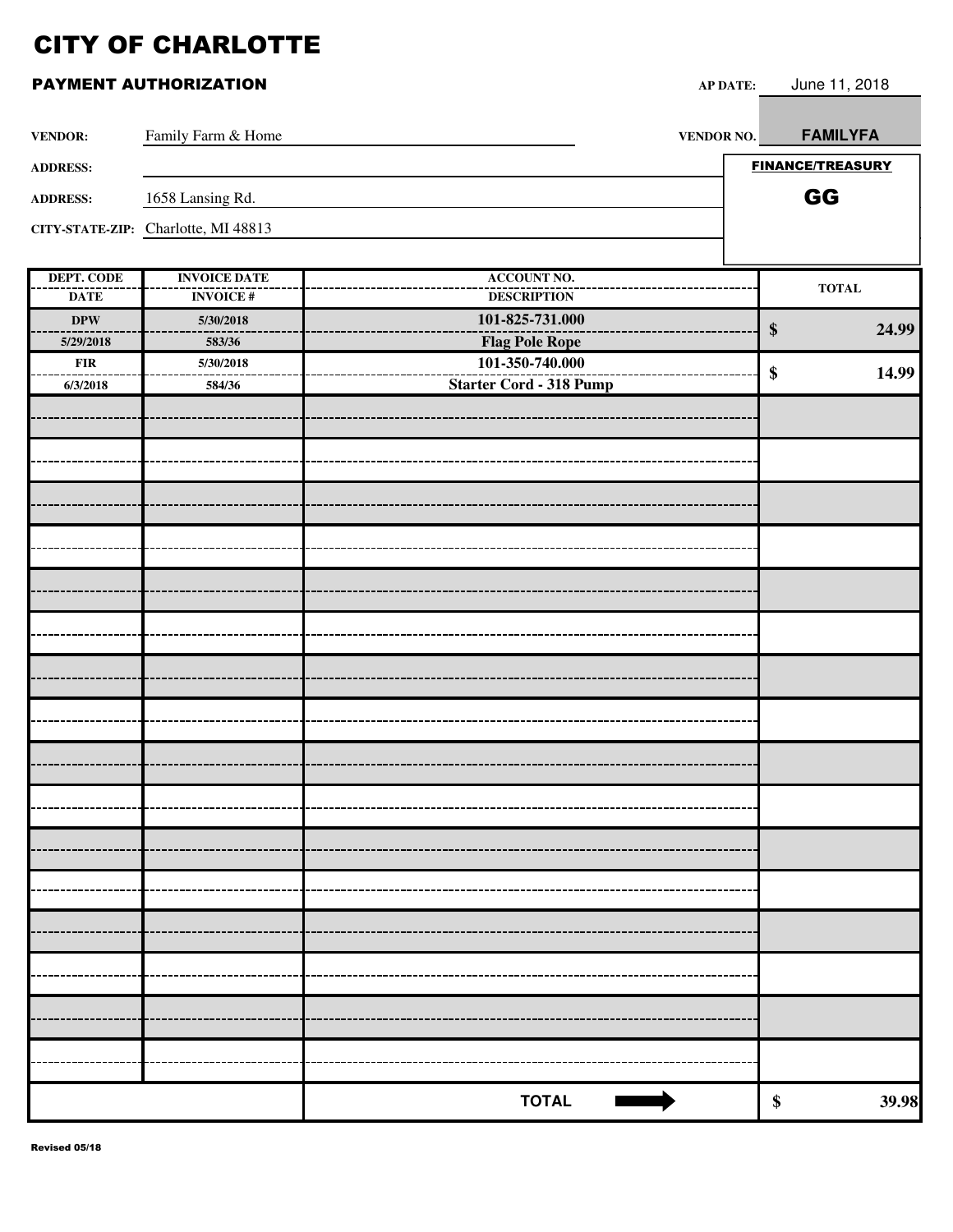# CITY OF CHARLOTTE

## PAYMENT AUTHORIZATION

**AP DATE:** June 11, 2018

**VENDOR:** Family Farm & Home

**VENDOR NO.** FAMILYFA

**ADDRESS:**

**ADDRESS:** 1658 Lansing Rd.

**CITY-STATE-ZIP:** Charlotte, MI 48813

**FINANCE/TREASURY**

GG

| DEPT. CODE / DATE | INVOICE DATE / INVOICE # | ACCOUNT NO. / DESCRIPTION | TOTAL |
|---|---|---|---|
| DPW / 5/29/2018 | 5/30/2018 / 583/36 | 101-825-731.000 / Flag Pole Rope | $ 24.99 |
| FIR / 6/3/2018 | 5/30/2018 / 584/36 | 101-350-740.000 / Starter Cord - 318 Pump | $ 14.99 |
| | | | |
| | | | |
| | | | |
| | | | |
| | | | |
| | | | |
| | | | |
| | | | |
| | | | |
| | | | |
| | | | |
| | | | |
| | | | |
| | | | |
| | | | |
| | | | |
| | | **TOTAL** ➡ | $ 39.98 |

Revised 05/18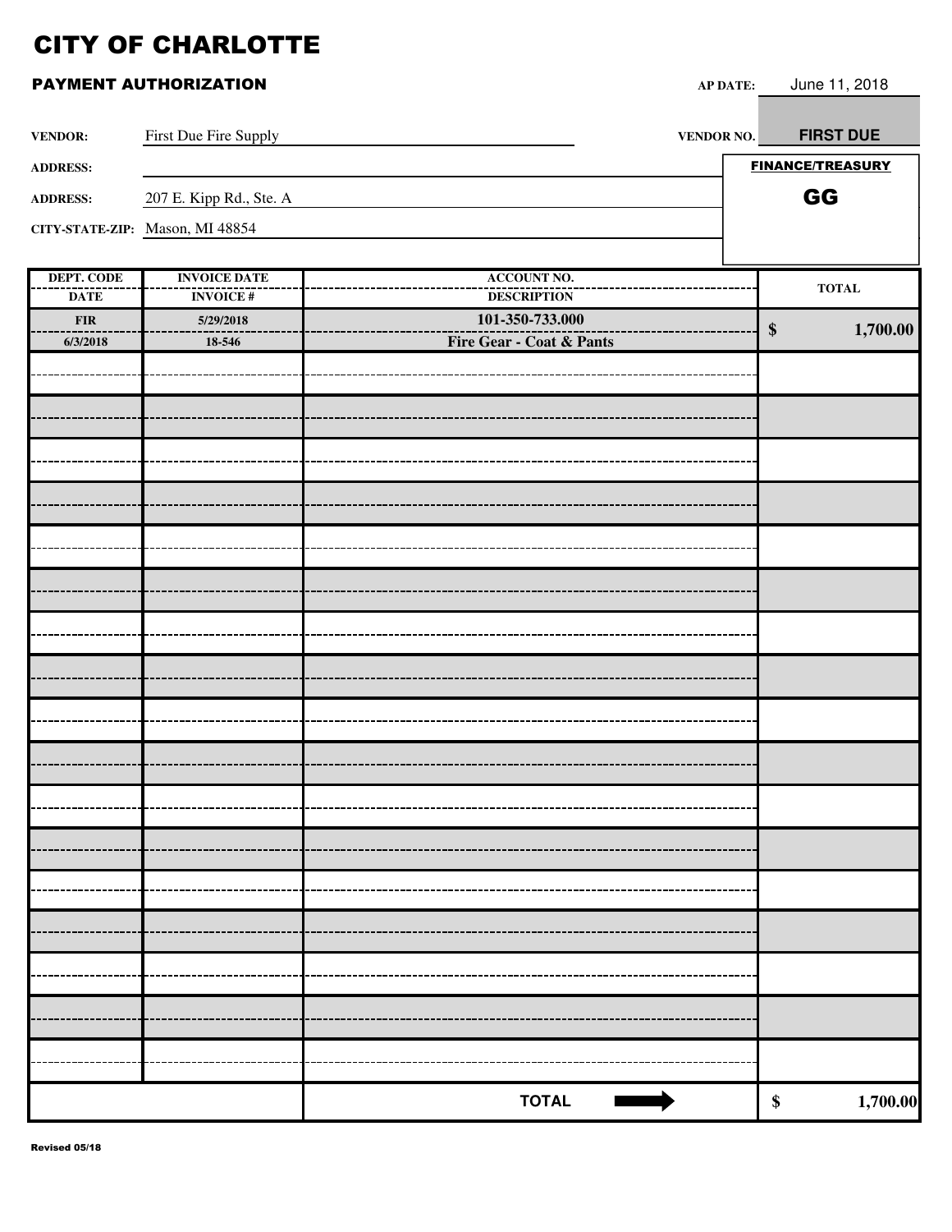# CITY OF CHARLOTTE

## PAYMENT AUTHORIZATION

**AP DATE:** June 11, 2018

**VENDOR:** First Due Fire Supply

**VENDOR NO.** FIRST DUE

**ADDRESS:**

**ADDRESS:** 207 E. Kipp Rd., Ste. A

**CITY-STATE-ZIP:** Mason, MI 48854

**FINANCE/TREASURY**

**GG**

| DEPT. CODE / DATE | INVOICE DATE / INVOICE # | ACCOUNT NO. / DESCRIPTION | TOTAL |
|---|---|---|---|
| FIR / 6/3/2018 | 5/29/2018 / 18-546 | 101-350-733.000 / Fire Gear - Coat & Pants | $ 1,700.00 |
| | | | |
| | | | |
| | | | |
| | | | |
| | | | |
| | | | |
| | | | |
| | | | |
| | | | |
| | | | |
| | | | |
| | | | |
| | | | |
| | | | |
| | | | |
| | | | |
| | | | |
| | | **TOTAL** | $ 1,700.00 |

Revised 05/18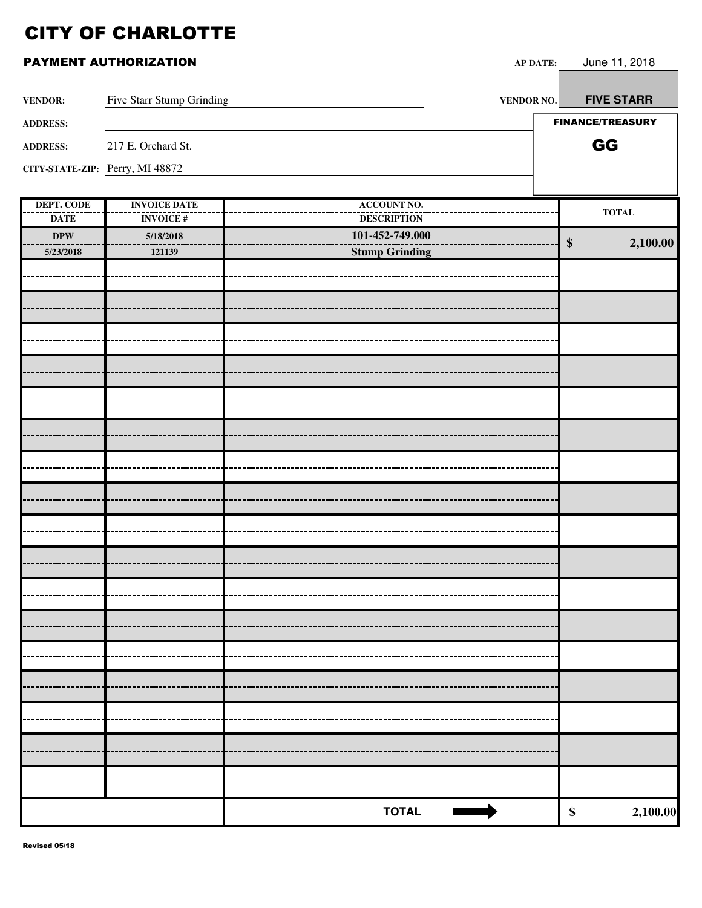# CITY OF CHARLOTTE

## PAYMENT AUTHORIZATION

**AP DATE:** June 11, 2018

**VENDOR:** Five Starr Stump Grinding

**VENDOR NO.** FIVE STARR

**ADDRESS:**

**ADDRESS:** 217 E. Orchard St.

**CITY-STATE-ZIP:** Perry, MI 48872

**FINANCE/TREASURY**

**GG**

| DEPT. CODE / DATE | INVOICE DATE / INVOICE # | ACCOUNT NO. / DESCRIPTION | TOTAL |
|---|---|---|---|
| DPW / 5/23/2018 | 5/18/2018 / 121139 | 101-452-749.000 / Stump Grinding | $ 2,100.00 |
| | | | |
| | | | |
| | | | |
| | | | |
| | | | |
| | | | |
| | | | |
| | | | |
| | | | |
| | | | |
| | | | |
| | | | |
| | | | |
| | | | |
| | | | |
| | | | |
| | | | |
| | | **TOTAL** | $ 2,100.00 |

Revised 05/18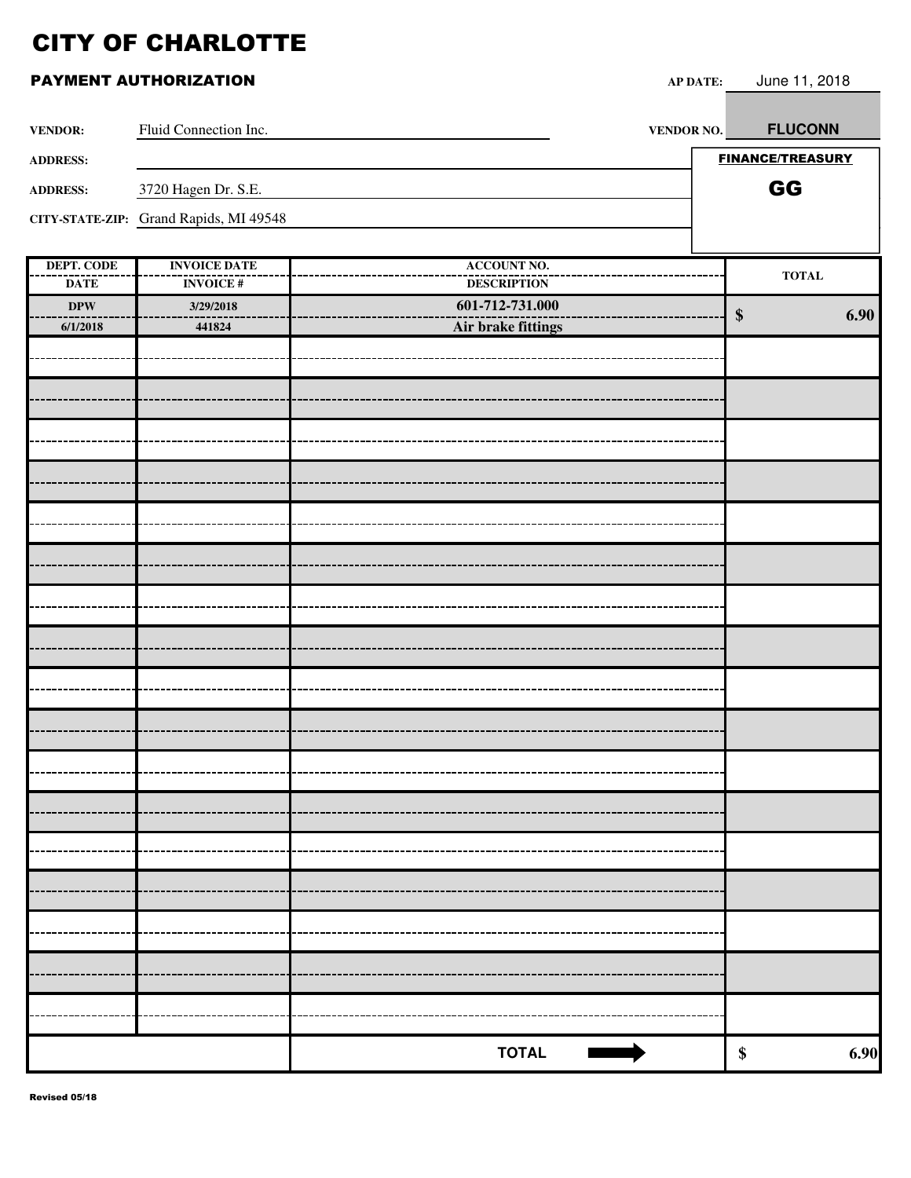# CITY OF CHARLOTTE

## PAYMENT AUTHORIZATION

**AP DATE:** June 11, 2018

**VENDOR:** Fluid Connection Inc.

**VENDOR NO.** FLUCONN

**ADDRESS:**

**ADDRESS:** 3720 Hagen Dr. S.E.

**CITY-STATE-ZIP:** Grand Rapids, MI 49548

**FINANCE/TREASURY**

**GG**

| DEPT. CODE / DATE | INVOICE DATE / INVOICE # | ACCOUNT NO. / DESCRIPTION | TOTAL |
|---|---|---|---|
| DPW / 6/1/2018 | 3/29/2018 / 441824 | 601-712-731.000 / Air brake fittings | $ 6.90 |
| | | | |
| | | | |
| | | | |
| | | | |
| | | | |
| | | | |
| | | | |
| | | | |
| | | | |
| | | | |
| | | | |
| | | | |
| | | | |
| | | | |
| | | | |
| | | | |
| | | | |
| | | **TOTAL** ➡ | $ 6.90 |

Revised 05/18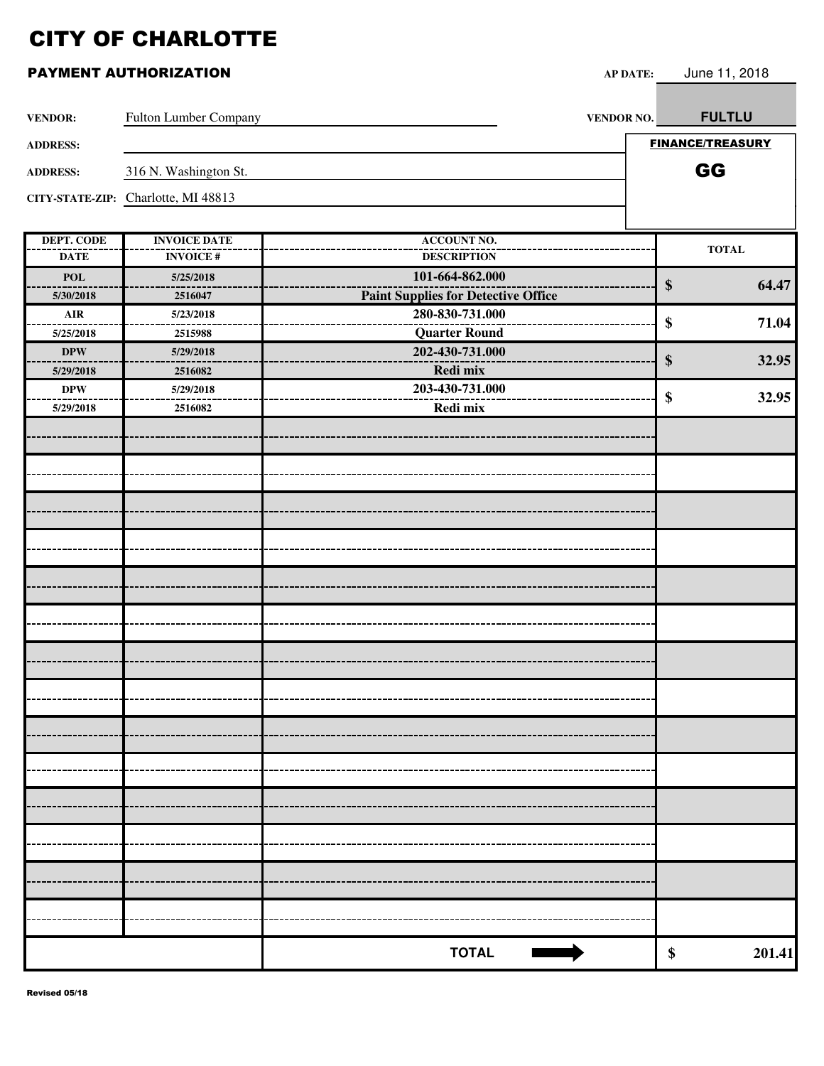# CITY OF CHARLOTTE

## PAYMENT AUTHORIZATION

**AP DATE:** June 11, 2018

**VENDOR:** Fulton Lumber Company

**VENDOR NO.** FULTLU

**ADDRESS:**

**ADDRESS:** 316 N. Washington St.

**CITY-STATE-ZIP:** Charlotte, MI 48813

**FINANCE/TREASURY**

**GG**

| DEPT. CODE / DATE | INVOICE DATE / INVOICE # | ACCOUNT NO. / DESCRIPTION | TOTAL |
|---|---|---|---|
| POL<br>5/30/2018 | 5/25/2018<br>2516047 | 101-664-862.000<br>Paint Supplies for Detective Office | $ 64.47 |
| AIR<br>5/25/2018 | 5/23/2018<br>2515988 | 280-830-731.000<br>Quarter Round | $ 71.04 |
| DPW<br>5/29/2018 | 5/29/2018<br>2516082 | 202-430-731.000<br>Redi mix | $ 32.95 |
| DPW<br>5/29/2018 | 5/29/2018<br>2516082 | 203-430-731.000<br>Redi mix | $ 32.95 |
| | | | |
| | | | |
| | | | |
| | | | |
| | | | |
| | | | |
| | | | |
| | | | |
| | | | |
| | | | |
| | | | |
| | | | |
| | | | |
| | | | |
| | | **TOTAL** ➡ | $ 201.41 |

Revised 05/18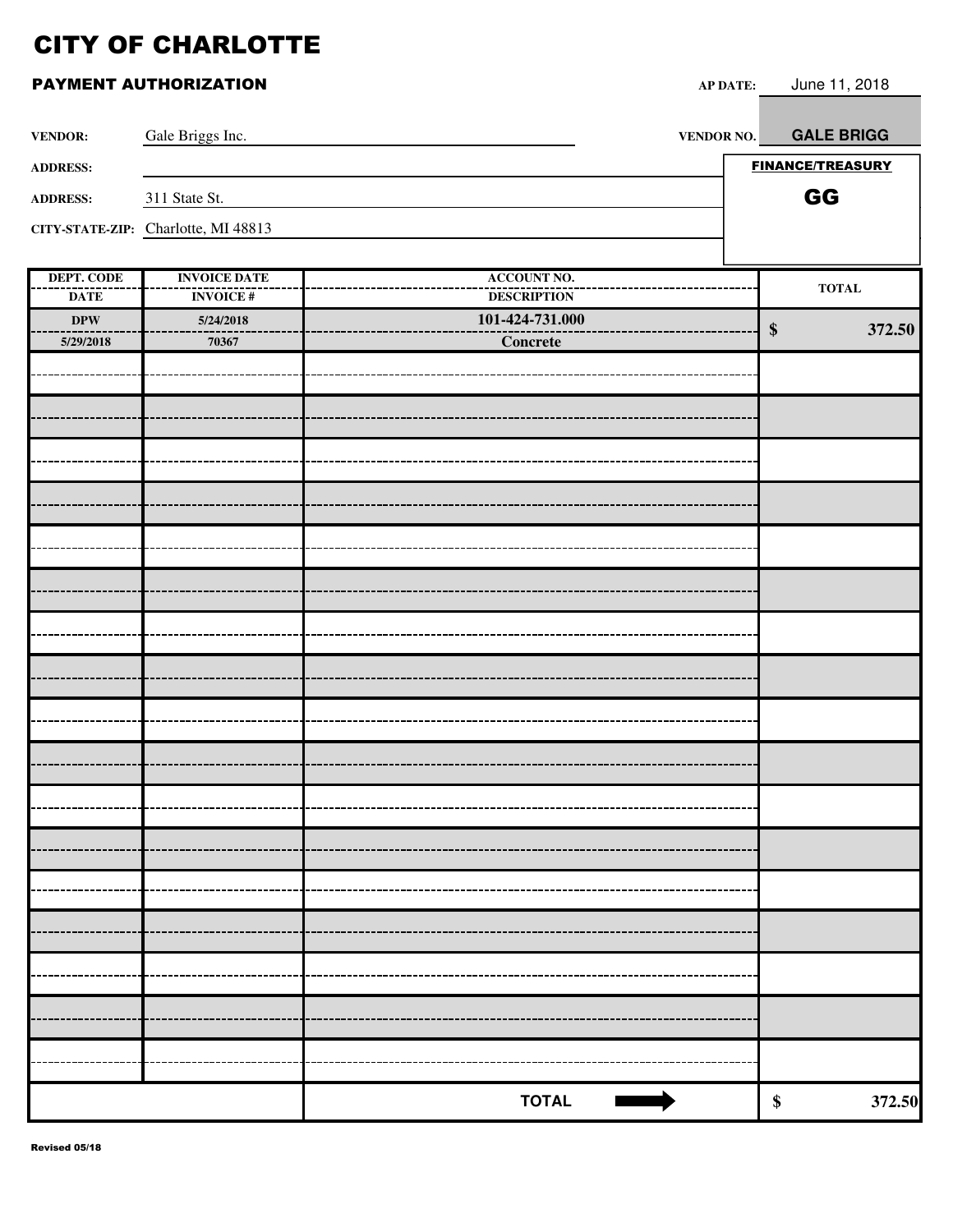# CITY OF CHARLOTTE

## PAYMENT AUTHORIZATION

**AP DATE:** June 11, 2018

**VENDOR:** Gale Briggs Inc.

**VENDOR NO.** **GALE BRIGG**

**ADDRESS:**

**ADDRESS:** 311 State St.

**CITY-STATE-ZIP:** Charlotte, MI 48813

**FINANCE/TREASURY**

**GG**

| DEPT. CODE / DATE | INVOICE DATE / INVOICE # | ACCOUNT NO. / DESCRIPTION | TOTAL |
|---|---|---|---|
| **DPW** / **5/29/2018** | **5/24/2018** / **70367** | **101-424-731.000** / **Concrete** | **$ 372.50** |
| | | | |
| | | | |
| | | | |
| | | | |
| | | | |
| | | | |
| | | | |
| | | | |
| | | | |
| | | | |
| | | | |
| | | | |
| | | | |
| | | | |
| | | | |
| | | | |
| | | | |
| | | **TOTAL** | **$ 372.50** |

Revised 05/18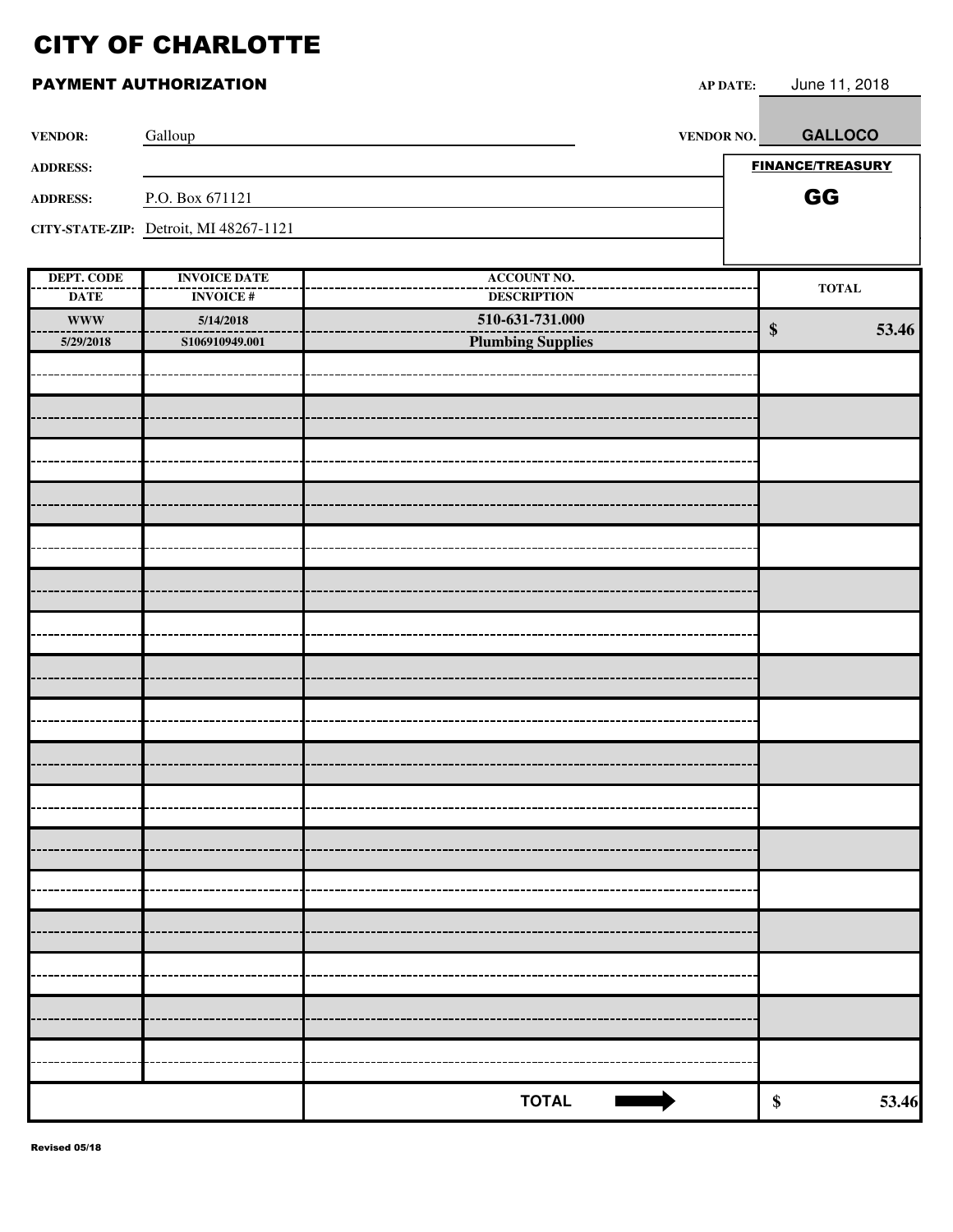# CITY OF CHARLOTTE

## PAYMENT AUTHORIZATION

**AP DATE:** June 11, 2018

**VENDOR:** Galloup

**VENDOR NO.** GALLOCO

**ADDRESS:**

**ADDRESS:** P.O. Box 671121

**CITY-STATE-ZIP:** Detroit, MI 48267-1121

**FINANCE/TREASURY**

**GG**

| DEPT. CODE / DATE | INVOICE DATE / INVOICE # | ACCOUNT NO. / DESCRIPTION | TOTAL |
|---|---|---|---|
| WWW / 5/29/2018 | 5/14/2018 / S106910949.001 | 510-631-731.000 / Plumbing Supplies | $ 53.46 |
| | | | |
| | | | |
| | | | |
| | | | |
| | | | |
| | | | |
| | | | |
| | | | |
| | | | |
| | | | |
| | | | |
| | | | |
| | | | |
| | | | |
| | | | |
| | | | |
| | | | |
| | | **TOTAL** | $ 53.46 |

Revised 05/18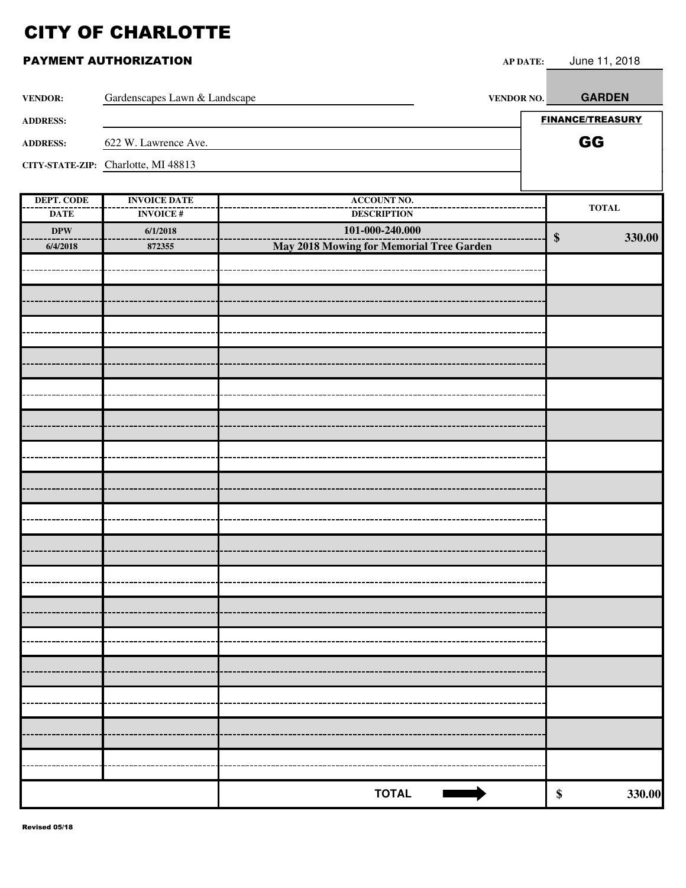# CITY OF CHARLOTTE

## PAYMENT AUTHORIZATION

**AP DATE:** June 11, 2018

**VENDOR:** Gardenscapes Lawn & Landscape

**VENDOR NO.** GARDEN

**ADDRESS:**

**ADDRESS:** 622 W. Lawrence Ave.

**CITY-STATE-ZIP:** Charlotte, MI 48813

**FINANCE/TREASURY**

GG

| DEPT. CODE / DATE | INVOICE DATE / INVOICE # | ACCOUNT NO. / DESCRIPTION | TOTAL |
|---|---|---|---|
| DPW / 6/4/2018 | 6/1/2018 / 872355 | 101-000-240.000 / May 2018 Mowing for Memorial Tree Garden | $ 330.00 |
| | | | |
| | | | |
| | | | |
| | | | |
| | | | |
| | | | |
| | | | |
| | | | |
| | | | |
| | | | |
| | | | |
| | | | |
| | | | |
| | | | |
| | | | |
| | | | |
| | | | |
| | | **TOTAL** | $ 330.00 |

Revised 05/18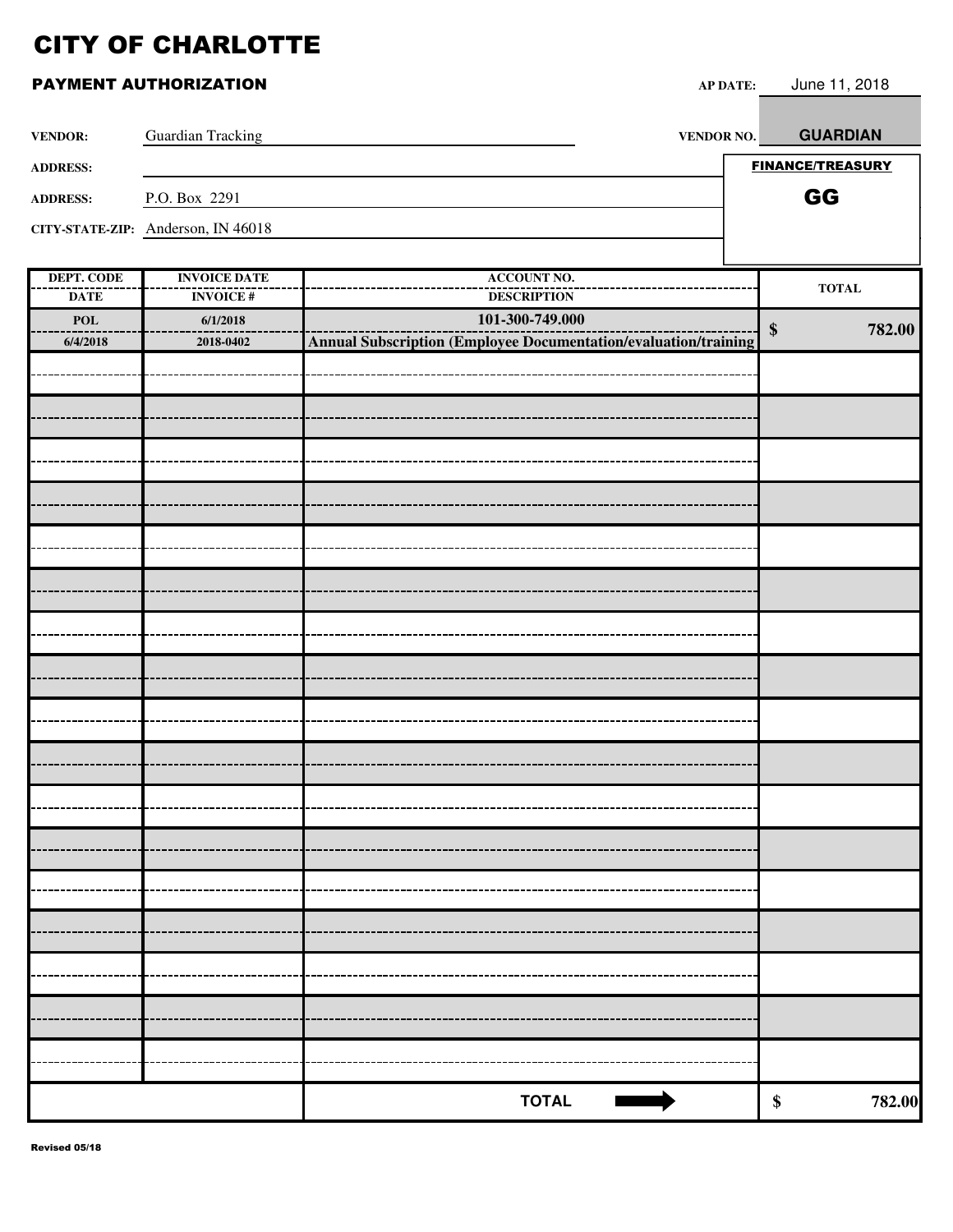# CITY OF CHARLOTTE

## PAYMENT AUTHORIZATION

**AP DATE:** June 11, 2018

**VENDOR:** Guardian Tracking

**VENDOR NO.** GUARDIAN

**ADDRESS:**

**ADDRESS:** P.O. Box 2291

**CITY-STATE-ZIP:** Anderson, IN 46018

**FINANCE/TREASURY**

**GG**

| DEPT. CODE / DATE | INVOICE DATE / INVOICE # | ACCOUNT NO. / DESCRIPTION | TOTAL |
|---|---|---|---|
| POL / 6/4/2018 | 6/1/2018 / 2018-0402 | 101-300-749.000 / Annual Subscription (Employee Documentation/evaluation/training | $ 782.00 |
| | | | |
| | | | |
| | | | |
| | | | |
| | | | |
| | | | |
| | | | |
| | | | |
| | | | |
| | | | |
| | | | |
| | | | |
| | | | |
| | | | |
| | | | |
| | | | |
| | | | |
| | | **TOTAL** | $ 782.00 |

Revised 05/18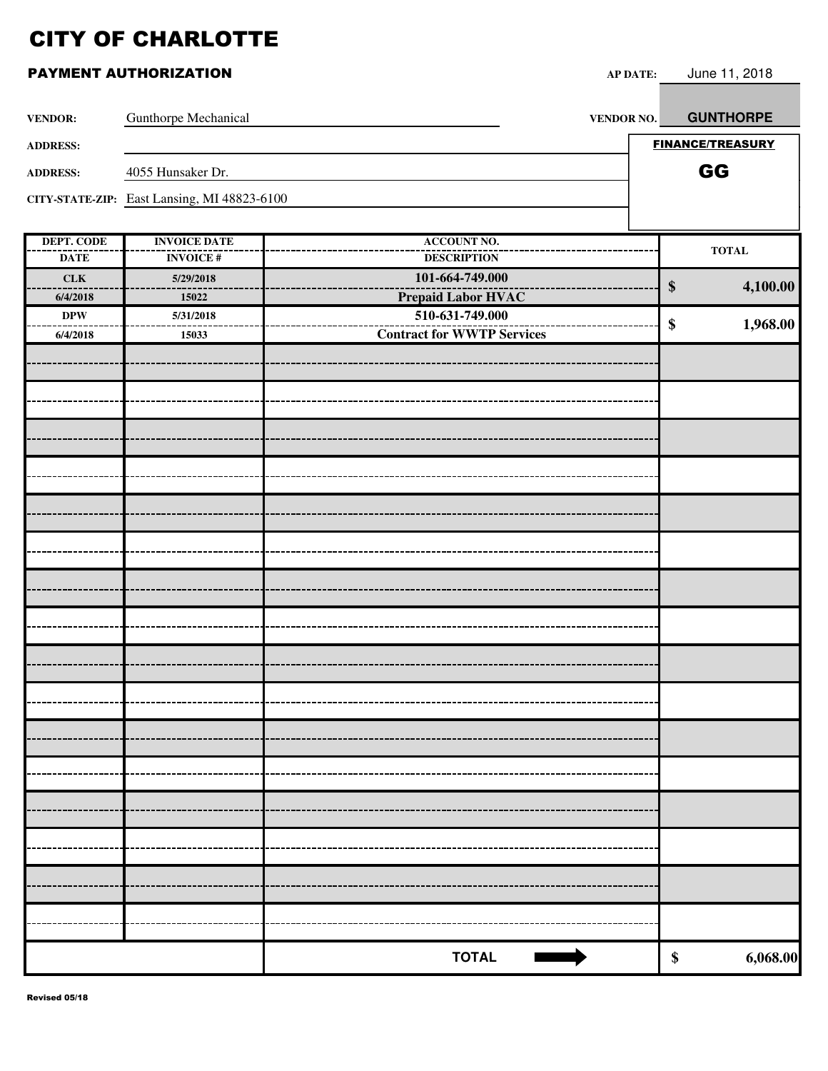# CITY OF CHARLOTTE

## PAYMENT AUTHORIZATION

**AP DATE:** June 11, 2018

**VENDOR:** Gunthorpe Mechanical

**VENDOR NO.** GUNTHORPE

**ADDRESS:**

**ADDRESS:** 4055 Hunsaker Dr.

**CITY-STATE-ZIP:** East Lansing, MI 48823-6100

**FINANCE/TREASURY**

**GG**

| DEPT. CODE / DATE | INVOICE DATE / INVOICE # | ACCOUNT NO. / DESCRIPTION | TOTAL |
|---|---|---|---|
| CLK / 6/4/2018 | 5/29/2018 / 15022 | 101-664-749.000 / Prepaid Labor HVAC | $ 4,100.00 |
| DPW / 6/4/2018 | 5/31/2018 / 15033 | 510-631-749.000 / Contract for WWTP Services | $ 1,968.00 |
| | | | |
| | | **TOTAL** ➡ | **$ 6,068.00** |

Revised 05/18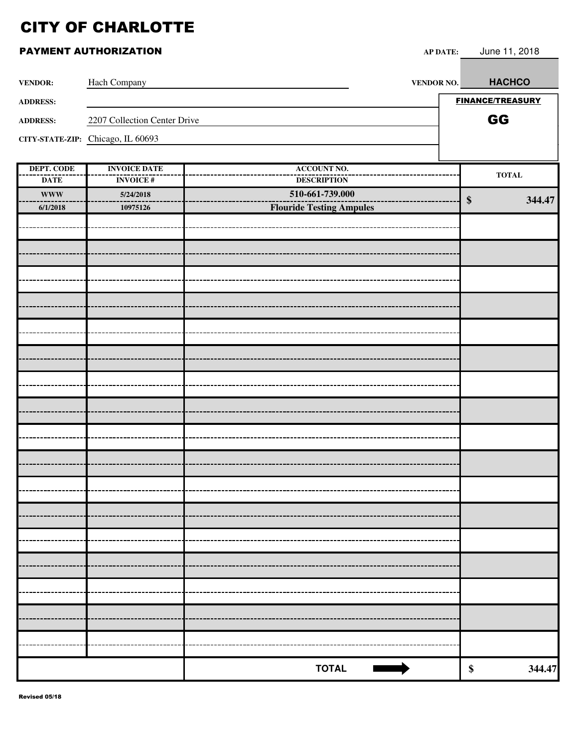# CITY OF CHARLOTTE

## PAYMENT AUTHORIZATION

**AP DATE:** June 11, 2018

**VENDOR:** Hach Company

**VENDOR NO.** HACHCO

**ADDRESS:**

**ADDRESS:** 2207 Collection Center Drive

**CITY-STATE-ZIP:** Chicago, IL 60693

**FINANCE/TREASURY**

**GG**

| DEPT. CODE / DATE | INVOICE DATE / INVOICE # | ACCOUNT NO. / DESCRIPTION | TOTAL |
|---|---|---|---|
| WWW / 6/1/2018 | 5/24/2018 / 10975126 | 510-661-739.000 / Flouride Testing Ampules | $ 344.47 |
| | | | |
| | | | |
| | | | |
| | | | |
| | | | |
| | | | |
| | | | |
| | | | |
| | | | |
| | | | |
| | | | |
| | | | |
| | | | |
| | | | |
| | | | |
| | | | |
| | | | |
| | | **TOTAL** ➡ | $ 344.47 |

Revised 05/18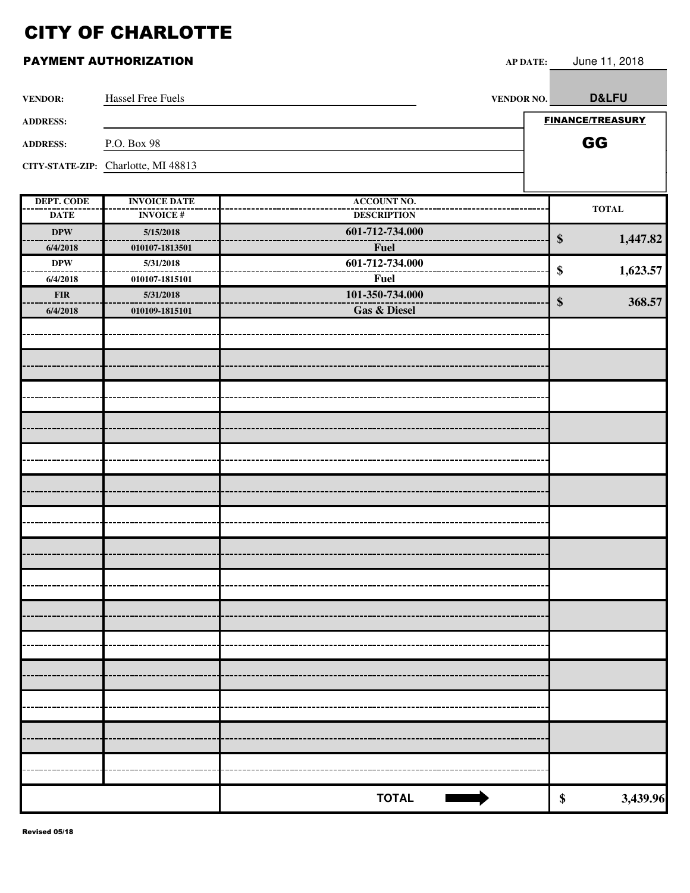# CITY OF CHARLOTTE

## PAYMENT AUTHORIZATION

**AP DATE:** June 11, 2018

**VENDOR:** Hassel Free Fuels

**VENDOR NO.** D&LFU

**ADDRESS:**

**ADDRESS:** P.O. Box 98

**CITY-STATE-ZIP:** Charlotte, MI 48813

**FINANCE/TREASURY**

**GG**

| DEPT. CODE / DATE | INVOICE DATE / INVOICE # | ACCOUNT NO. / DESCRIPTION | TOTAL |
|---|---|---|---|
| DPW / 6/4/2018 | 5/15/2018 / 010107-1813501 | 601-712-734.000 / Fuel | $ 1,447.82 |
| DPW / 6/4/2018 | 5/31/2018 / 010107-1815101 | 601-712-734.000 / Fuel | $ 1,623.57 |
| FIR / 6/4/2018 | 5/31/2018 / 010109-1815101 | 101-350-734.000 / Gas & Diesel | $ 368.57 |
| | | **TOTAL** | **$ 3,439.96** |

Revised 05/18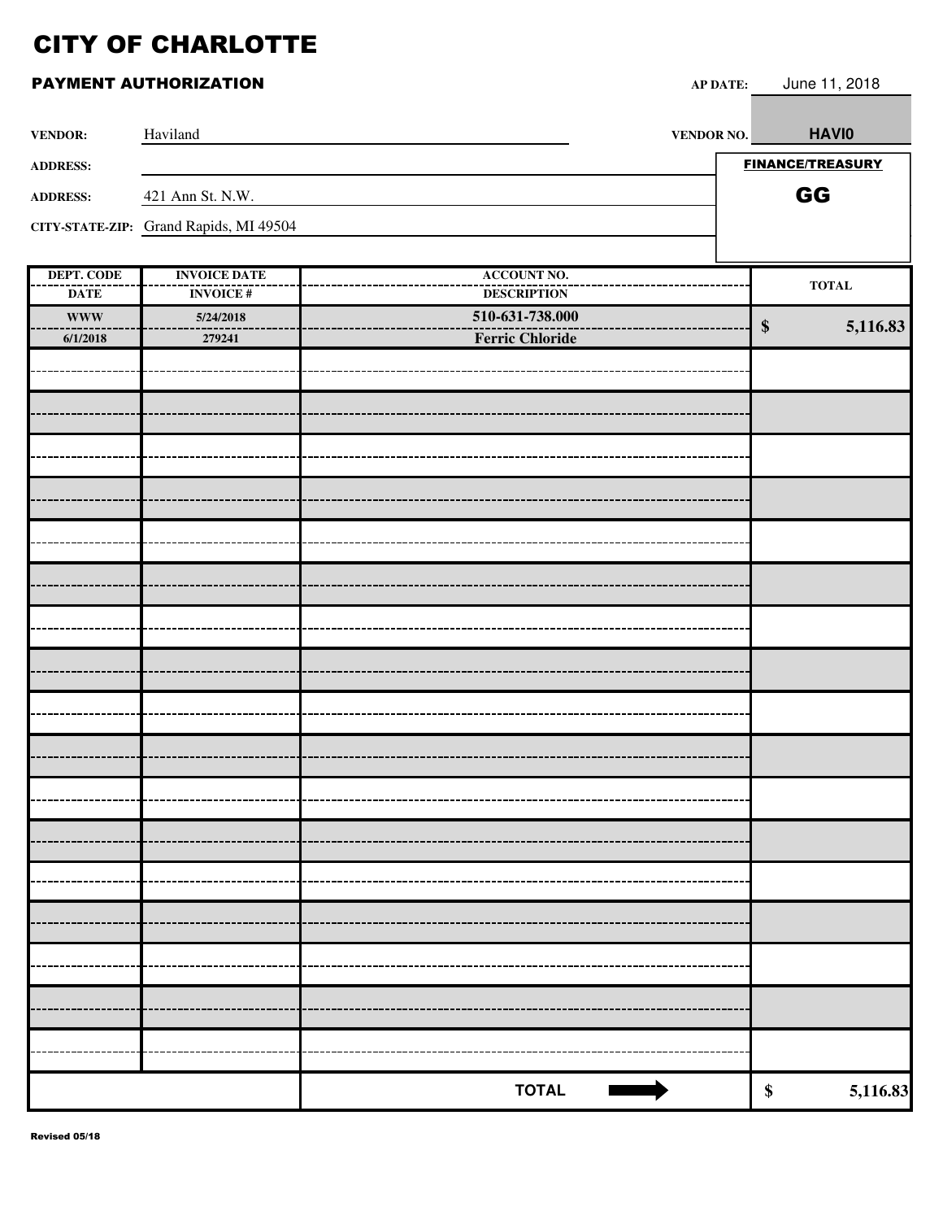# CITY OF CHARLOTTE

## PAYMENT AUTHORIZATION

**AP DATE:** June 11, 2018

**VENDOR:** Haviland **VENDOR NO.** **HAVI0**

**ADDRESS:**

**ADDRESS:** 421 Ann St. N.W.

**CITY-STATE-ZIP:** Grand Rapids, MI 49504

**FINANCE/TREASURY**

**GG**

| DEPT. CODE / DATE | INVOICE DATE / INVOICE # | ACCOUNT NO. / DESCRIPTION | TOTAL |
|---|---|---|---|
| **WWW** / **6/1/2018** | **5/24/2018** / **279241** | **510-631-738.000** / **Ferric Chloride** | **$ 5,116.83** |
| | | | |
| | | | |
| | | | |
| | | | |
| | | | |
| | | | |
| | | | |
| | | | |
| | | | |
| | | | |
| | | | |
| | | | |
| | | | |
| | | | |
| | | | |
| | | | |
| | | | |
| | | **TOTAL** ➡ | **$ 5,116.83** |

Revised 05/18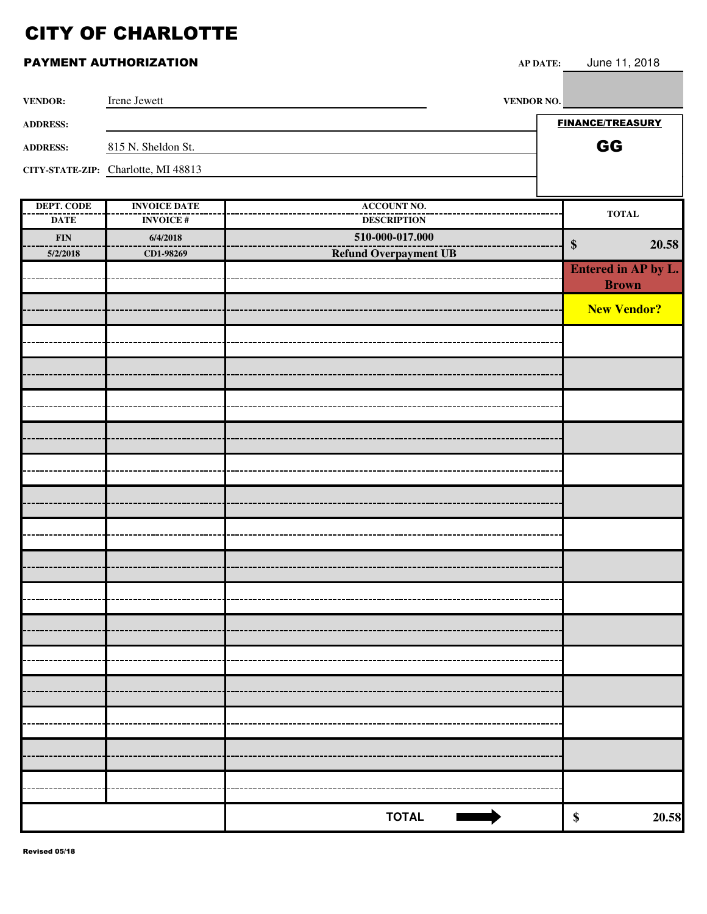# CITY OF CHARLOTTE

**PAYMENT AUTHORIZATION**

**AP DATE:** June 11, 2018

**VENDOR:** Irene Jewett

**VENDOR NO.:**

**ADDRESS:**

**ADDRESS:** 815 N. Sheldon St.

**CITY-STATE-ZIP:** Charlotte, MI 48813

**FINANCE/TREASURY**

**GG**

| DEPT. CODE / DATE | INVOICE DATE / INVOICE # | ACCOUNT NO. / DESCRIPTION | TOTAL |
|---|---|---|---|
| FIN / 5/2/2018 | 6/4/2018 / CD1-98269 | 510-000-017.000 / Refund Overpayment UB | $ 20.58 |
| | | | Entered in AP by L. Brown |
| | | | New Vendor? |
| | | **TOTAL** | $ 20.58 |

Revised 05/18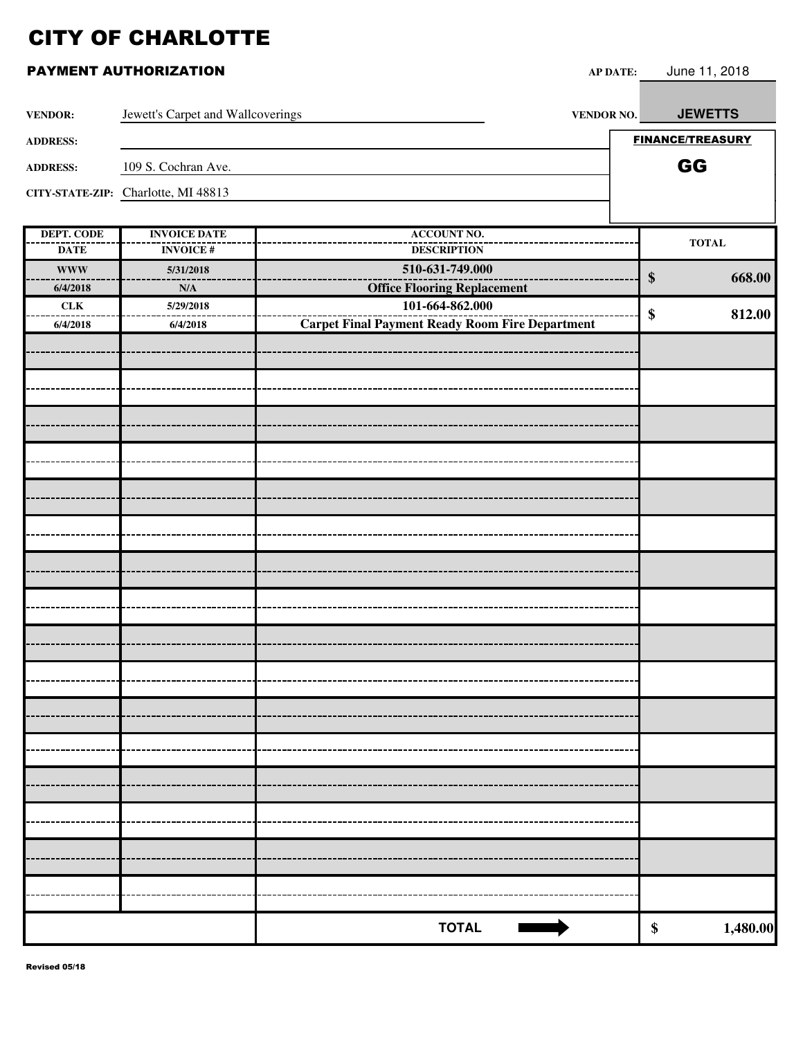# CITY OF CHARLOTTE

## PAYMENT AUTHORIZATION

**AP DATE:** June 11, 2018

**VENDOR:** Jewett's Carpet and Wallcoverings

**VENDOR NO.** JEWETTS

**ADDRESS:**

**ADDRESS:** 109 S. Cochran Ave.

**CITY-STATE-ZIP:** Charlotte, MI 48813

**FINANCE/TREASURY**

**GG**

| DEPT. CODE / DATE | INVOICE DATE / INVOICE # | ACCOUNT NO. / DESCRIPTION | TOTAL |
|---|---|---|---|
| WWW / 6/4/2018 | 5/31/2018 / N/A | 510-631-749.000 / Office Flooring Replacement | $ 668.00 |
| CLK / 6/4/2018 | 5/29/2018 / 6/4/2018 | 101-664-862.000 / Carpet Final Payment Ready Room Fire Department | $ 812.00 |
| | | | |
| | | | |
| | | | |
| | | | |
| | | | |
| | | | |
| | | | |
| | | | |
| | | | |
| | | | |
| | | | |
| | | | |
| | | | |
| | | | |
| | | | |
| | | | |
| | | **TOTAL** ➡ | **$ 1,480.00** |

Revised 05/18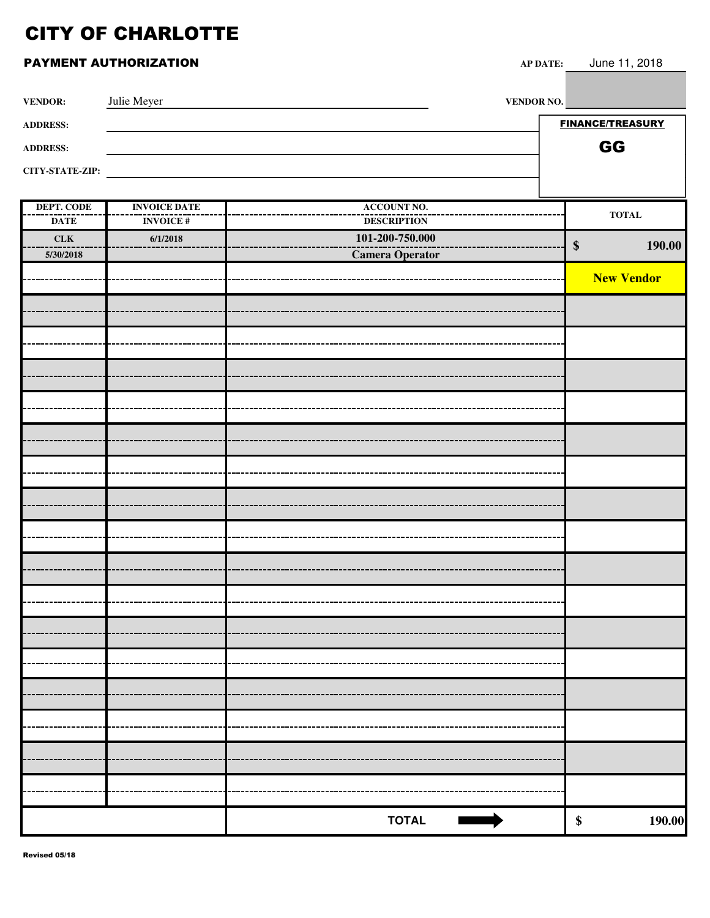# CITY OF CHARLOTTE

## PAYMENT AUTHORIZATION

**AP DATE:** June 11, 2018

**VENDOR:** Julie Meyer

**VENDOR NO.:**

**ADDRESS:**

**ADDRESS:**

**CITY-STATE-ZIP:**

**FINANCE/TREASURY**

**GG**

| DEPT. CODE / DATE | INVOICE DATE / INVOICE # | ACCOUNT NO. / DESCRIPTION | TOTAL |
|---|---|---|---|
| CLK / 5/30/2018 | 6/1/2018 | 101-200-750.000 / Camera Operator | $ 190.00 |
| | | | New Vendor |
| | | | |
| | | | |
| | | | |
| | | | |
| | | | |
| | | | |
| | | | |
| | | | |
| | | | |
| | | | |
| | | | |
| | | | |
| | | | |
| | | | |
| | | | |
| | | TOTAL | $ 190.00 |

Revised 05/18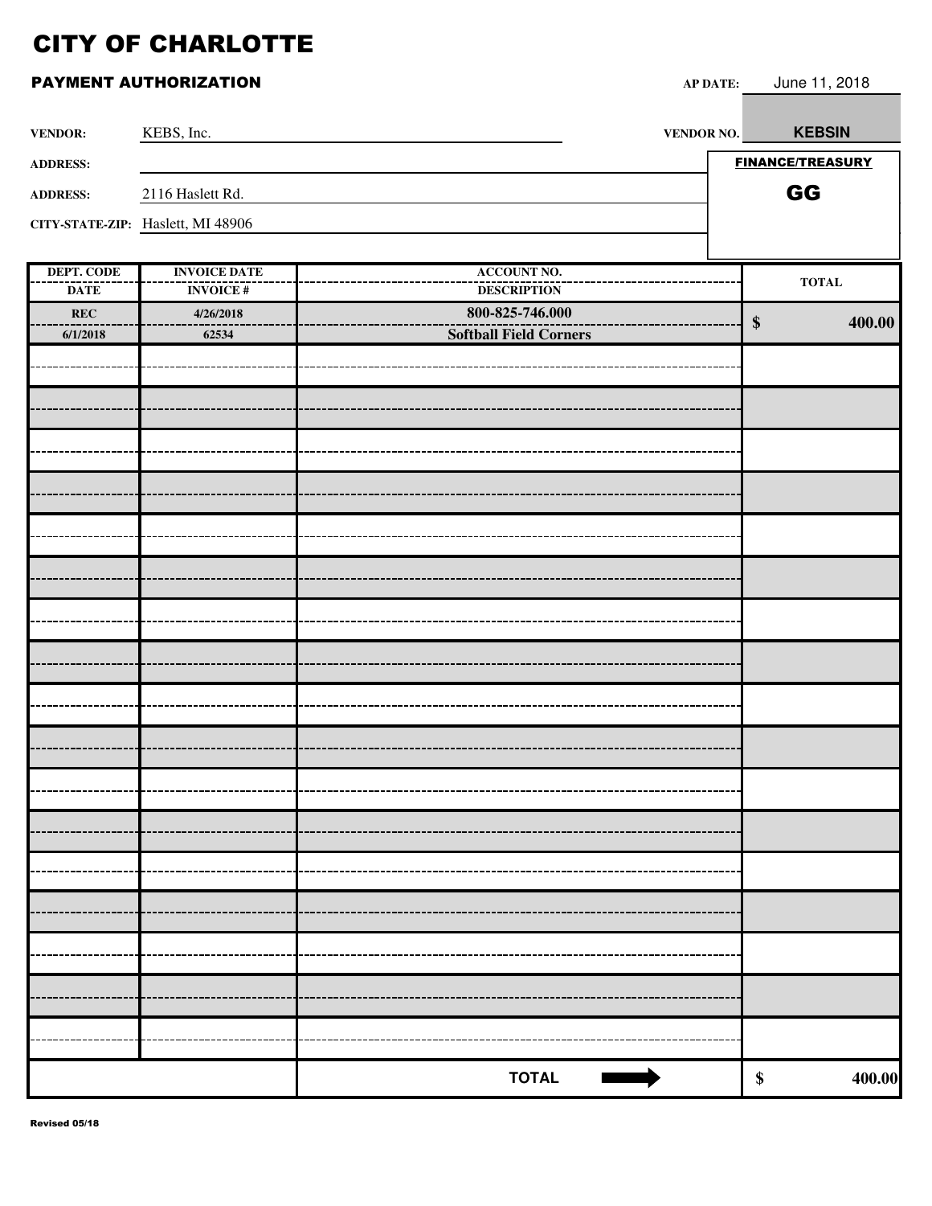# CITY OF CHARLOTTE

## PAYMENT AUTHORIZATION

**AP DATE:** June 11, 2018

**VENDOR:** KEBS, Inc.

**VENDOR NO.** **KEBSIN**

**ADDRESS:**

**ADDRESS:** 2116 Haslett Rd.

**CITY-STATE-ZIP:** Haslett, MI 48906

**FINANCE/TREASURY**

**GG**

| DEPT. CODE / DATE | INVOICE DATE / INVOICE # | ACCOUNT NO. / DESCRIPTION | TOTAL |
|---|---|---|---|
| REC<br>6/1/2018 | 4/26/2018<br>62534 | 800-825-746.000<br>Softball Field Corners | $ 400.00 |
| | | | |
| | | | |
| | | | |
| | | | |
| | | | |
| | | | |
| | | | |
| | | | |
| | | | |
| | | | |
| | | | |
| | | | |
| | | | |
| | | | |
| | | | |
| | | | |
| | | | |
| | | **TOTAL** ➡ | $ 400.00 |

Revised 05/18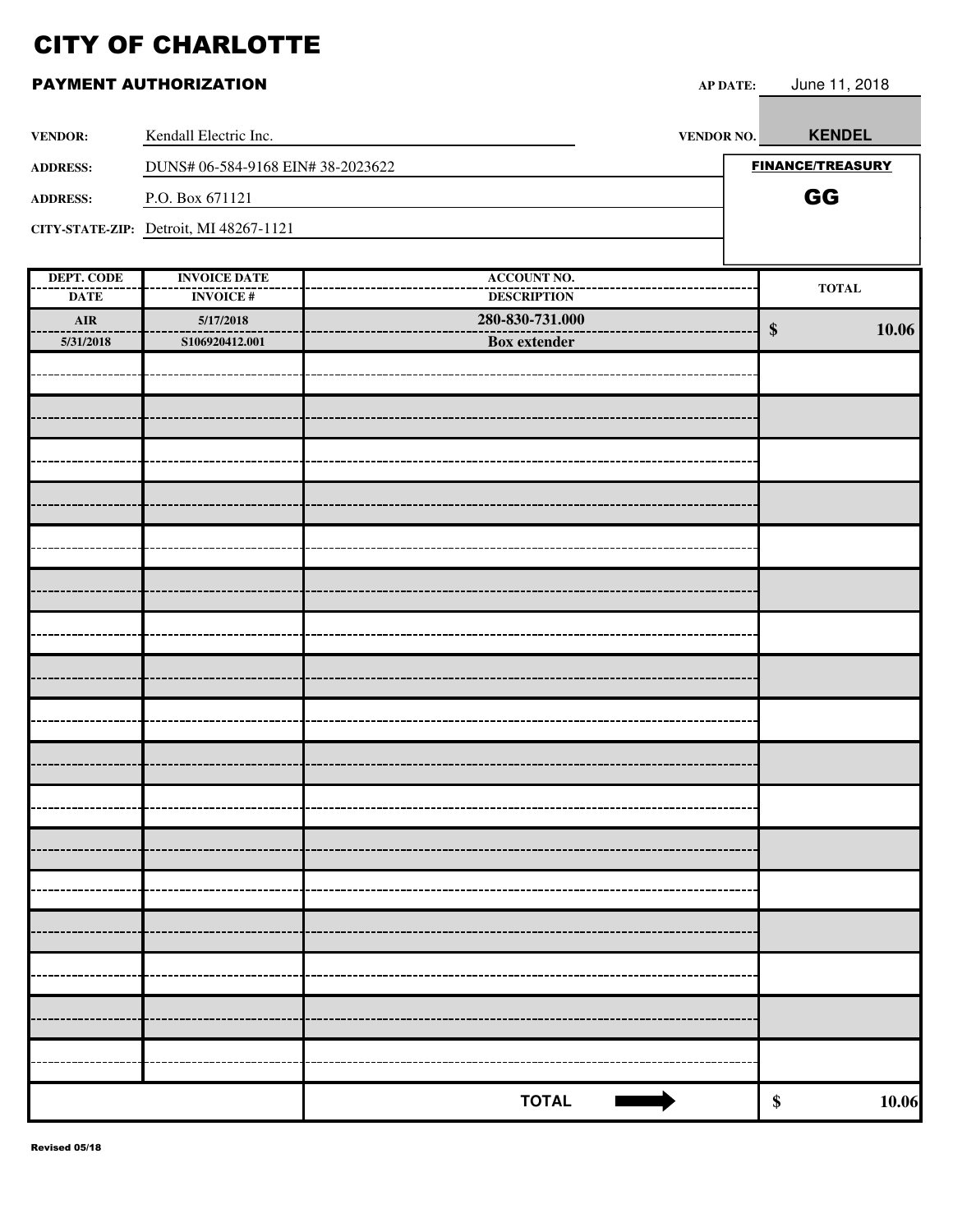# CITY OF CHARLOTTE

## PAYMENT AUTHORIZATION

**AP DATE:** June 11, 2018

**VENDOR:** Kendall Electric Inc. **VENDOR NO.** **KENDEL**

**ADDRESS:** DUNS# 06-584-9168 EIN# 38-2023622

**ADDRESS:** P.O. Box 671121

**CITY-STATE-ZIP:** Detroit, MI 48267-1121

**FINANCE/TREASURY**

**GG**

| DEPT. CODE / DATE | INVOICE DATE / INVOICE # | ACCOUNT NO. / DESCRIPTION | TOTAL |
|---|---|---|---|
| **AIR** / **5/31/2018** | **5/17/2018** / **S106920412.001** | **280-830-731.000** / **Box extender** | **$ 10.06** |
| | | | |
| | | | |
| | | | |
| | | | |
| | | | |
| | | | |
| | | | |
| | | | |
| | | | |
| | | | |
| | | | |
| | | | |
| | | | |
| | | | |
| | | | |
| | | | |
| | | | |
| | | **TOTAL** | **$ 10.06** |

Revised 05/18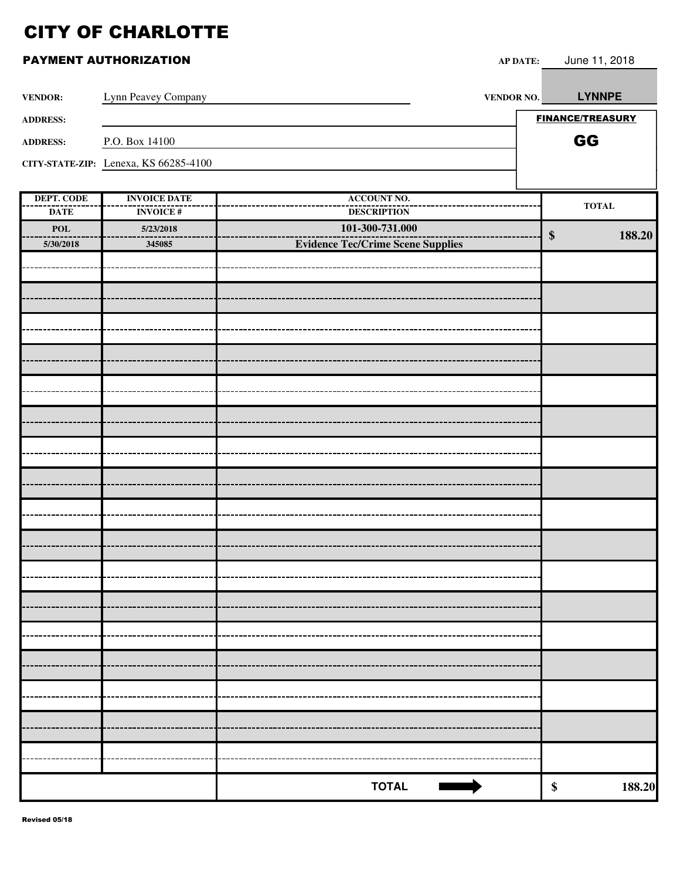# CITY OF CHARLOTTE

## PAYMENT AUTHORIZATION

**AP DATE:** June 11, 2018

**VENDOR:** Lynn Peavey Company

**VENDOR NO.** LYNNPE

**ADDRESS:**

**ADDRESS:** P.O. Box 14100

**CITY-STATE-ZIP:** Lenexa, KS 66285-4100

**FINANCE/TREASURY**

**GG**

| DEPT. CODE / DATE | INVOICE DATE / INVOICE # | ACCOUNT NO. / DESCRIPTION | TOTAL |
|---|---|---|---|
| POL / 5/30/2018 | 5/23/2018 / 345085 | 101-300-731.000 / Evidence Tec/Crime Scene Supplies | $ 188.20 |
| | | | |
| | | | |
| | | | |
| | | | |
| | | | |
| | | | |
| | | | |
| | | | |
| | | | |
| | | | |
| | | | |
| | | | |
| | | | |
| | | | |
| | | | |
| | | | |
| | | | |
| | | **TOTAL** ➡ | $ 188.20 |

Revised 05/18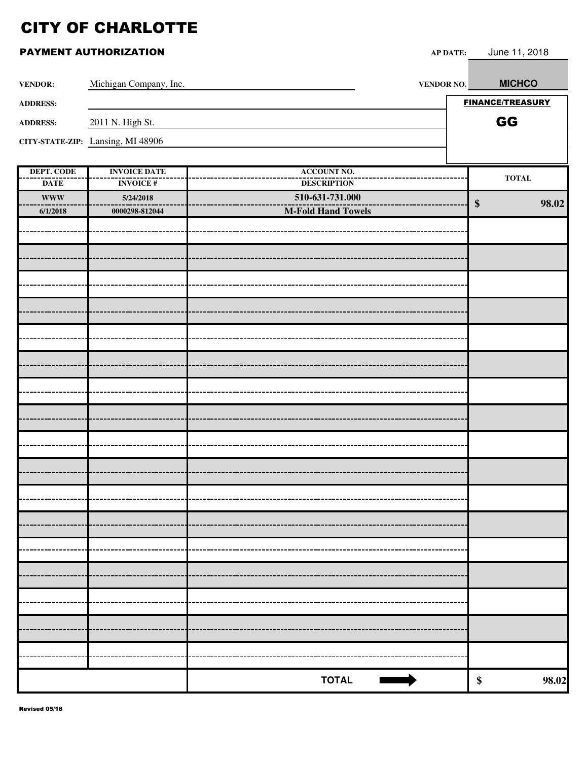# CITY OF CHARLOTTE

## PAYMENT AUTHORIZATION

**AP DATE:** June 11, 2018

**VENDOR:** Michigan Company, Inc.

**VENDOR NO.** **MICHCO**

**ADDRESS:**

**ADDRESS:** 2011 N. High St.

**CITY-STATE-ZIP:** Lansing, MI 48906

**FINANCE/TREASURY**

**GG**

| DEPT. CODE / DATE | INVOICE DATE / INVOICE # | ACCOUNT NO. / DESCRIPTION | TOTAL |
|---|---|---|---|
| **WWW** / **6/1/2018** | **5/24/2018** / **0000298-812044** | **510-631-731.000** / **M-Fold Hand Towels** | **$ 98.02** |
| | | | |
| | | | |
| | | | |
| | | | |
| | | | |
| | | | |
| | | | |
| | | | |
| | | | |
| | | | |
| | | | |
| | | | |
| | | | |
| | | | |
| | | | |
| | | | |
| | | | |
| | | **TOTAL** ➡ | **$ 98.02** |

Revised 05/18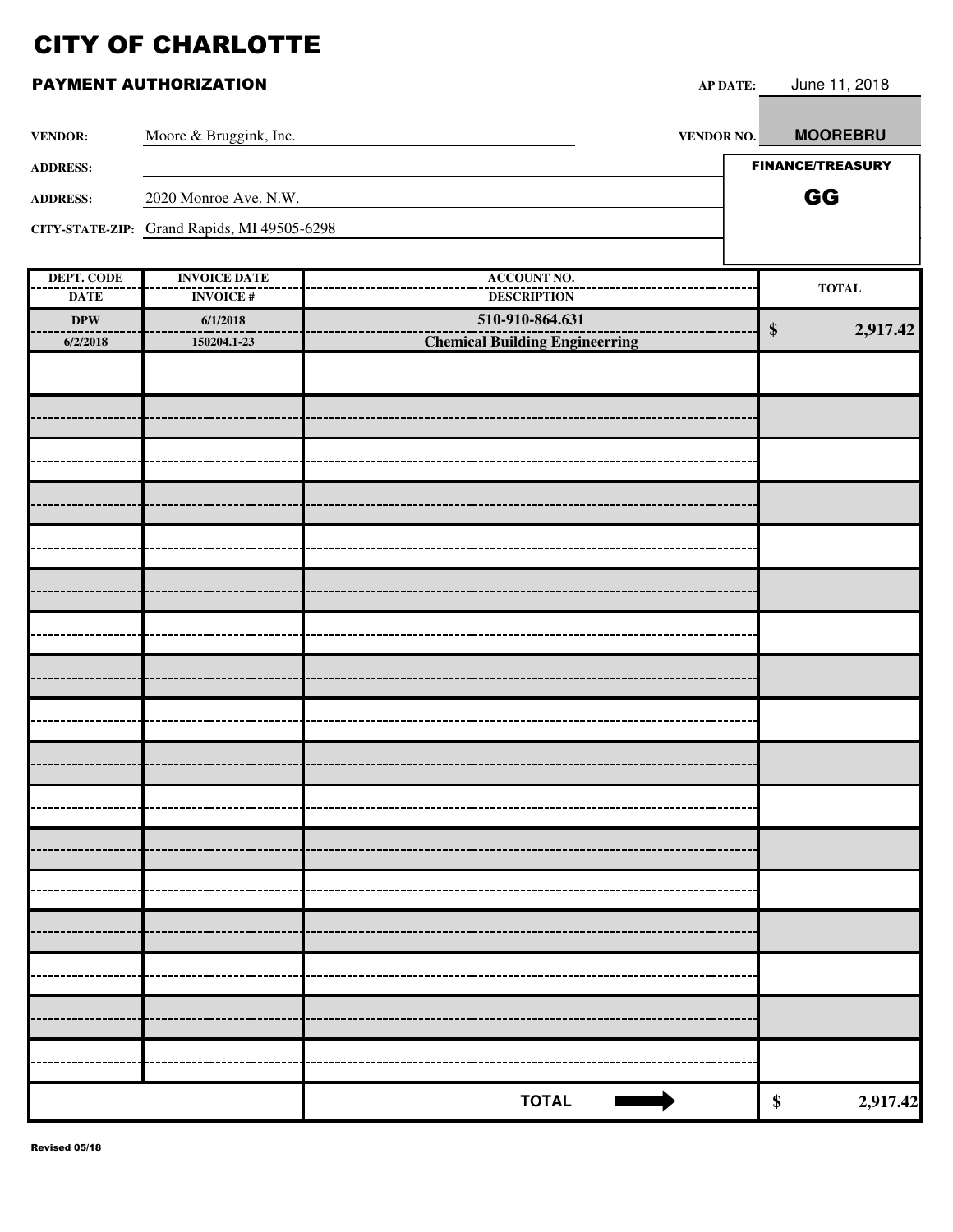# CITY OF CHARLOTTE

## PAYMENT AUTHORIZATION

**AP DATE:** June 11, 2018

**VENDOR:** Moore & Bruggink, Inc. **VENDOR NO.** **MOOREBRU**

**ADDRESS:**

**ADDRESS:** 2020 Monroe Ave. N.W.

**CITY-STATE-ZIP:** Grand Rapids, MI 49505-6298

**FINANCE/TREASURY**

**GG**

| DEPT. CODE / DATE | INVOICE DATE / INVOICE # | ACCOUNT NO. / DESCRIPTION | TOTAL |
|---|---|---|---|
| **DPW** / **6/2/2018** | **6/1/2018** / **150204.1-23** | **510-910-864.631** / **Chemical Building Engineerring** | **$ 2,917.42** |
| | | | |
| | | | |
| | | | |
| | | | |
| | | | |
| | | | |
| | | | |
| | | | |
| | | | |
| | | | |
| | | | |
| | | | |
| | | | |
| | | | |
| | | | |
| | | | |
| | | | |
| | | **TOTAL** ➡ | **$ 2,917.42** |

**Revised 05/18**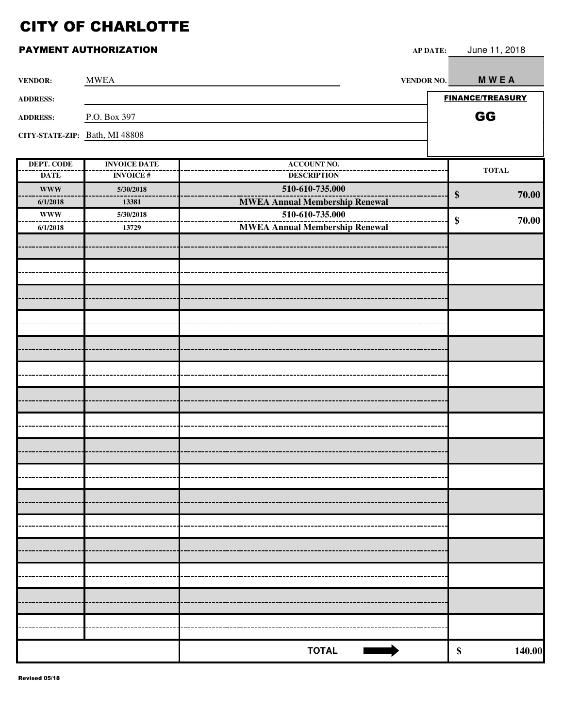# CITY OF CHARLOTTE

## PAYMENT AUTHORIZATION

**AP DATE:** June 11, 2018

**VENDOR:** MWEA

**VENDOR NO.** M W E A

**ADDRESS:**

**ADDRESS:** P.O. Box 397

**CITY-STATE-ZIP:** Bath, MI 48808

**FINANCE/TREASURY**

**GG**

| DEPT. CODE / DATE | INVOICE DATE / INVOICE # | ACCOUNT NO. / DESCRIPTION | TOTAL |
|---|---|---|---|
| WWW / 6/1/2018 | 5/30/2018 / 13381 | 510-610-735.000 / MWEA Annual Membership Renewal | $ 70.00 |
| WWW / 6/1/2018 | 5/30/2018 / 13729 | 510-610-735.000 / MWEA Annual Membership Renewal | $ 70.00 |
| | | **TOTAL** | $ 140.00 |

Revised 05/18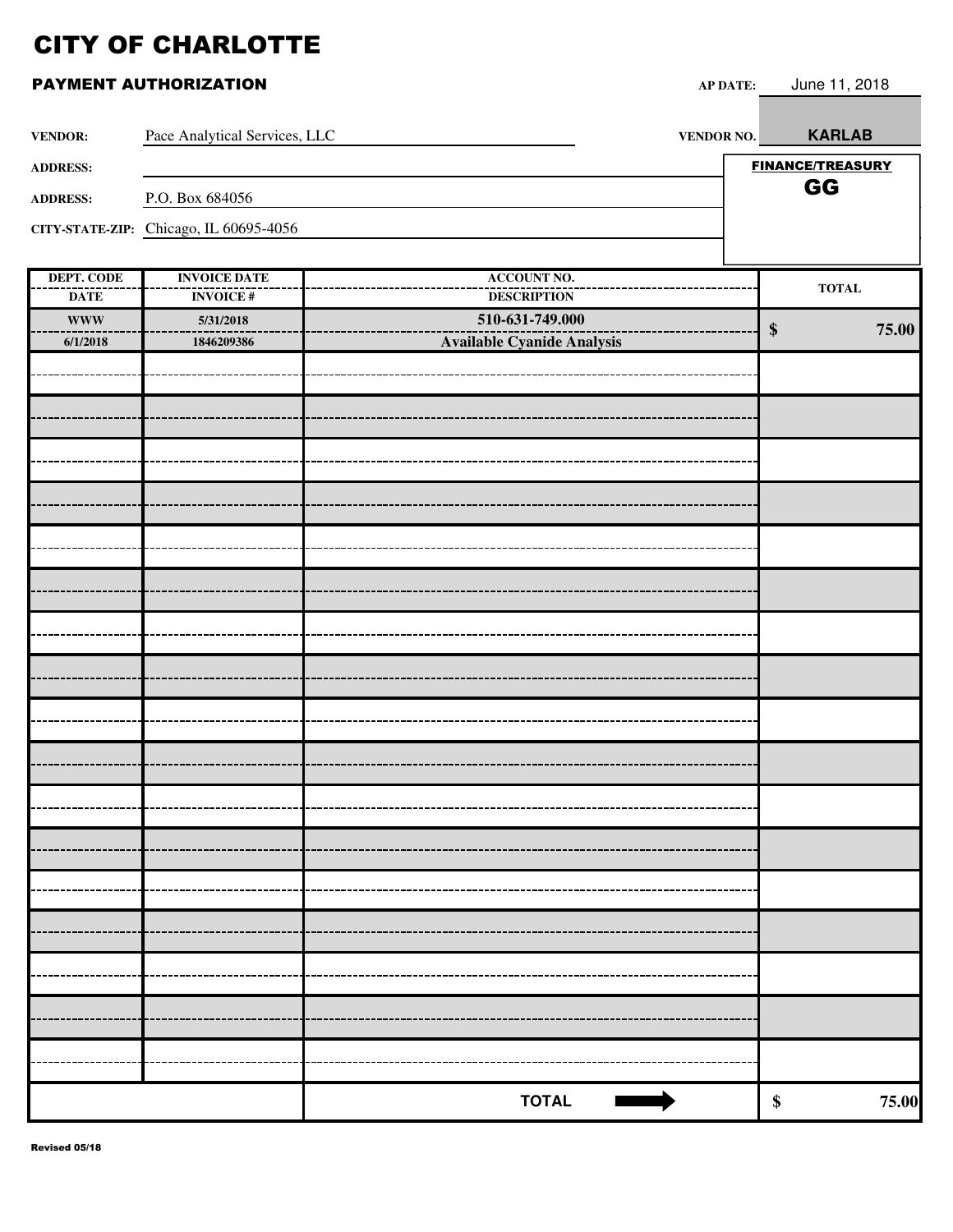# CITY OF CHARLOTTE

## PAYMENT AUTHORIZATION

**AP DATE:** June 11, 2018

**VENDOR:** Pace Analytical Services, LLC

**VENDOR NO.** KARLAB

**ADDRESS:**

**ADDRESS:** P.O. Box 684056

**CITY-STATE-ZIP:** Chicago, IL 60695-4056

**FINANCE/TREASURY**
**GG**

| DEPT. CODE / DATE | INVOICE DATE / INVOICE # | ACCOUNT NO. / DESCRIPTION | TOTAL |
|---|---|---|---|
| WWW / 6/1/2018 | 5/31/2018 / 1846209386 | 510-631-749.000 / Available Cyanide Analysis | $ 75.00 |
| | | | |
| | | **TOTAL** | **$ 75.00** |

Revised 05/18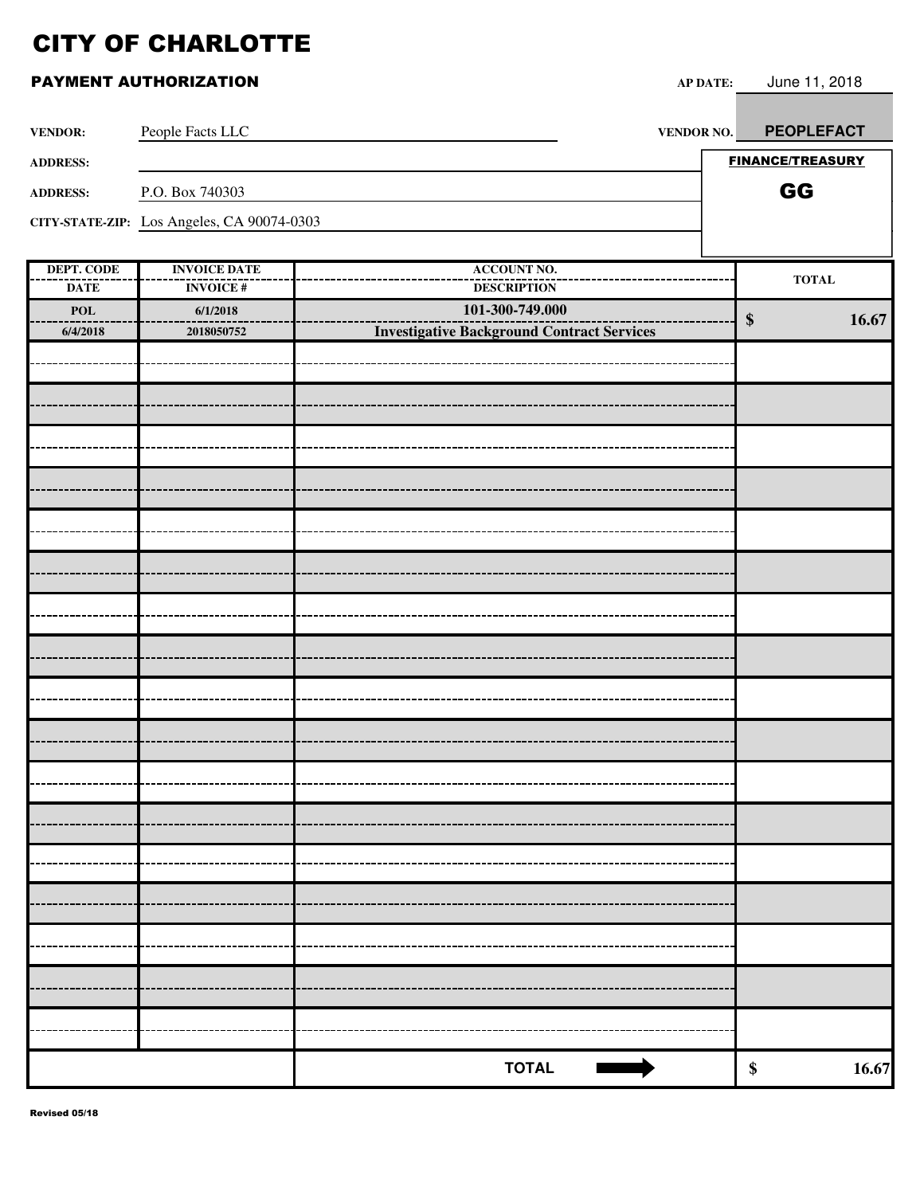# CITY OF CHARLOTTE

## PAYMENT AUTHORIZATION

**AP DATE:** June 11, 2018

**VENDOR:** People Facts LLC

**VENDOR NO.** PEOPLEFACT

**ADDRESS:**

**ADDRESS:** P.O. Box 740303

**CITY-STATE-ZIP:** Los Angeles, CA 90074-0303

**FINANCE/TREASURY**

**GG**

| DEPT. CODE / DATE | INVOICE DATE / INVOICE # | ACCOUNT NO. / DESCRIPTION | TOTAL |
|---|---|---|---|
| POL / 6/4/2018 | 6/1/2018 / 2018050752 | 101-300-749.000 / Investigative Background Contract Services | $ 16.67 |
| | | **TOTAL** | $ 16.67 |

Revised 05/18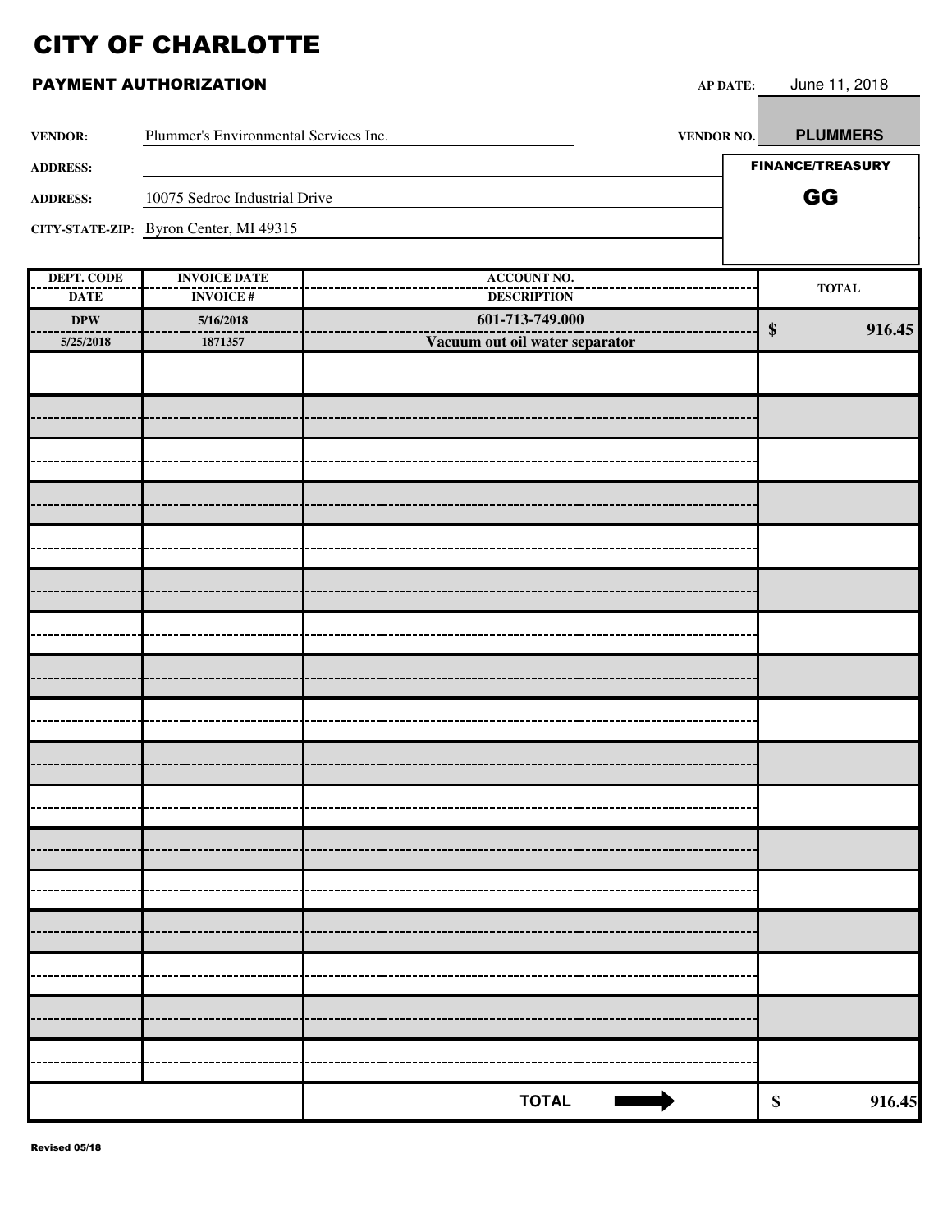# CITY OF CHARLOTTE

## PAYMENT AUTHORIZATION

**AP DATE:** June 11, 2018

**VENDOR:** Plummer's Environmental Services Inc. **VENDOR NO.** **PLUMMERS**

**ADDRESS:**

**FINANCE/TREASURY**

**GG**

**ADDRESS:** 10075 Sedroc Industrial Drive

**CITY-STATE-ZIP:** Byron Center, MI 49315

| DEPT. CODE / DATE | INVOICE DATE / INVOICE # | ACCOUNT NO. / DESCRIPTION | TOTAL |
|---|---|---|---|
| **DPW** / **5/25/2018** | **5/16/2018** / **1871357** | **601-713-749.000** / **Vacuum out oil water separator** | **$ 916.45** |
| | | | |
| | | **TOTAL** | **$ 916.45** |

**Revised 05/18**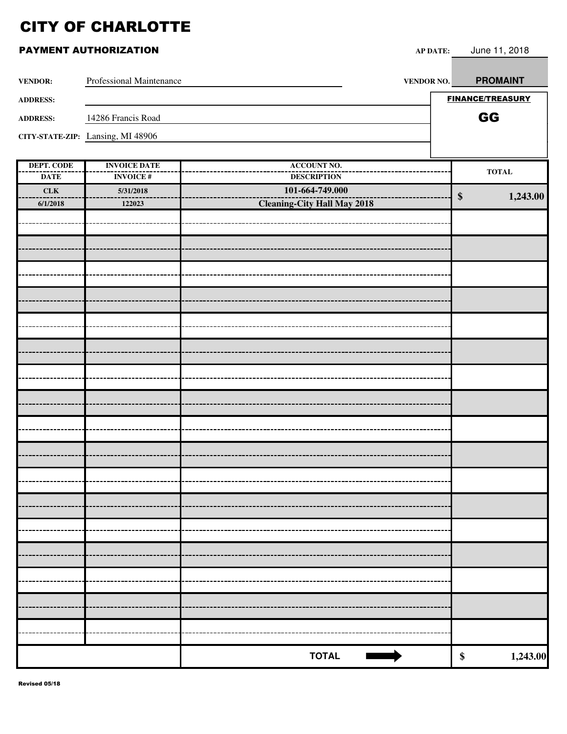# CITY OF CHARLOTTE

## PAYMENT AUTHORIZATION

**AP DATE:** June 11, 2018

**VENDOR:** Professional Maintenance

**VENDOR NO.** **PROMAINT**

**ADDRESS:**

**ADDRESS:** 14286 Francis Road

**CITY-STATE-ZIP:** Lansing, MI 48906

**FINANCE/TREASURY**

**GG**

| DEPT. CODE / DATE | INVOICE DATE / INVOICE # | ACCOUNT NO. / DESCRIPTION | TOTAL |
|---|---|---|---|
| **CLK** / **6/1/2018** | **5/31/2018** / **122023** | **101-664-749.000** / **Cleaning-City Hall May 2018** | **$ 1,243.00** |
| | | | |
| | | | |
| | | | |
| | | | |
| | | | |
| | | | |
| | | | |
| | | | |
| | | | |
| | | | |
| | | | |
| | | | |
| | | | |
| | | | |
| | | | |
| | | | |
| | | | |
| | | **TOTAL** ➡ | **$ 1,243.00** |

Revised 05/18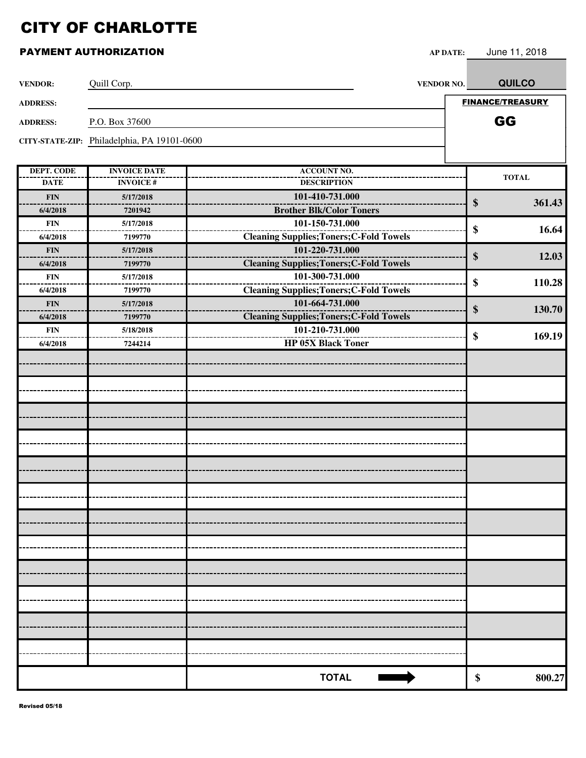# CITY OF CHARLOTTE

## PAYMENT AUTHORIZATION

**AP DATE:** June 11, 2018

**VENDOR:** Quill Corp.

**VENDOR NO.** QUILCO

**ADDRESS:**

**ADDRESS:** P.O. Box 37600

**CITY-STATE-ZIP:** Philadelphia, PA 19101-0600

**FINANCE/TREASURY**

**GG**

| DEPT. CODE / DATE | INVOICE DATE / INVOICE # | ACCOUNT NO. / DESCRIPTION | TOTAL |
|---|---|---|---|
| FIN / 6/4/2018 | 5/17/2018 / 7201942 | 101-410-731.000 / Brother Blk/Color Toners | $ 361.43 |
| FIN / 6/4/2018 | 5/17/2018 / 7199770 | 101-150-731.000 / Cleaning Supplies;Toners;C-Fold Towels | $ 16.64 |
| FIN / 6/4/2018 | 5/17/2018 / 7199770 | 101-220-731.000 / Cleaning Supplies;Toners;C-Fold Towels | $ 12.03 |
| FIN / 6/4/2018 | 5/17/2018 / 7199770 | 101-300-731.000 / Cleaning Supplies;Toners;C-Fold Towels | $ 110.28 |
| FIN / 6/4/2018 | 5/17/2018 / 7199770 | 101-664-731.000 / Cleaning Supplies;Toners;C-Fold Towels | $ 130.70 |
| FIN / 6/4/2018 | 5/18/2018 / 7244214 | 101-210-731.000 / HP 05X Black Toner | $ 169.19 |
| | | | |
| | | **TOTAL** | **$ 800.27** |

Revised 05/18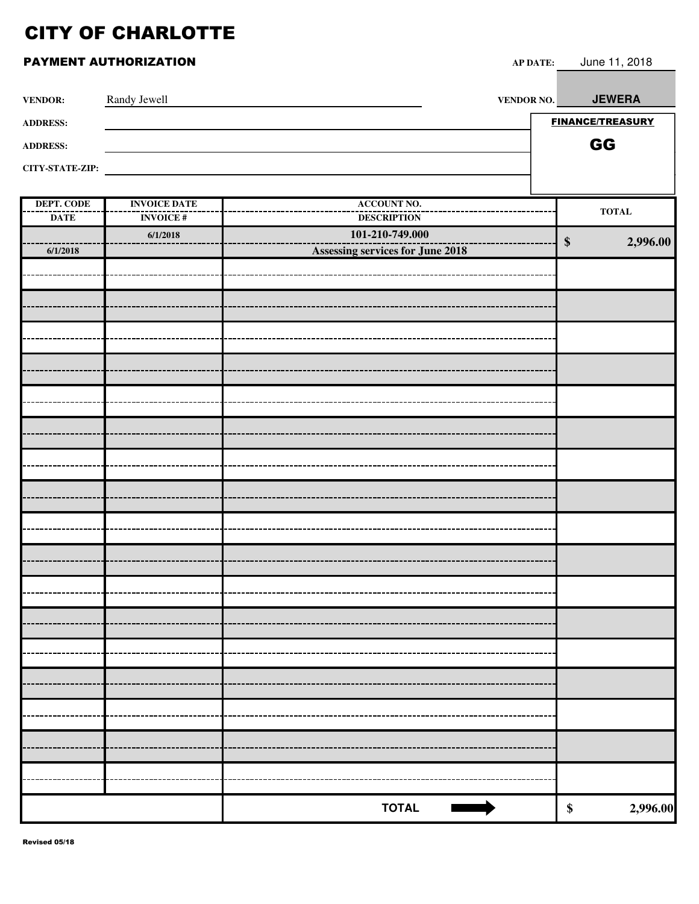# CITY OF CHARLOTTE

## PAYMENT AUTHORIZATION

**AP DATE:** June 11, 2018

**VENDOR:** Randy Jewell

**VENDOR NO.** **JEWERA**

**ADDRESS:**

**ADDRESS:**

**CITY-STATE-ZIP:**

**FINANCE/TREASURY**

**GG**

| DEPT. CODE / DATE | INVOICE DATE / INVOICE # | ACCOUNT NO. / DESCRIPTION | TOTAL |
|---|---|---|---|
| 6/1/2018 | 6/1/2018 | 101-210-749.000<br>Assessing services for June 2018 | $ 2,996.00 |
| | | | |
| | | | |
| | | | |
| | | | |
| | | | |
| | | | |
| | | | |
| | | | |
| | | | |
| | | | |
| | | | |
| | | | |
| | | | |
| | | | |
| | | | |
| | | | |
| | | | |
| | | **TOTAL** | $ 2,996.00 |

Revised 05/18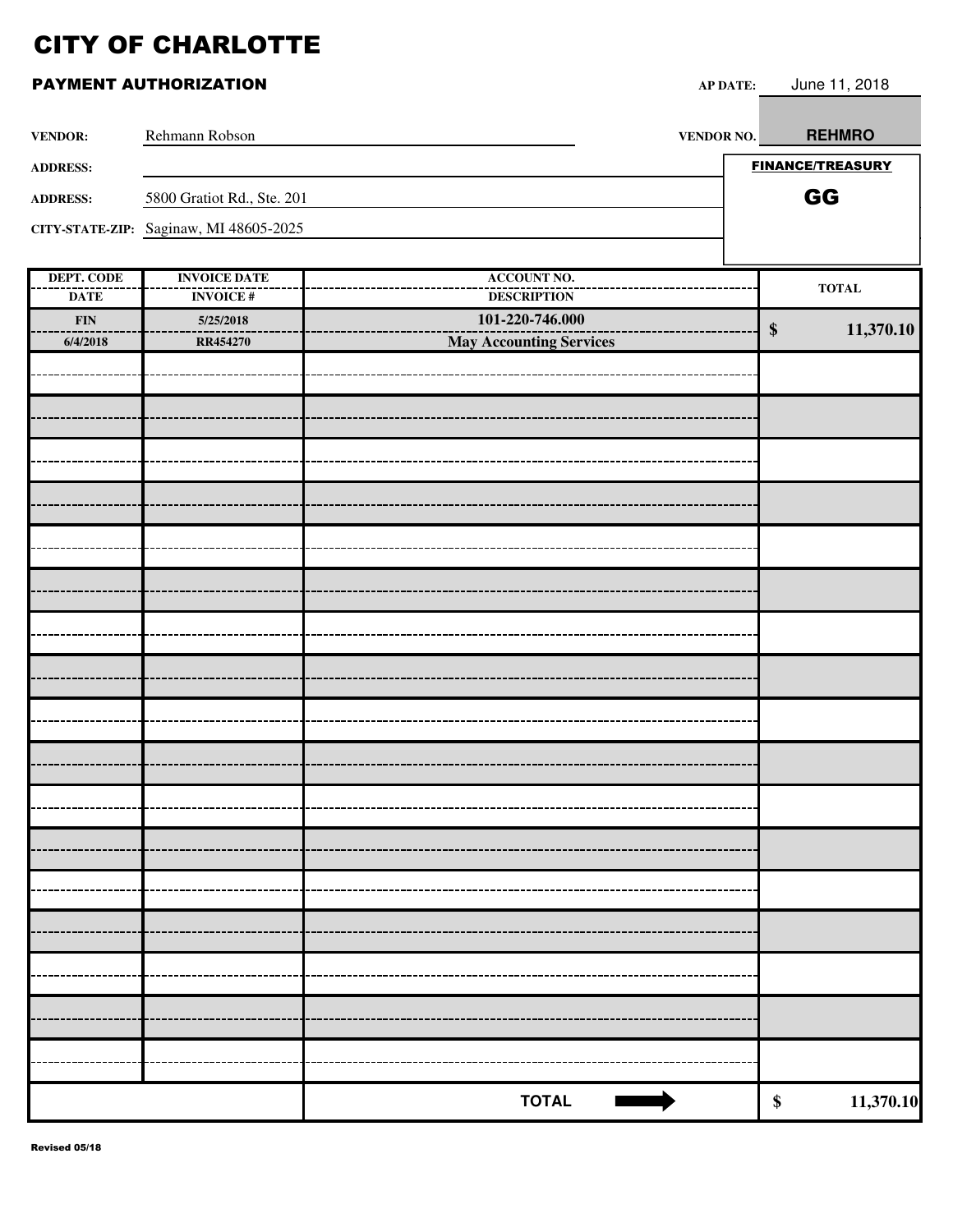# CITY OF CHARLOTTE

## PAYMENT AUTHORIZATION

**AP DATE:** June 11, 2018

**VENDOR:** Rehmann Robson

**VENDOR NO.** REHMRO

**ADDRESS:**

**ADDRESS:** 5800 Gratiot Rd., Ste. 201

**CITY-STATE-ZIP:** Saginaw, MI 48605-2025

**FINANCE/TREASURY**

**GG**

| DEPT. CODE / DATE | INVOICE DATE / INVOICE # | ACCOUNT NO. / DESCRIPTION | TOTAL |
|---|---|---|---|
| FIN / 6/4/2018 | 5/25/2018 / RR454270 | 101-220-746.000 / **May Accounting Services** | $ 11,370.10 |
| | | | |
| | | | |
| | | | |
| | | | |
| | | | |
| | | | |
| | | | |
| | | | |
| | | | |
| | | | |
| | | | |
| | | | |
| | | | |
| | | | |
| | | | |
| | | | |
| | | | |
| | | **TOTAL** | $ 11,370.10 |

Revised 05/18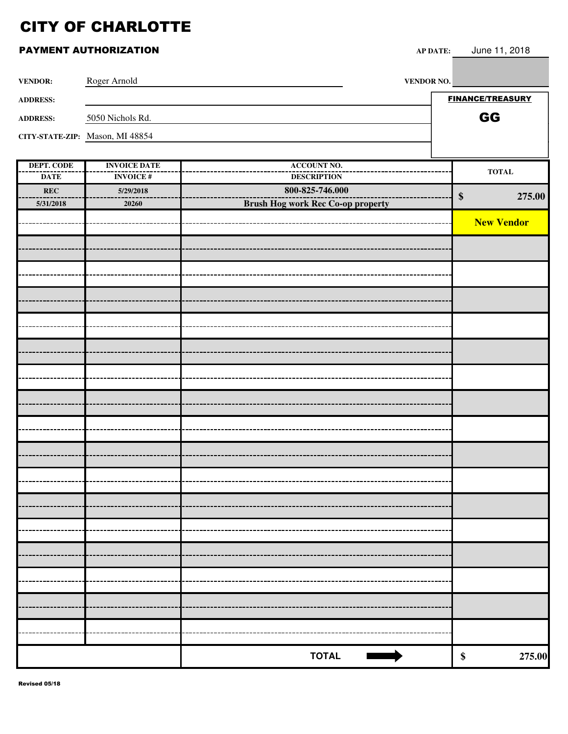# CITY OF CHARLOTTE

## PAYMENT AUTHORIZATION

**AP DATE:** June 11, 2018

**VENDOR:** Roger Arnold

**VENDOR NO.:**

**ADDRESS:**

**ADDRESS:** 5050 Nichols Rd.

**CITY-STATE-ZIP:** Mason, MI 48854

**FINANCE/TREASURY**

**GG**

| DEPT. CODE / DATE | INVOICE DATE / INVOICE # | ACCOUNT NO. / DESCRIPTION | TOTAL |
|---|---|---|---|
| REC / 5/31/2018 | 5/29/2018 / 20260 | 800-825-746.000 / Brush Hog work Rec Co-op property | $ 275.00 |
| | | | New Vendor |
| | | **TOTAL** ➡ | **$ 275.00** |

Revised 05/18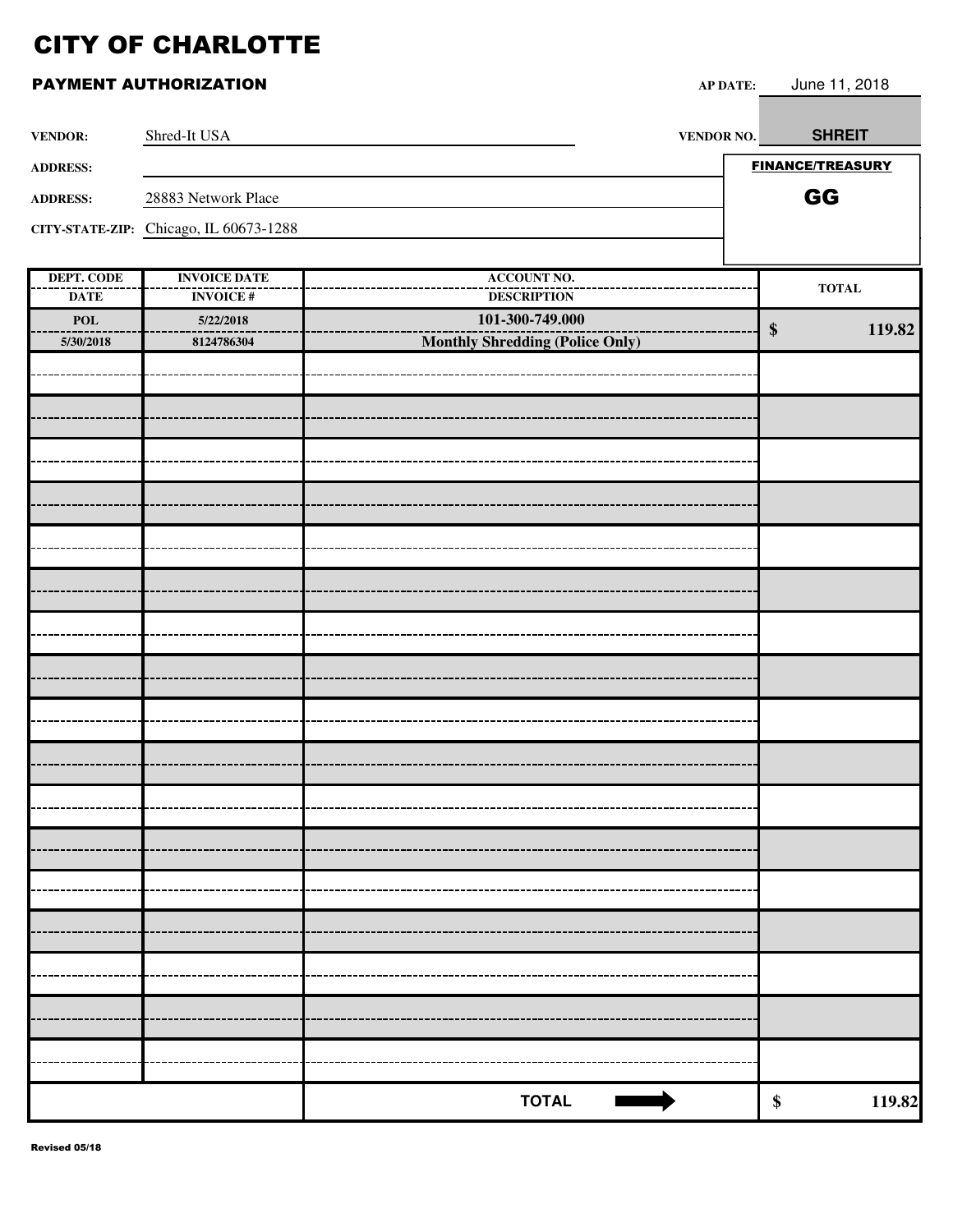# CITY OF CHARLOTTE

## PAYMENT AUTHORIZATION

**AP DATE:** June 11, 2018

**VENDOR:** Shred-It USA

**VENDOR NO.** SHREIT

**ADDRESS:**

**ADDRESS:** 28883 Network Place

**CITY-STATE-ZIP:** Chicago, IL 60673-1288

**FINANCE/TREASURY**

**GG**

| DEPT. CODE / DATE | INVOICE DATE / INVOICE # | ACCOUNT NO. / DESCRIPTION | TOTAL |
|---|---|---|---|
| POL / 5/30/2018 | 5/22/2018 / 8124786304 | 101-300-749.000 / Monthly Shredding (Police Only) | $ 119.82 |
| | | | |
| | | | |
| | | | |
| | | | |
| | | | |
| | | | |
| | | | |
| | | | |
| | | | |
| | | | |
| | | | |
| | | | |
| | | | |
| | | | |
| | | | |
| | | | |
| | | **TOTAL** ➡ | $ 119.82 |

Revised 05/18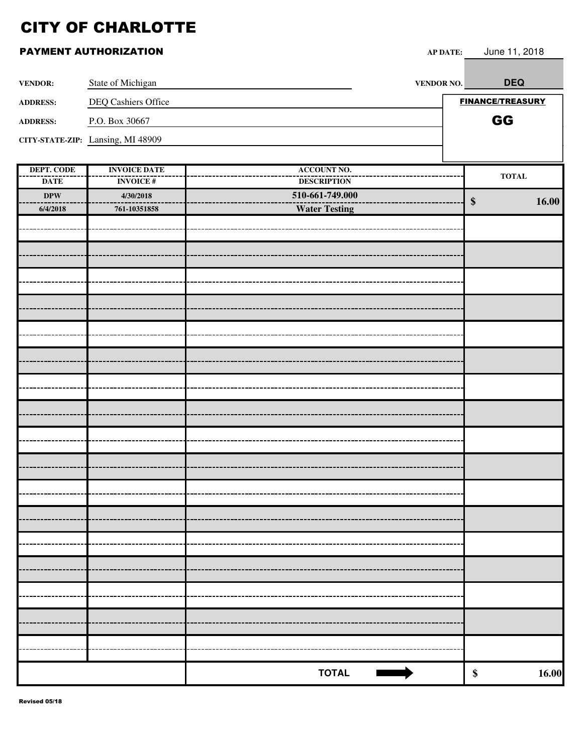# CITY OF CHARLOTTE

## PAYMENT AUTHORIZATION

**AP DATE:** June 11, 2018

**VENDOR:** State of Michigan

**VENDOR NO.** DEQ

**ADDRESS:** DEQ Cashiers Office

**ADDRESS:** P.O. Box 30667

**CITY-STATE-ZIP:** Lansing, MI 48909

**FINANCE/TREASURY**

**GG**

| DEPT. CODE / DATE | INVOICE DATE / INVOICE # | ACCOUNT NO. / DESCRIPTION | TOTAL |
|---|---|---|---|
| DPW / 6/4/2018 | 4/30/2018 / 761-10351858 | 510-661-749.000 / Water Testing | $ 16.00 |
| | | | |
| | | **TOTAL** | $ 16.00 |

Revised 05/18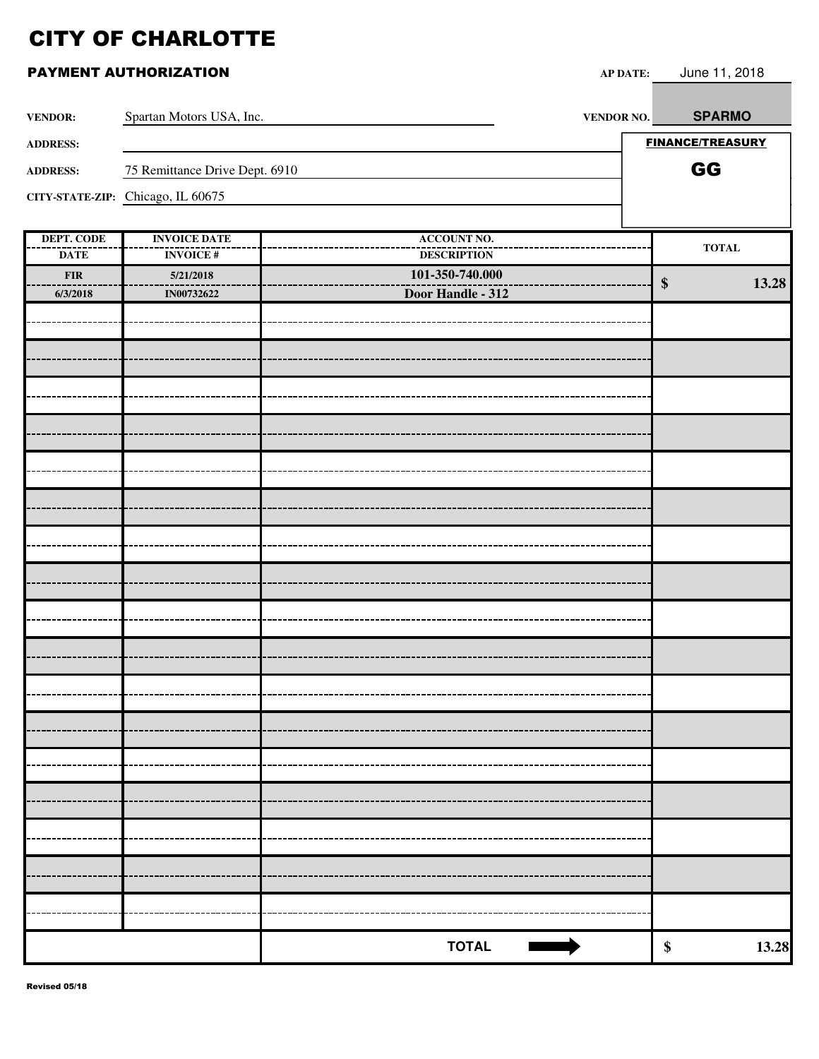# CITY OF CHARLOTTE

## PAYMENT AUTHORIZATION

**AP DATE:** June 11, 2018

**VENDOR:** Spartan Motors USA, Inc.

**VENDOR NO.** SPARMO

**ADDRESS:**

**ADDRESS:** 75 Remittance Drive Dept. 6910

**CITY-STATE-ZIP:** Chicago, IL 60675

**FINANCE/TREASURY**

**GG**

| DEPT. CODE / DATE | INVOICE DATE / INVOICE # | ACCOUNT NO. / DESCRIPTION | TOTAL |
|---|---|---|---|
| FIR / 6/3/2018 | 5/21/2018 / IN00732622 | 101-350-740.000 / Door Handle - 312 | $ 13.28 |
| | | | |
| | | | |
| | | | |
| | | | |
| | | | |
| | | | |
| | | | |
| | | | |
| | | | |
| | | | |
| | | | |
| | | | |
| | | | |
| | | | |
| | | | |
| | | | |
| | | | |
| | | **TOTAL** | **$ 13.28** |

Revised 05/18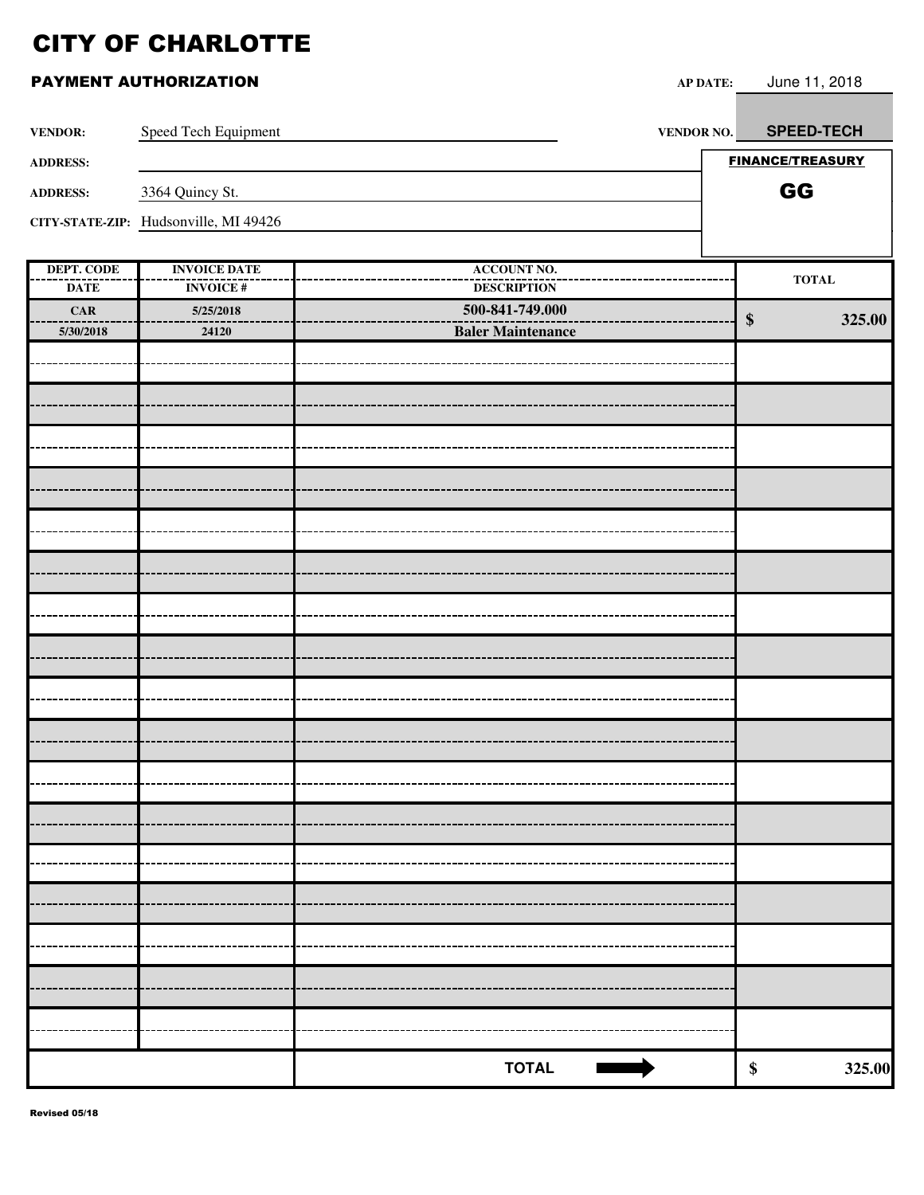# CITY OF CHARLOTTE

## PAYMENT AUTHORIZATION

**AP DATE:** June 11, 2018

**VENDOR:** Speed Tech Equipment

**VENDOR NO.** SPEED-TECH

**ADDRESS:**

**ADDRESS:** 3364 Quincy St.

**CITY-STATE-ZIP:** Hudsonville, MI 49426

**FINANCE/TREASURY**

**GG**

| DEPT. CODE / DATE | INVOICE DATE / INVOICE # | ACCOUNT NO. / DESCRIPTION | TOTAL |
|---|---|---|---|
| CAR<br>5/30/2018 | 5/25/2018<br>24120 | 500-841-749.000<br>**Baler Maintenance** | $ 325.00 |
| | | | |
| | | **TOTAL** ➡ | **$ 325.00** |

Revised 05/18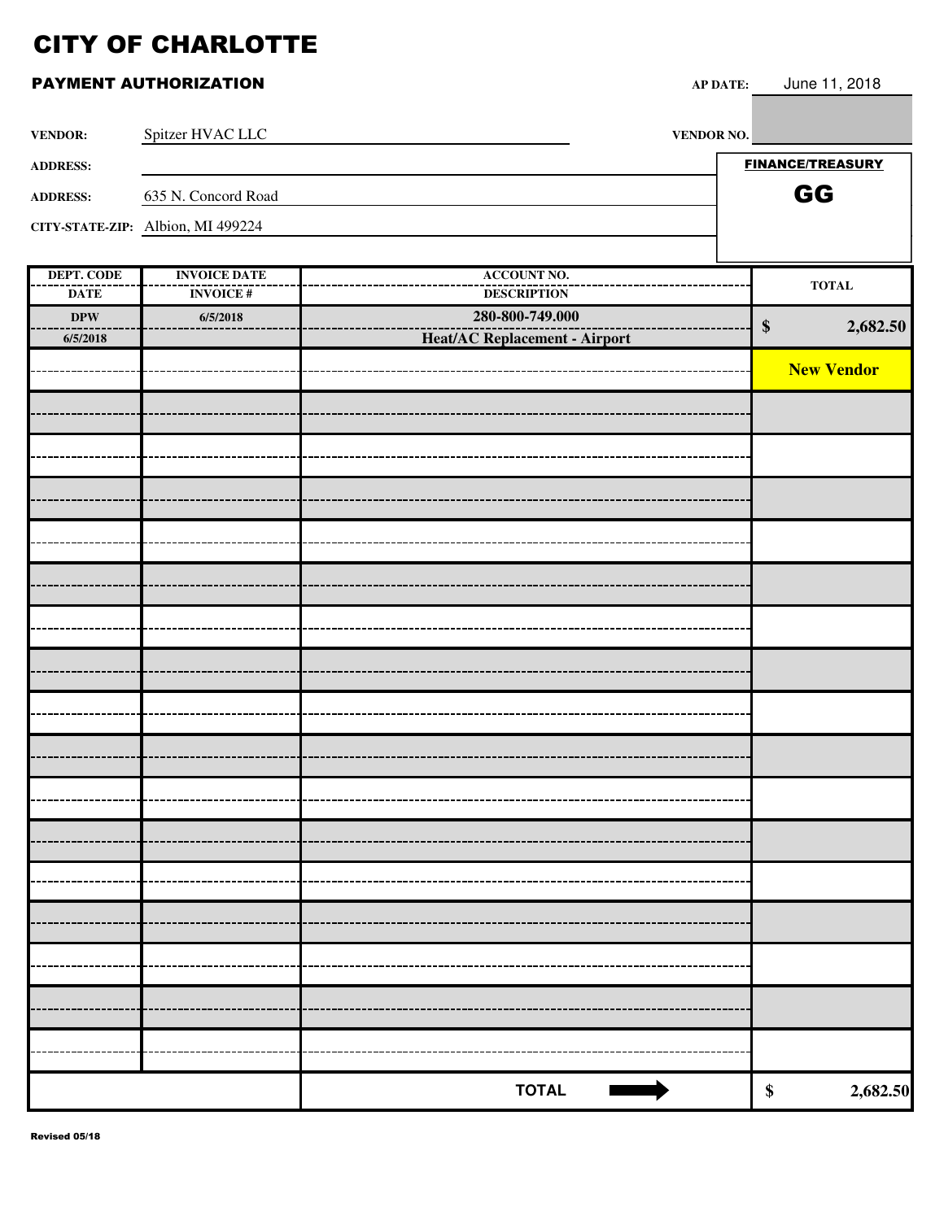# CITY OF CHARLOTTE

## PAYMENT AUTHORIZATION

**AP DATE:** June 11, 2018

**VENDOR:** Spitzer HVAC LLC

**VENDOR NO.**

**ADDRESS:**

**ADDRESS:** 635 N. Concord Road

**CITY-STATE-ZIP:** Albion, MI 499224

**FINANCE/TREASURY**

**GG**

| DEPT. CODE / DATE | INVOICE DATE / INVOICE # | ACCOUNT NO. / DESCRIPTION | TOTAL |
|---|---|---|---|
| DPW<br>6/5/2018 | 6/5/2018 | 280-800-749.000<br>Heat/AC Replacement - Airport | $ 2,682.50 |
| | | | New Vendor |
| | | **TOTAL** ➡ | $ 2,682.50 |

Revised 05/18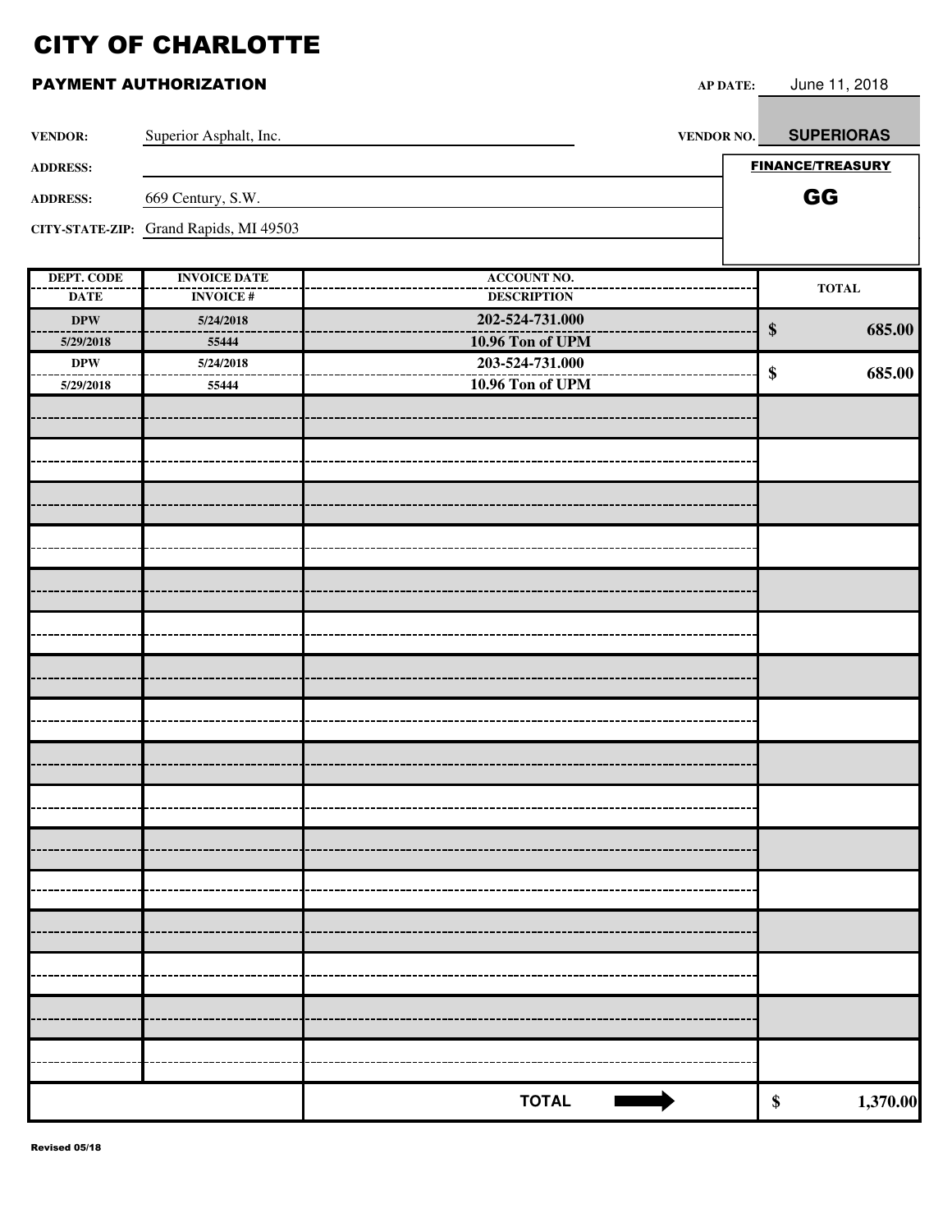# CITY OF CHARLOTTE

## PAYMENT AUTHORIZATION

**AP DATE:** June 11, 2018

**VENDOR:** Superior Asphalt, Inc.

**VENDOR NO.** SUPERIORAS

**ADDRESS:**

**ADDRESS:** 669 Century, S.W.

**CITY-STATE-ZIP:** Grand Rapids, MI 49503

**FINANCE/TREASURY**

**GG**

| DEPT. CODE / DATE | INVOICE DATE / INVOICE # | ACCOUNT NO. / DESCRIPTION | TOTAL |
|---|---|---|---|
| DPW / 5/29/2018 | 5/24/2018 / 55444 | 202-524-731.000 / 10.96 Ton of UPM | $ 685.00 |
| DPW / 5/29/2018 | 5/24/2018 / 55444 | 203-524-731.000 / 10.96 Ton of UPM | $ 685.00 |
| | | | |
| | | | |
| | | | |
| | | | |
| | | | |
| | | | |
| | | | |
| | | | |
| | | | |
| | | | |
| | | | |
| | | | |
| | | | |
| | | | |
| | | | |
| | | | |
| | | **TOTAL** | $ 1,370.00 |

Revised 05/18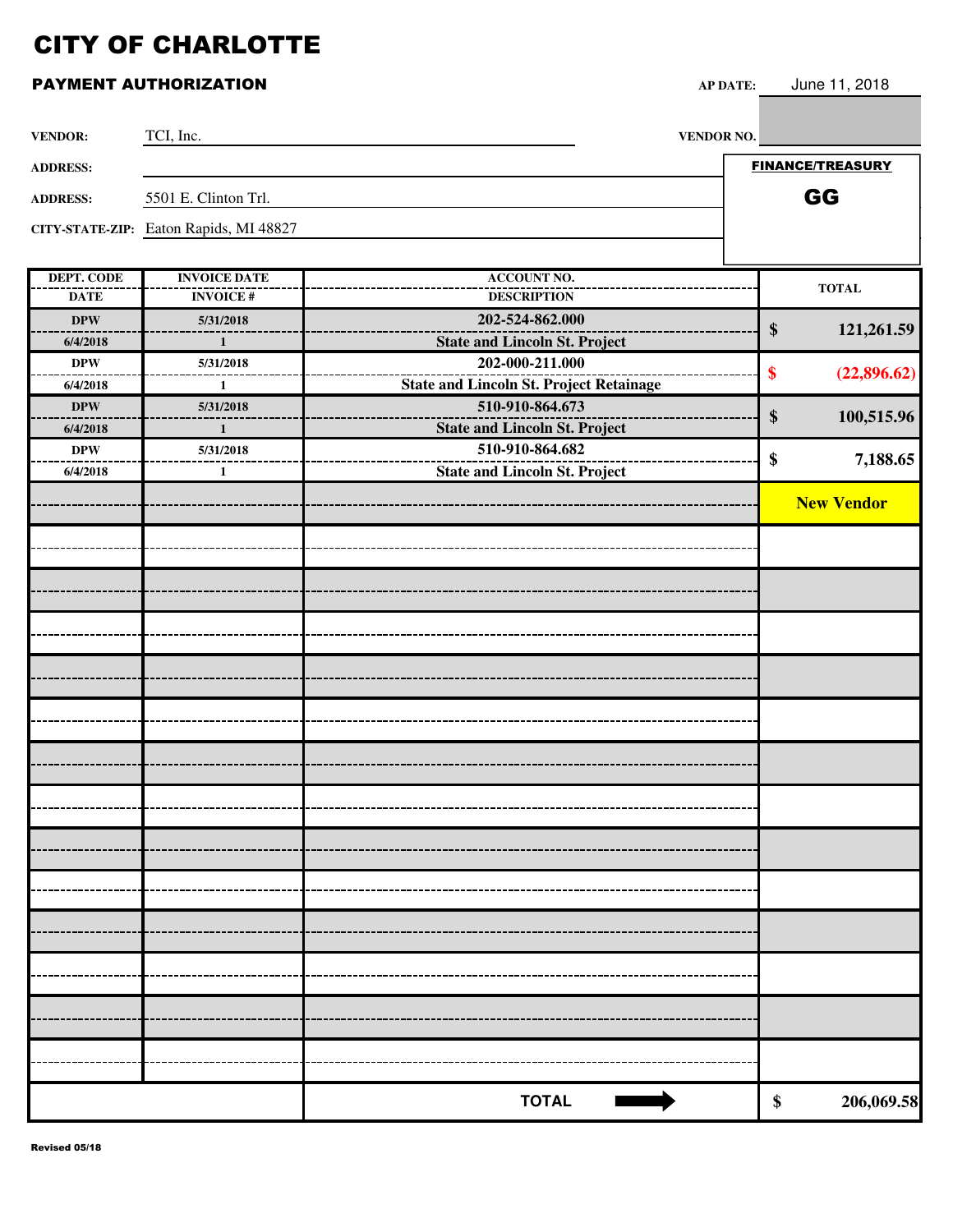# CITY OF CHARLOTTE

## PAYMENT AUTHORIZATION

**AP DATE:** June 11, 2018

**VENDOR:** TCI, Inc.

**VENDOR NO.**

**ADDRESS:**

**ADDRESS:** 5501 E. Clinton Trl.

**CITY-STATE-ZIP:** Eaton Rapids, MI 48827

**FINANCE/TREASURY**

**GG**

| DEPT. CODE / DATE | INVOICE DATE / INVOICE # | ACCOUNT NO. / DESCRIPTION | TOTAL |
|---|---|---|---|
| DPW / 6/4/2018 | 5/31/2018 / 1 | 202-524-862.000 / State and Lincoln St. Project | $ 121,261.59 |
| DPW / 6/4/2018 | 5/31/2018 / 1 | 202-000-211.000 / State and Lincoln St. Project Retainage | $ (22,896.62) |
| DPW / 6/4/2018 | 5/31/2018 / 1 | 510-910-864.673 / State and Lincoln St. Project | $ 100,515.96 |
| DPW / 6/4/2018 | 5/31/2018 / 1 | 510-910-864.682 / State and Lincoln St. Project | $ 7,188.65 |
| | | | New Vendor |
| | | TOTAL | $ 206,069.58 |

Revised 05/18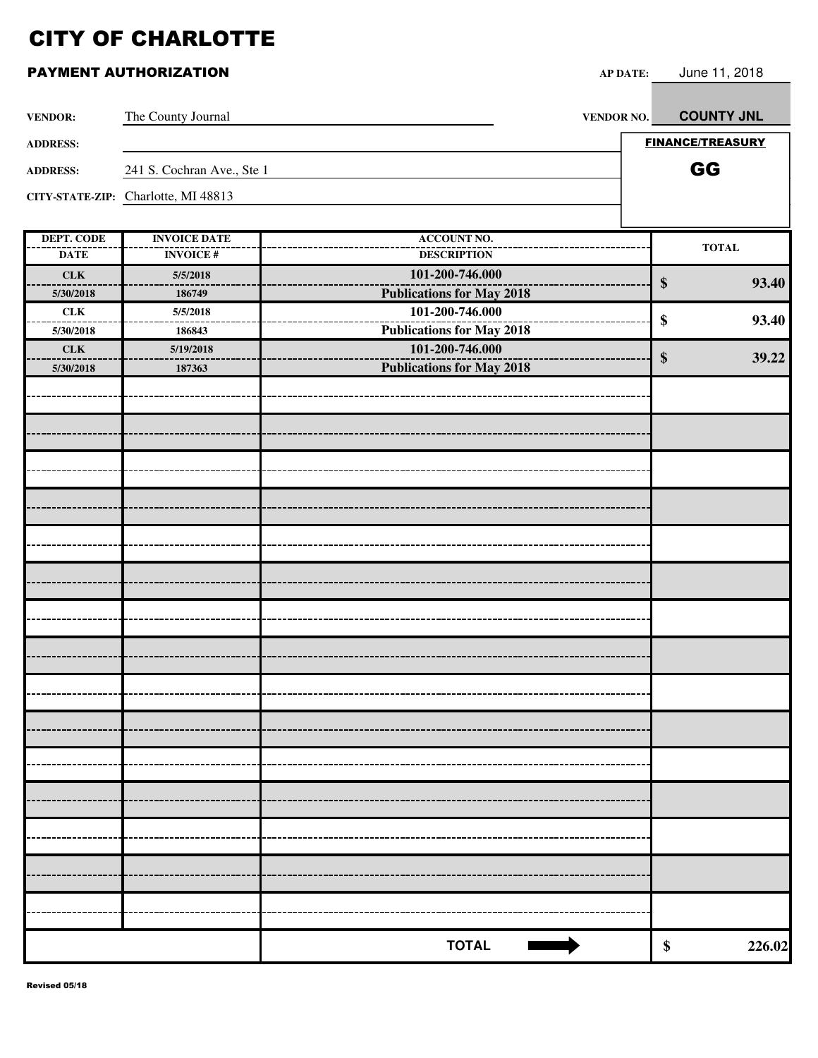# CITY OF CHARLOTTE

## PAYMENT AUTHORIZATION

**AP DATE:** June 11, 2018

**VENDOR:** The County Journal

**VENDOR NO.** COUNTY JNL

**ADDRESS:**

**ADDRESS:** 241 S. Cochran Ave., Ste 1

**CITY-STATE-ZIP:** Charlotte, MI 48813

**FINANCE/TREASURY**

**GG**

| DEPT. CODE / DATE | INVOICE DATE / INVOICE # | ACCOUNT NO. / DESCRIPTION | TOTAL |
|---|---|---|---|
| CLK / 5/30/2018 | 5/5/2018 / 186749 | 101-200-746.000 / Publications for May 2018 | $ 93.40 |
| CLK / 5/30/2018 | 5/5/2018 / 186843 | 101-200-746.000 / Publications for May 2018 | $ 93.40 |
| CLK / 5/30/2018 | 5/19/2018 / 187363 | 101-200-746.000 / Publications for May 2018 | $ 39.22 |
| | | **TOTAL** | **$ 226.02** |

Revised 05/18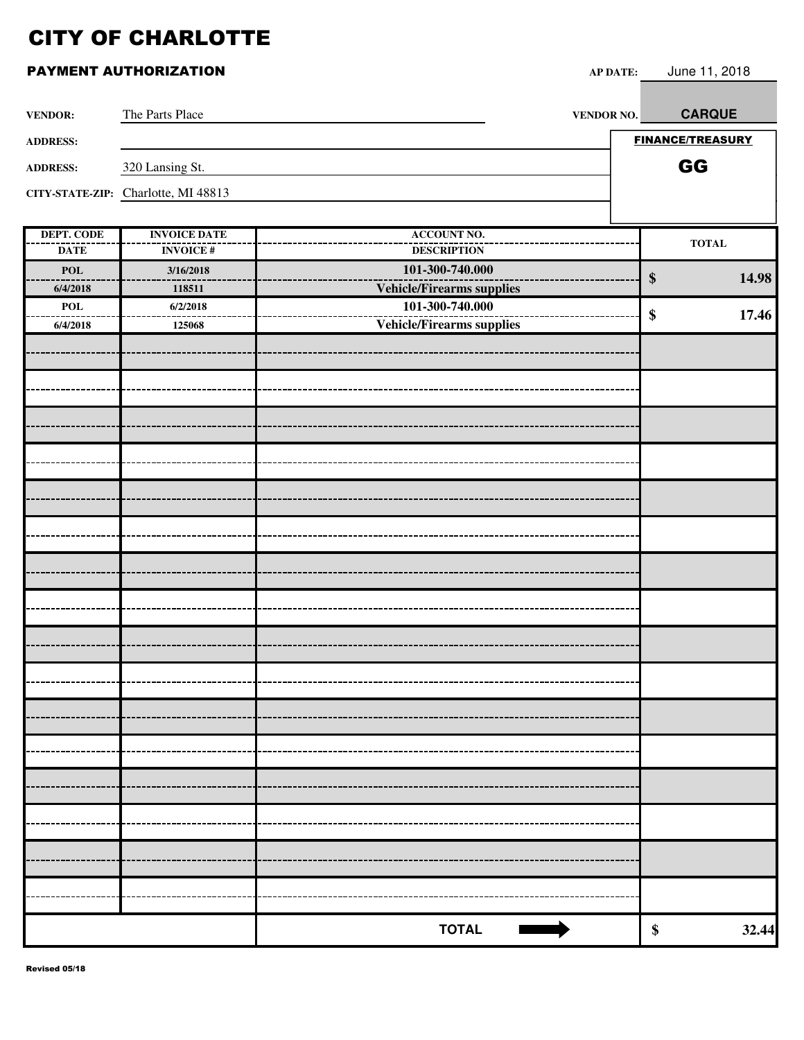# CITY OF CHARLOTTE

## PAYMENT AUTHORIZATION

**AP DATE:** June 11, 2018

**VENDOR:** The Parts Place

**VENDOR NO.** **CARQUE**

**ADDRESS:**

**ADDRESS:** 320 Lansing St.

**CITY-STATE-ZIP:** Charlotte, MI 48813

**FINANCE/TREASURY**

**GG**

| DEPT. CODE / DATE | INVOICE DATE / INVOICE # | ACCOUNT NO. / DESCRIPTION | TOTAL |
|---|---|---|---|
| POL / 6/4/2018 | 3/16/2018 / 118511 | 101-300-740.000 / Vehicle/Firearms supplies | $ 14.98 |
| POL / 6/4/2018 | 6/2/2018 / 125068 | 101-300-740.000 / Vehicle/Firearms supplies | $ 17.46 |
| | | **TOTAL** | **$ 32.44** |

Revised 05/18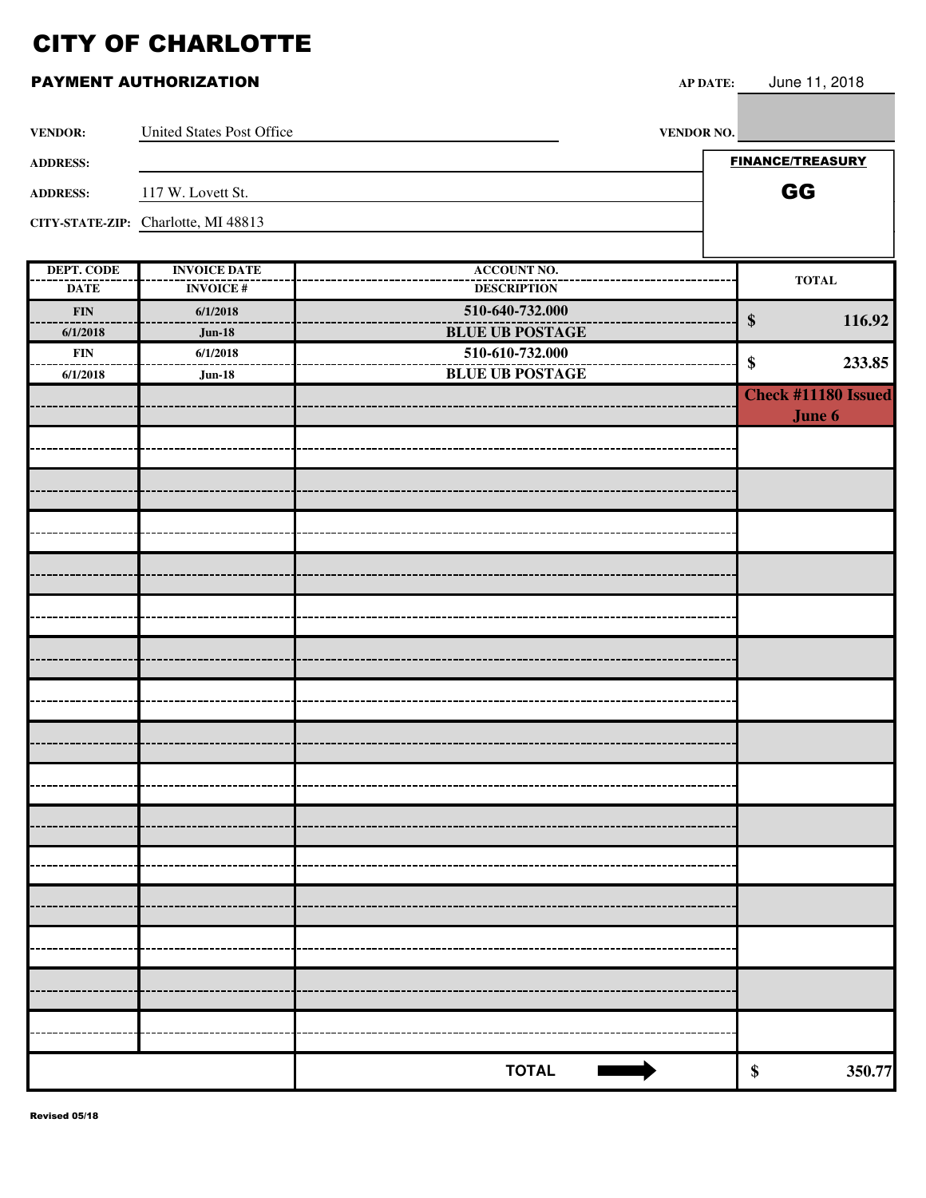# CITY OF CHARLOTTE

## PAYMENT AUTHORIZATION

**AP DATE:** June 11, 2018

**VENDOR:** United States Post Office

**VENDOR NO.:**

**ADDRESS:**

**ADDRESS:** 117 W. Lovett St.

**CITY-STATE-ZIP:** Charlotte, MI 48813

**FINANCE/TREASURY**

**GG**

| DEPT. CODE / DATE | INVOICE DATE / INVOICE # | ACCOUNT NO. / DESCRIPTION | TOTAL |
|---|---|---|---|
| FIN / 6/1/2018 | 6/1/2018 / Jun-18 | 510-640-732.000 / BLUE UB POSTAGE | $ 116.92 |
| FIN / 6/1/2018 | 6/1/2018 / Jun-18 | 510-610-732.000 / BLUE UB POSTAGE | $ 233.85 |
| | | | Check #11180 Issued June 6 |
| | | | |
| | | | |
| | | | |
| | | | |
| | | | |
| | | | |
| | | | |
| | | | |
| | | | |
| | | | |
| | | | |
| | | | |
| | | | |
| | | | |
| | | TOTAL | $ 350.77 |

Revised 05/18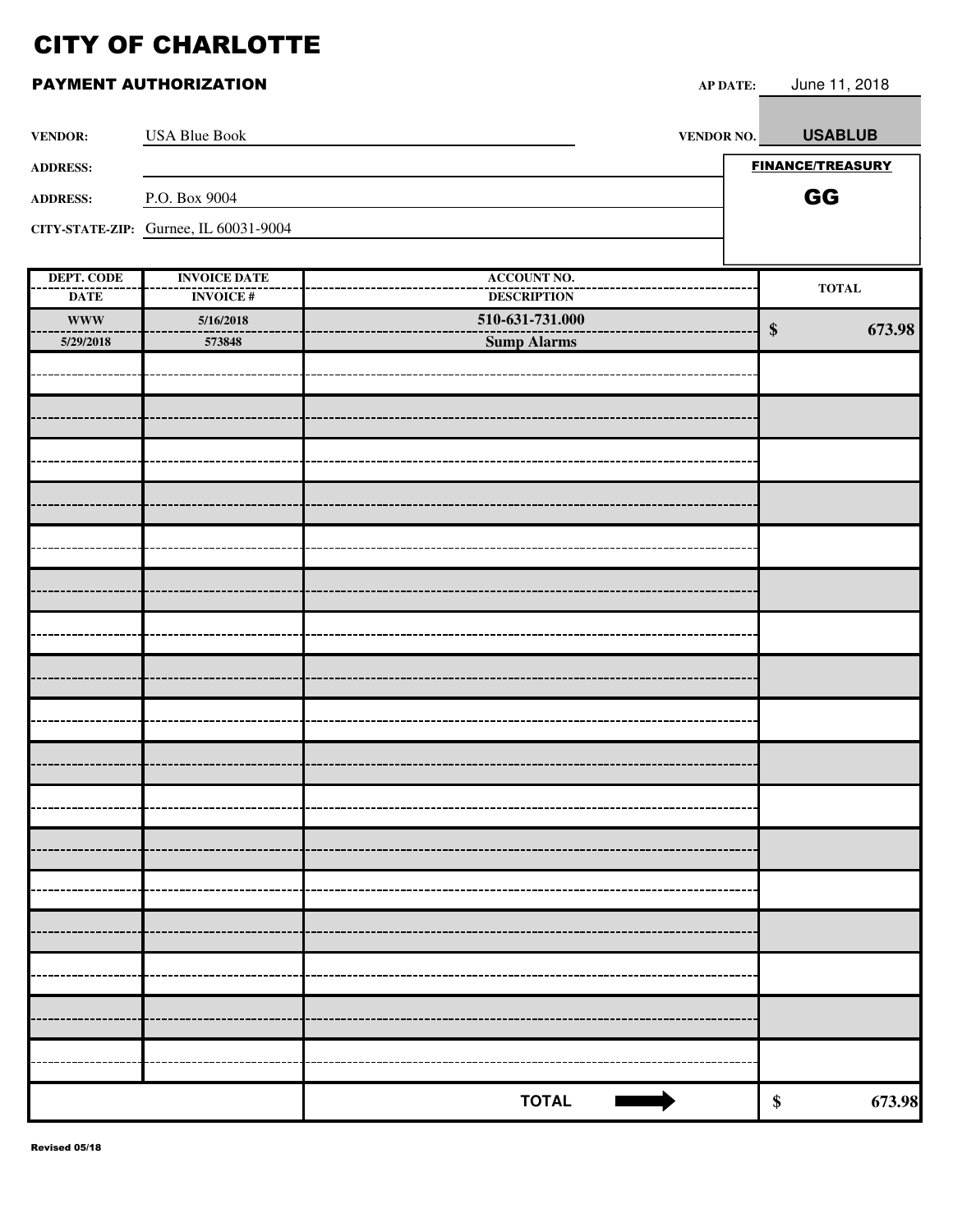# CITY OF CHARLOTTE

**PAYMENT AUTHORIZATION**

**AP DATE:** June 11, 2018

**VENDOR:** USA Blue Book

**VENDOR NO.** **USABLUB**

**ADDRESS:**

**ADDRESS:** P.O. Box 9004

**CITY-STATE-ZIP:** Gurnee, IL 60031-9004

**FINANCE/TREASURY**

**GG**

| DEPT. CODE / DATE | INVOICE DATE / INVOICE # | ACCOUNT NO. / DESCRIPTION | TOTAL |
|---|---|---|---|
| **WWW** / **5/29/2018** | **5/16/2018** / **573848** | **510-631-731.000** / **Sump Alarms** | **$ 673.98** |
| | | | |
| | | | |
| | | | |
| | | | |
| | | | |
| | | | |
| | | | |
| | | | |
| | | | |
| | | | |
| | | | |
| | | | |
| | | | |
| | | | |
| | | | |
| | | | |
| | | | |
| | | **TOTAL** ➡ | **$ 673.98** |

Revised 05/18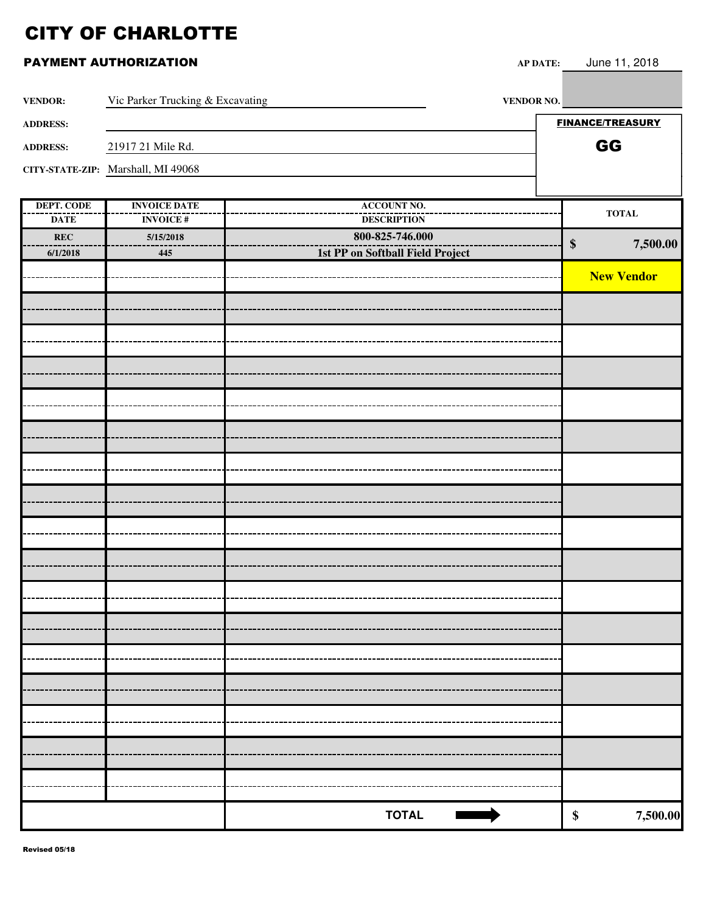# CITY OF CHARLOTTE

## PAYMENT AUTHORIZATION

**AP DATE:** June 11, 2018

**VENDOR:** Vic Parker Trucking & Excavating

**VENDOR NO.**

**ADDRESS:**

**ADDRESS:** 21917 21 Mile Rd.

**CITY-STATE-ZIP:** Marshall, MI 49068

**FINANCE/TREASURY**

**GG**

| DEPT. CODE / DATE | INVOICE DATE / INVOICE # | ACCOUNT NO. / DESCRIPTION | TOTAL |
|---|---|---|---|
| REC / 6/1/2018 | 5/15/2018 / 445 | 800-825-746.000 / 1st PP on Softball Field Project | $ 7,500.00 |
| | | | **New Vendor** |
| | | **TOTAL** ➡ | $ 7,500.00 |

Revised 05/18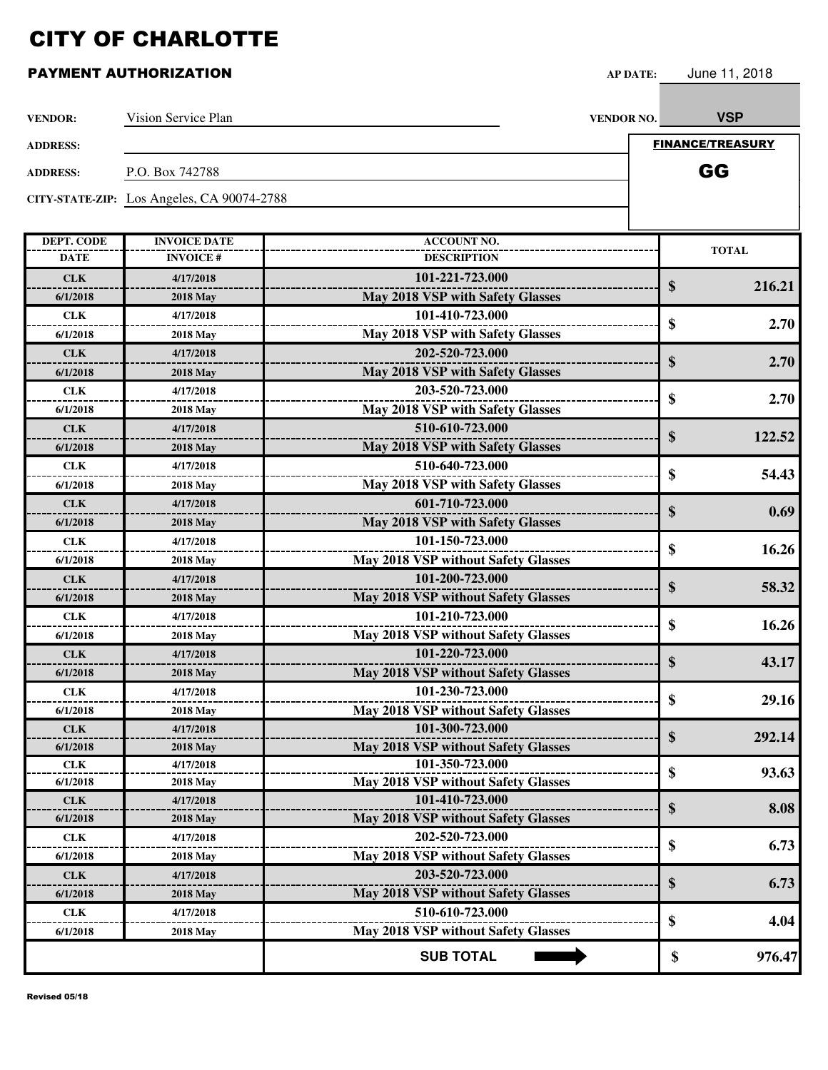# CITY OF CHARLOTTE

## PAYMENT AUTHORIZATION

**AP DATE:** June 11, 2018

**VENDOR:** Vision Service Plan

**VENDOR NO.** VSP

**ADDRESS:**

**ADDRESS:** P.O. Box 742788

**CITY-STATE-ZIP:** Los Angeles, CA 90074-2788

**FINANCE/TREASURY**

**GG**

| DEPT. CODE / DATE | INVOICE DATE / INVOICE # | ACCOUNT NO. / DESCRIPTION | TOTAL |
|---|---|---|---|
| CLK / 6/1/2018 | 4/17/2018 / 2018 May | 101-221-723.000 / May 2018 VSP with Safety Glasses | $ 216.21 |
| CLK / 6/1/2018 | 4/17/2018 / 2018 May | 101-410-723.000 / May 2018 VSP with Safety Glasses | $ 2.70 |
| CLK / 6/1/2018 | 4/17/2018 / 2018 May | 202-520-723.000 / May 2018 VSP with Safety Glasses | $ 2.70 |
| CLK / 6/1/2018 | 4/17/2018 / 2018 May | 203-520-723.000 / May 2018 VSP with Safety Glasses | $ 2.70 |
| CLK / 6/1/2018 | 4/17/2018 / 2018 May | 510-610-723.000 / May 2018 VSP with Safety Glasses | $ 122.52 |
| CLK / 6/1/2018 | 4/17/2018 / 2018 May | 510-640-723.000 / May 2018 VSP with Safety Glasses | $ 54.43 |
| CLK / 6/1/2018 | 4/17/2018 / 2018 May | 601-710-723.000 / May 2018 VSP with Safety Glasses | $ 0.69 |
| CLK / 6/1/2018 | 4/17/2018 / 2018 May | 101-150-723.000 / May 2018 VSP without Safety Glasses | $ 16.26 |
| CLK / 6/1/2018 | 4/17/2018 / 2018 May | 101-200-723.000 / May 2018 VSP without Safety Glasses | $ 58.32 |
| CLK / 6/1/2018 | 4/17/2018 / 2018 May | 101-210-723.000 / May 2018 VSP without Safety Glasses | $ 16.26 |
| CLK / 6/1/2018 | 4/17/2018 / 2018 May | 101-220-723.000 / May 2018 VSP without Safety Glasses | $ 43.17 |
| CLK / 6/1/2018 | 4/17/2018 / 2018 May | 101-230-723.000 / May 2018 VSP without Safety Glasses | $ 29.16 |
| CLK / 6/1/2018 | 4/17/2018 / 2018 May | 101-300-723.000 / May 2018 VSP without Safety Glasses | $ 292.14 |
| CLK / 6/1/2018 | 4/17/2018 / 2018 May | 101-350-723.000 / May 2018 VSP without Safety Glasses | $ 93.63 |
| CLK / 6/1/2018 | 4/17/2018 / 2018 May | 101-410-723.000 / May 2018 VSP without Safety Glasses | $ 8.08 |
| CLK / 6/1/2018 | 4/17/2018 / 2018 May | 202-520-723.000 / May 2018 VSP without Safety Glasses | $ 6.73 |
| CLK / 6/1/2018 | 4/17/2018 / 2018 May | 203-520-723.000 / May 2018 VSP without Safety Glasses | $ 6.73 |
| CLK / 6/1/2018 | 4/17/2018 / 2018 May | 510-610-723.000 / May 2018 VSP without Safety Glasses | $ 4.04 |
| | | **SUB TOTAL** | **$ 976.47** |

Revised 05/18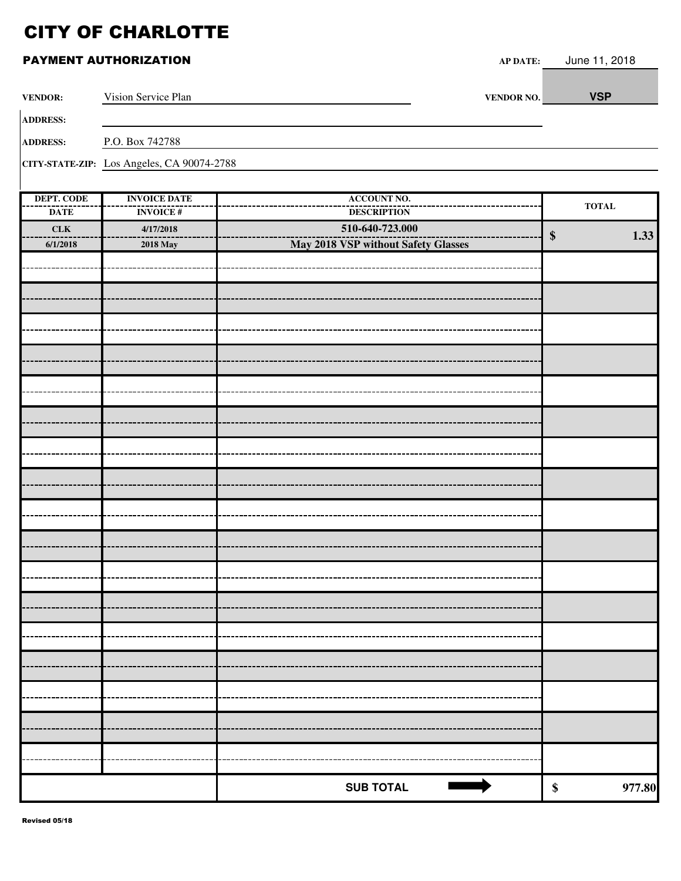# CITY OF CHARLOTTE

## PAYMENT AUTHORIZATION

**AP DATE:** June 11, 2018

**VENDOR:** Vision Service Plan

**VENDOR NO.** **VSP**

**ADDRESS:**

**ADDRESS:** P.O. Box 742788

**CITY-STATE-ZIP:** Los Angeles, CA 90074-2788

| DEPT. CODE / DATE | INVOICE DATE / INVOICE # | ACCOUNT NO. / DESCRIPTION | TOTAL |
|---|---|---|---|
| **CLK** / **6/1/2018** | **4/17/2018** / **2018 May** | **510-640-723.000** / **May 2018 VSP without Safety Glasses** | **$ 1.33** |
| | | | |
| | | | |
| | | | |
| | | | |
| | | | |
| | | | |
| | | | |
| | | | |
| | | | |
| | | | |
| | | | |
| | | | |
| | | | |
| | | | |
| | | | |
| | | | |
| | | | |
| | | **SUB TOTAL** ➡ | **$ 977.80** |

**Revised 05/18**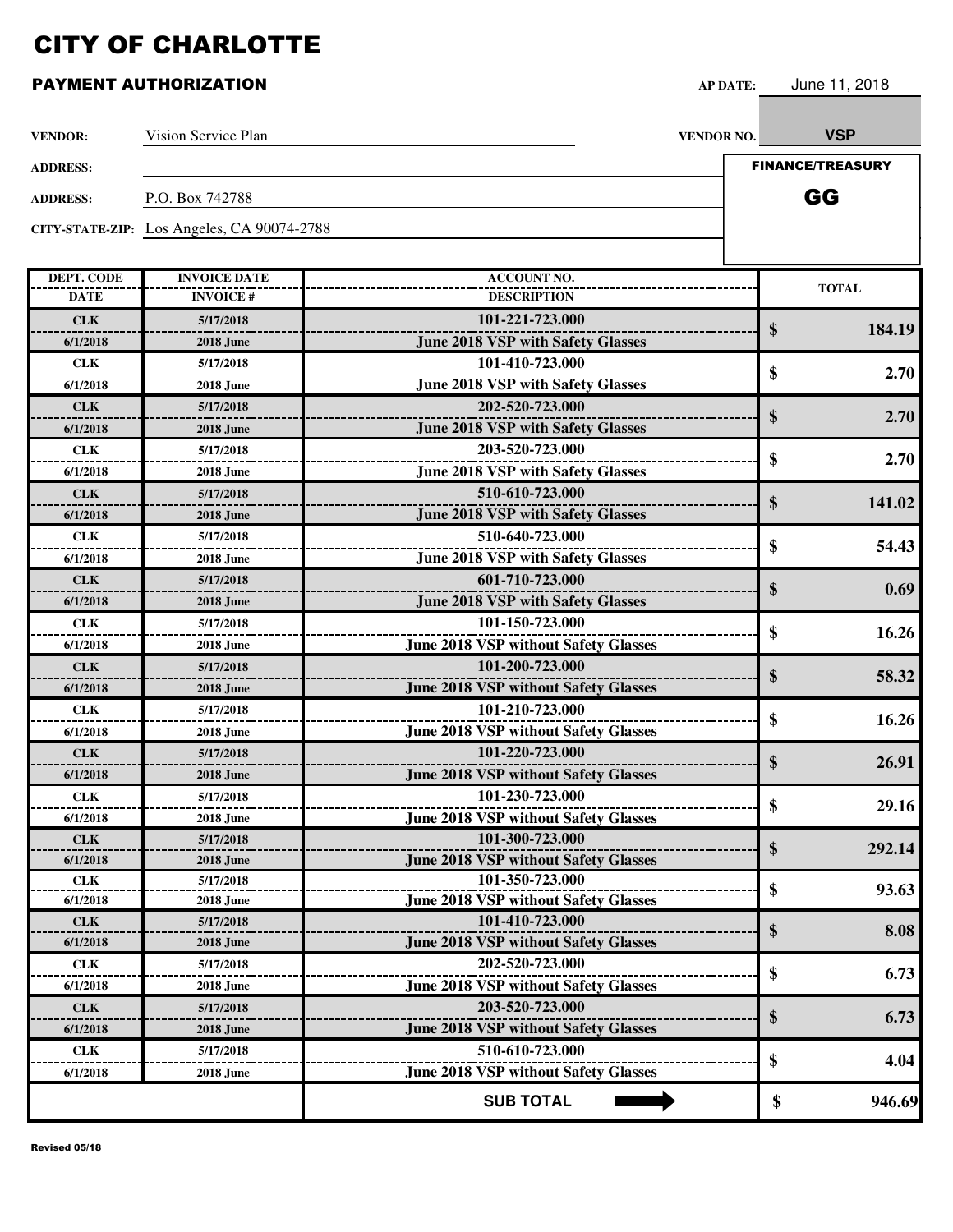# CITY OF CHARLOTTE

## PAYMENT AUTHORIZATION

**AP DATE:** June 11, 2018

**VENDOR:** Vision Service Plan

**VENDOR NO.** VSP

**ADDRESS:**

**ADDRESS:** P.O. Box 742788

**CITY-STATE-ZIP:** Los Angeles, CA 90074-2788

**FINANCE/TREASURY**

**GG**

| DEPT. CODE / DATE | INVOICE DATE / INVOICE # | ACCOUNT NO. / DESCRIPTION | TOTAL |
|---|---|---|---|
| CLK<br>6/1/2018 | 5/17/2018<br>2018 June | 101-221-723.000<br>June 2018 VSP with Safety Glasses | $ 184.19 |
| CLK<br>6/1/2018 | 5/17/2018<br>2018 June | 101-410-723.000<br>June 2018 VSP with Safety Glasses | $ 2.70 |
| CLK<br>6/1/2018 | 5/17/2018<br>2018 June | 202-520-723.000<br>June 2018 VSP with Safety Glasses | $ 2.70 |
| CLK<br>6/1/2018 | 5/17/2018<br>2018 June | 203-520-723.000<br>June 2018 VSP with Safety Glasses | $ 2.70 |
| CLK<br>6/1/2018 | 5/17/2018<br>2018 June | 510-610-723.000<br>June 2018 VSP with Safety Glasses | $ 141.02 |
| CLK<br>6/1/2018 | 5/17/2018<br>2018 June | 510-640-723.000<br>June 2018 VSP with Safety Glasses | $ 54.43 |
| CLK<br>6/1/2018 | 5/17/2018<br>2018 June | 601-710-723.000<br>June 2018 VSP with Safety Glasses | $ 0.69 |
| CLK<br>6/1/2018 | 5/17/2018<br>2018 June | 101-150-723.000<br>June 2018 VSP without Safety Glasses | $ 16.26 |
| CLK<br>6/1/2018 | 5/17/2018<br>2018 June | 101-200-723.000<br>June 2018 VSP without Safety Glasses | $ 58.32 |
| CLK<br>6/1/2018 | 5/17/2018<br>2018 June | 101-210-723.000<br>June 2018 VSP without Safety Glasses | $ 16.26 |
| CLK<br>6/1/2018 | 5/17/2018<br>2018 June | 101-220-723.000<br>June 2018 VSP without Safety Glasses | $ 26.91 |
| CLK<br>6/1/2018 | 5/17/2018<br>2018 June | 101-230-723.000<br>June 2018 VSP without Safety Glasses | $ 29.16 |
| CLK<br>6/1/2018 | 5/17/2018<br>2018 June | 101-300-723.000<br>June 2018 VSP without Safety Glasses | $ 292.14 |
| CLK<br>6/1/2018 | 5/17/2018<br>2018 June | 101-350-723.000<br>June 2018 VSP without Safety Glasses | $ 93.63 |
| CLK<br>6/1/2018 | 5/17/2018<br>2018 June | 101-410-723.000<br>June 2018 VSP without Safety Glasses | $ 8.08 |
| CLK<br>6/1/2018 | 5/17/2018<br>2018 June | 202-520-723.000<br>June 2018 VSP without Safety Glasses | $ 6.73 |
| CLK<br>6/1/2018 | 5/17/2018<br>2018 June | 203-520-723.000<br>June 2018 VSP without Safety Glasses | $ 6.73 |
| CLK<br>6/1/2018 | 5/17/2018<br>2018 June | 510-610-723.000<br>June 2018 VSP without Safety Glasses | $ 4.04 |
| | | **SUB TOTAL** | **$ 946.69** |

Revised 05/18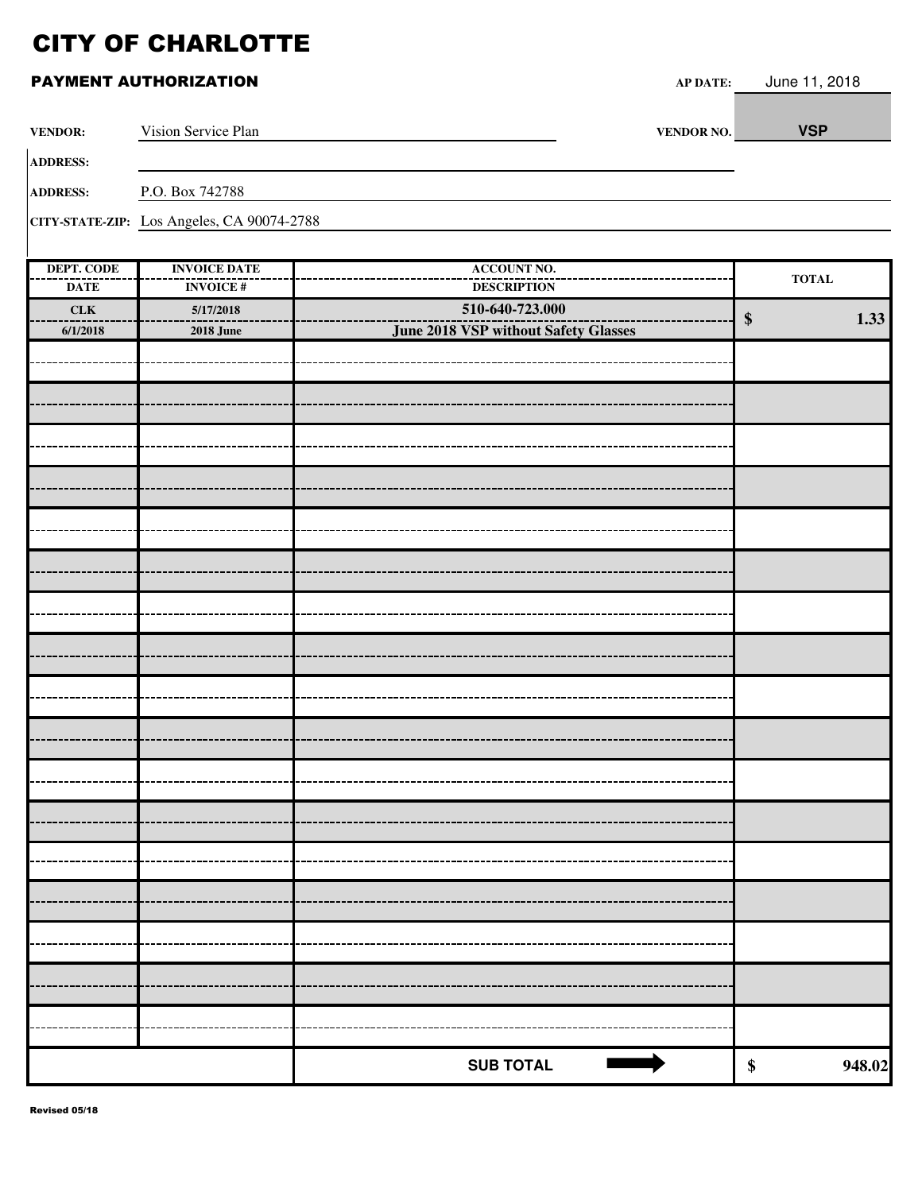# CITY OF CHARLOTTE

## PAYMENT AUTHORIZATION

**AP DATE:** June 11, 2018

**VENDOR:** Vision Service Plan **VENDOR NO.** **VSP**

**ADDRESS:**

**ADDRESS:** P.O. Box 742788

**CITY-STATE-ZIP:** Los Angeles, CA 90074-2788

| DEPT. CODE / DATE | INVOICE DATE / INVOICE # | ACCOUNT NO. / DESCRIPTION | TOTAL |
|---|---|---|---|
| **CLK** / **6/1/2018** | **5/17/2018** / **2018 June** | **510-640-723.000** / **June 2018 VSP without Safety Glasses** | **$ 1.33** |
| | | | |
| | | | |
| | | | |
| | | | |
| | | | |
| | | | |
| | | | |
| | | | |
| | | | |
| | | | |
| | | | |
| | | | |
| | | | |
| | | | |
| | | | |
| | | | |
| | | | |
| | | **SUB TOTAL** ➡ | **$ 948.02** |

**Revised 05/18**